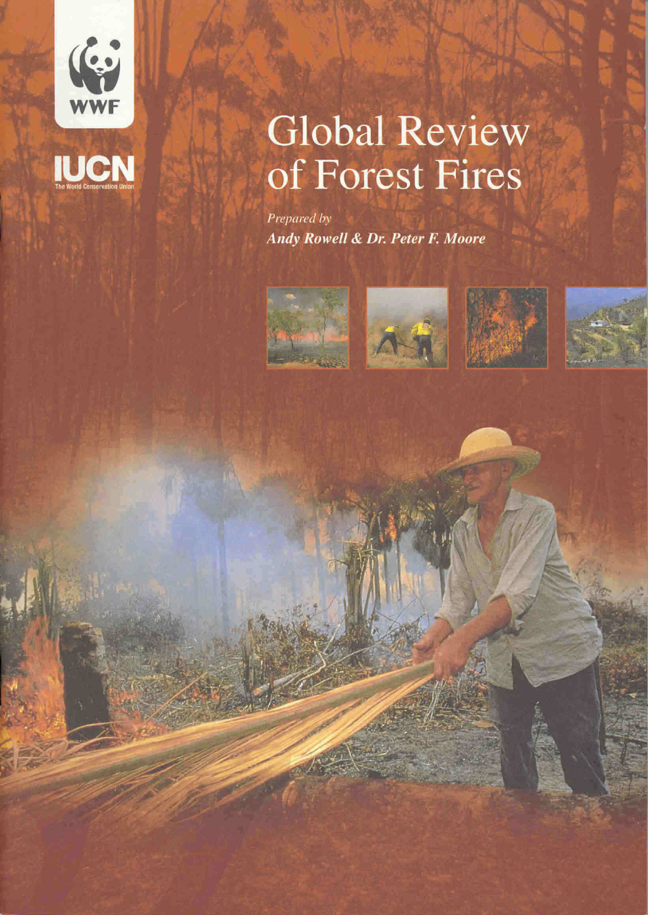WWF

IUCN

The World Conservation Union

# Global Review of Forest Fires

*Prepared by*

***Andy Rowell & Dr. Peter F. Moore***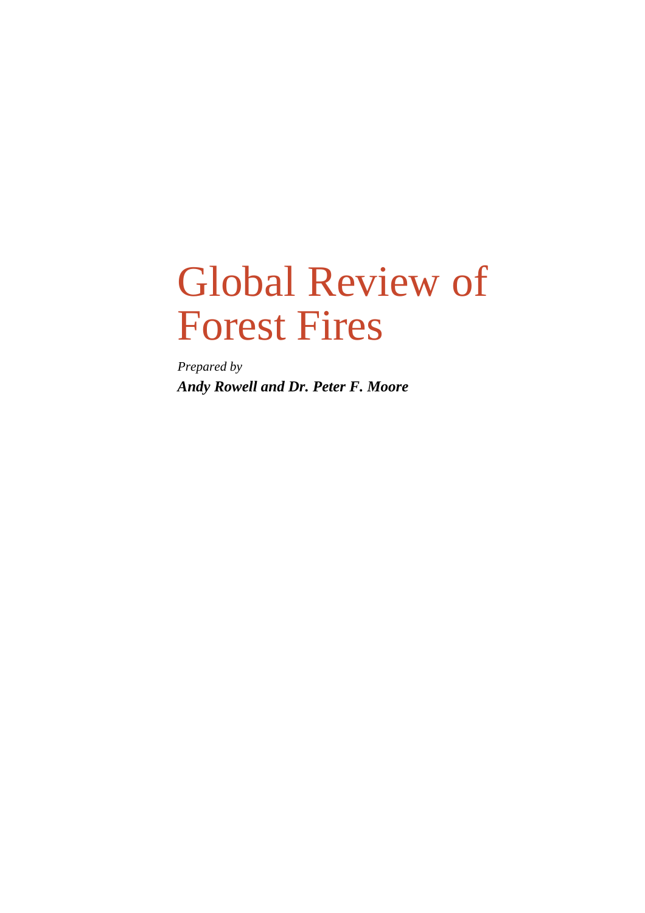# Global Review of Forest Fires

*Prepared by*

***Andy Rowell and Dr. Peter F. Moore***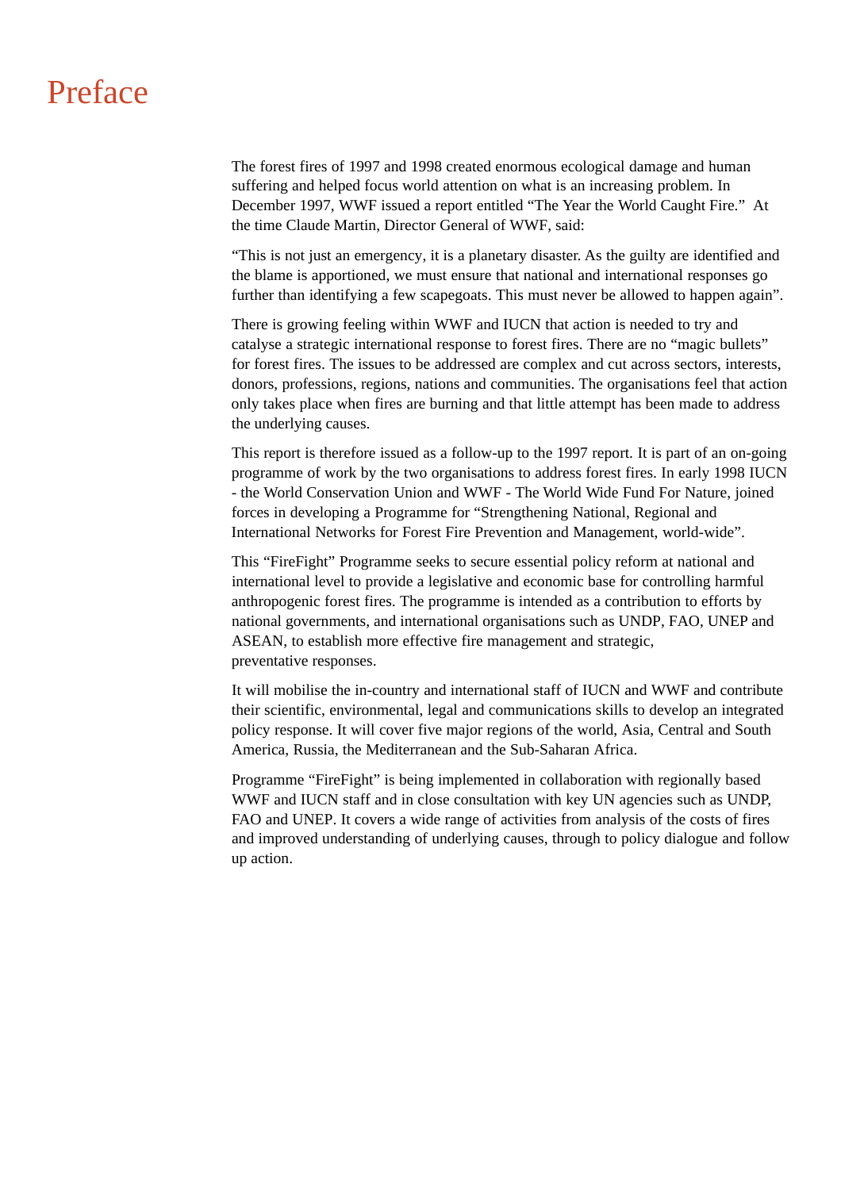# Preface

The forest fires of 1997 and 1998 created enormous ecological damage and human suffering and helped focus world attention on what is an increasing problem. In December 1997, WWF issued a report entitled "The Year the World Caught Fire." At the time Claude Martin, Director General of WWF, said:

"This is not just an emergency, it is a planetary disaster. As the guilty are identified and the blame is apportioned, we must ensure that national and international responses go further than identifying a few scapegoats. This must never be allowed to happen again".

There is growing feeling within WWF and IUCN that action is needed to try and catalyse a strategic international response to forest fires. There are no "magic bullets" for forest fires. The issues to be addressed are complex and cut across sectors, interests, donors, professions, regions, nations and communities. The organisations feel that action only takes place when fires are burning and that little attempt has been made to address the underlying causes.

This report is therefore issued as a follow-up to the 1997 report. It is part of an on-going programme of work by the two organisations to address forest fires. In early 1998 IUCN - the World Conservation Union and WWF - The World Wide Fund For Nature, joined forces in developing a Programme for "Strengthening National, Regional and International Networks for Forest Fire Prevention and Management, world-wide".

This "FireFight" Programme seeks to secure essential policy reform at national and international level to provide a legislative and economic base for controlling harmful anthropogenic forest fires. The programme is intended as a contribution to efforts by national governments, and international organisations such as UNDP, FAO, UNEP and ASEAN, to establish more effective fire management and strategic, preventative responses.

It will mobilise the in-country and international staff of IUCN and WWF and contribute their scientific, environmental, legal and communications skills to develop an integrated policy response. It will cover five major regions of the world, Asia, Central and South America, Russia, the Mediterranean and the Sub-Saharan Africa.

Programme "FireFight" is being implemented in collaboration with regionally based WWF and IUCN staff and in close consultation with key UN agencies such as UNDP, FAO and UNEP. It covers a wide range of activities from analysis of the costs of fires and improved understanding of underlying causes, through to policy dialogue and follow up action.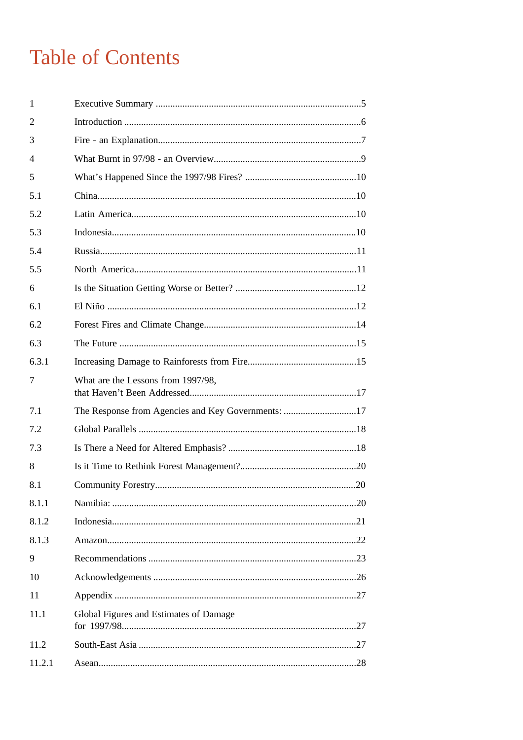# Table of Contents

| | | |
|---|---|---|
| 1 | Executive Summary | 5 |
| 2 | Introduction | 6 |
| 3 | Fire - an Explanation | 7 |
| 4 | What Burnt in 97/98 - an Overview | 9 |
| 5 | What's Happened Since the 1997/98 Fires? | 10 |
| 5.1 | China | 10 |
| 5.2 | Latin America | 10 |
| 5.3 | Indonesia | 10 |
| 5.4 | Russia | 11 |
| 5.5 | North America | 11 |
| 6 | Is the Situation Getting Worse or Better? | 12 |
| 6.1 | El Niño | 12 |
| 6.2 | Forest Fires and Climate Change | 14 |
| 6.3 | The Future | 15 |
| 6.3.1 | Increasing Damage to Rainforests from Fire | 15 |
| 7 | What are the Lessons from 1997/98, that Haven't Been Addressed | 17 |
| 7.1 | The Response from Agencies and Key Governments: | 17 |
| 7.2 | Global Parallels | 18 |
| 7.3 | Is There a Need for Altered Emphasis? | 18 |
| 8 | Is it Time to Rethink Forest Management? | 20 |
| 8.1 | Community Forestry | 20 |
| 8.1.1 | Namibia: | 20 |
| 8.1.2 | Indonesia | 21 |
| 8.1.3 | Amazon | 22 |
| 9 | Recommendations | 23 |
| 10 | Acknowledgements | 26 |
| 11 | Appendix | 27 |
| 11.1 | Global Figures and Estimates of Damage for 1997/98 | 27 |
| 11.2 | South-East Asia | 27 |
| 11.2.1 | Asean | 28 |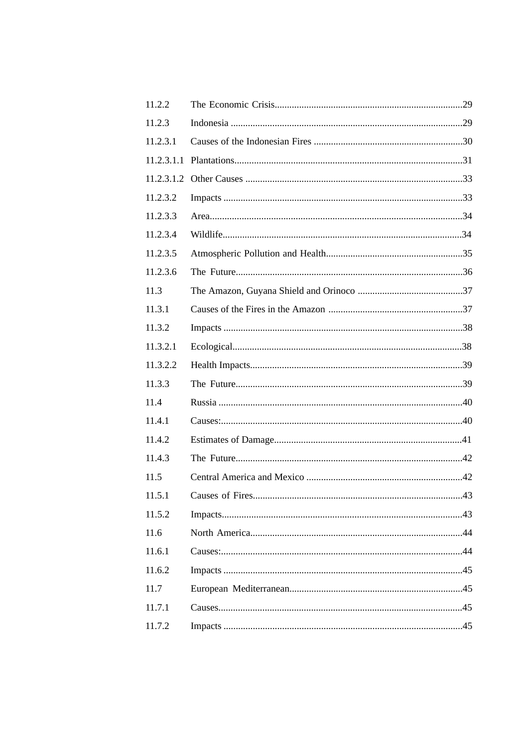| | | |
|---|---|---|
| 11.2.2 | The Economic Crisis | 29 |
| 11.2.3 | Indonesia | 29 |
| 11.2.3.1 | Causes of the Indonesian Fires | 30 |
| 11.2.3.1.1 | Plantations | 31 |
| 11.2.3.1.2 | Other Causes | 33 |
| 11.2.3.2 | Impacts | 33 |
| 11.2.3.3 | Area | 34 |
| 11.2.3.4 | Wildlife | 34 |
| 11.2.3.5 | Atmospheric Pollution and Health | 35 |
| 11.2.3.6 | The Future | 36 |
| 11.3 | The Amazon, Guyana Shield and Orinoco | 37 |
| 11.3.1 | Causes of the Fires in the Amazon | 37 |
| 11.3.2 | Impacts | 38 |
| 11.3.2.1 | Ecological | 38 |
| 11.3.2.2 | Health Impacts | 39 |
| 11.3.3 | The Future | 39 |
| 11.4 | Russia | 40 |
| 11.4.1 | Causes: | 40 |
| 11.4.2 | Estimates of Damage | 41 |
| 11.4.3 | The Future | 42 |
| 11.5 | Central America and Mexico | 42 |
| 11.5.1 | Causes of Fires | 43 |
| 11.5.2 | Impacts | 43 |
| 11.6 | North America | 44 |
| 11.6.1 | Causes: | 44 |
| 11.6.2 | Impacts | 45 |
| 11.7 | European Mediterranean | 45 |
| 11.7.1 | Causes | 45 |
| 11.7.2 | Impacts | 45 |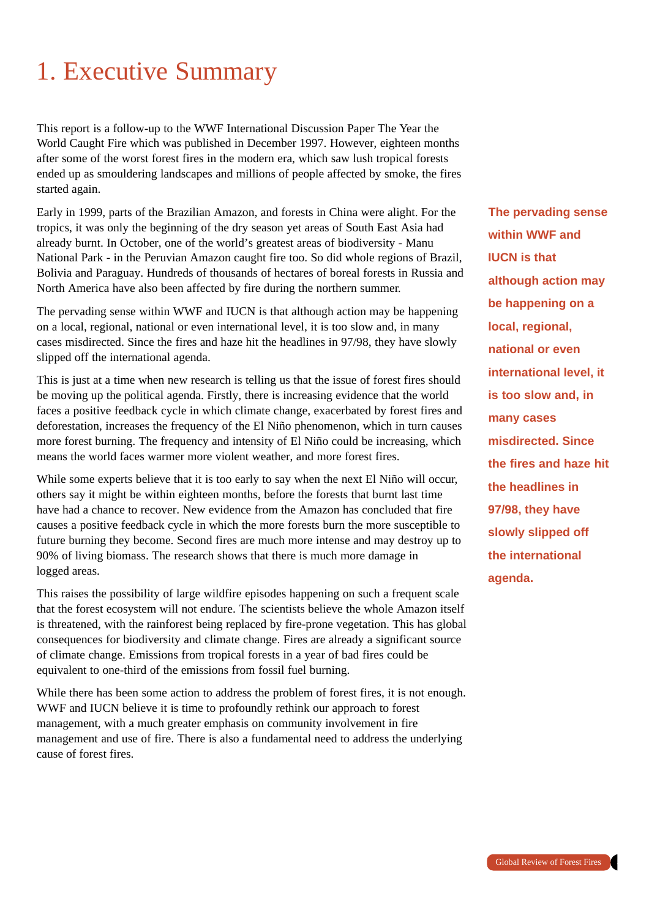# 1. Executive Summary

This report is a follow-up to the WWF International Discussion Paper The Year the World Caught Fire which was published in December 1997. However, eighteen months after some of the worst forest fires in the modern era, which saw lush tropical forests ended up as smouldering landscapes and millions of people affected by smoke, the fires started again.

Early in 1999, parts of the Brazilian Amazon, and forests in China were alight. For the tropics, it was only the beginning of the dry season yet areas of South East Asia had already burnt. In October, one of the world's greatest areas of biodiversity - Manu National Park - in the Peruvian Amazon caught fire too. So did whole regions of Brazil, Bolivia and Paraguay. Hundreds of thousands of hectares of boreal forests in Russia and North America have also been affected by fire during the northern summer.

The pervading sense within WWF and IUCN is that although action may be happening on a local, regional, national or even international level, it is too slow and, in many cases misdirected. Since the fires and haze hit the headlines in 97/98, they have slowly slipped off the international agenda.

**The pervading sense within WWF and IUCN is that although action may be happening on a local, regional, national or even international level, it is too slow and, in many cases misdirected. Since the fires and haze hit the headlines in 97/98, they have slowly slipped off the international agenda.**

This is just at a time when new research is telling us that the issue of forest fires should be moving up the political agenda. Firstly, there is increasing evidence that the world faces a positive feedback cycle in which climate change, exacerbated by forest fires and deforestation, increases the frequency of the El Niño phenomenon, which in turn causes more forest burning. The frequency and intensity of El Niño could be increasing, which means the world faces warmer more violent weather, and more forest fires.

While some experts believe that it is too early to say when the next El Niño will occur, others say it might be within eighteen months, before the forests that burnt last time have had a chance to recover. New evidence from the Amazon has concluded that fire causes a positive feedback cycle in which the more forests burn the more susceptible to future burning they become. Second fires are much more intense and may destroy up to 90% of living biomass. The research shows that there is much more damage in logged areas.

This raises the possibility of large wildfire episodes happening on such a frequent scale that the forest ecosystem will not endure. The scientists believe the whole Amazon itself is threatened, with the rainforest being replaced by fire-prone vegetation. This has global consequences for biodiversity and climate change. Fires are already a significant source of climate change. Emissions from tropical forests in a year of bad fires could be equivalent to one-third of the emissions from fossil fuel burning.

While there has been some action to address the problem of forest fires, it is not enough. WWF and IUCN believe it is time to profoundly rethink our approach to forest management, with a much greater emphasis on community involvement in fire management and use of fire. There is also a fundamental need to address the underlying cause of forest fires.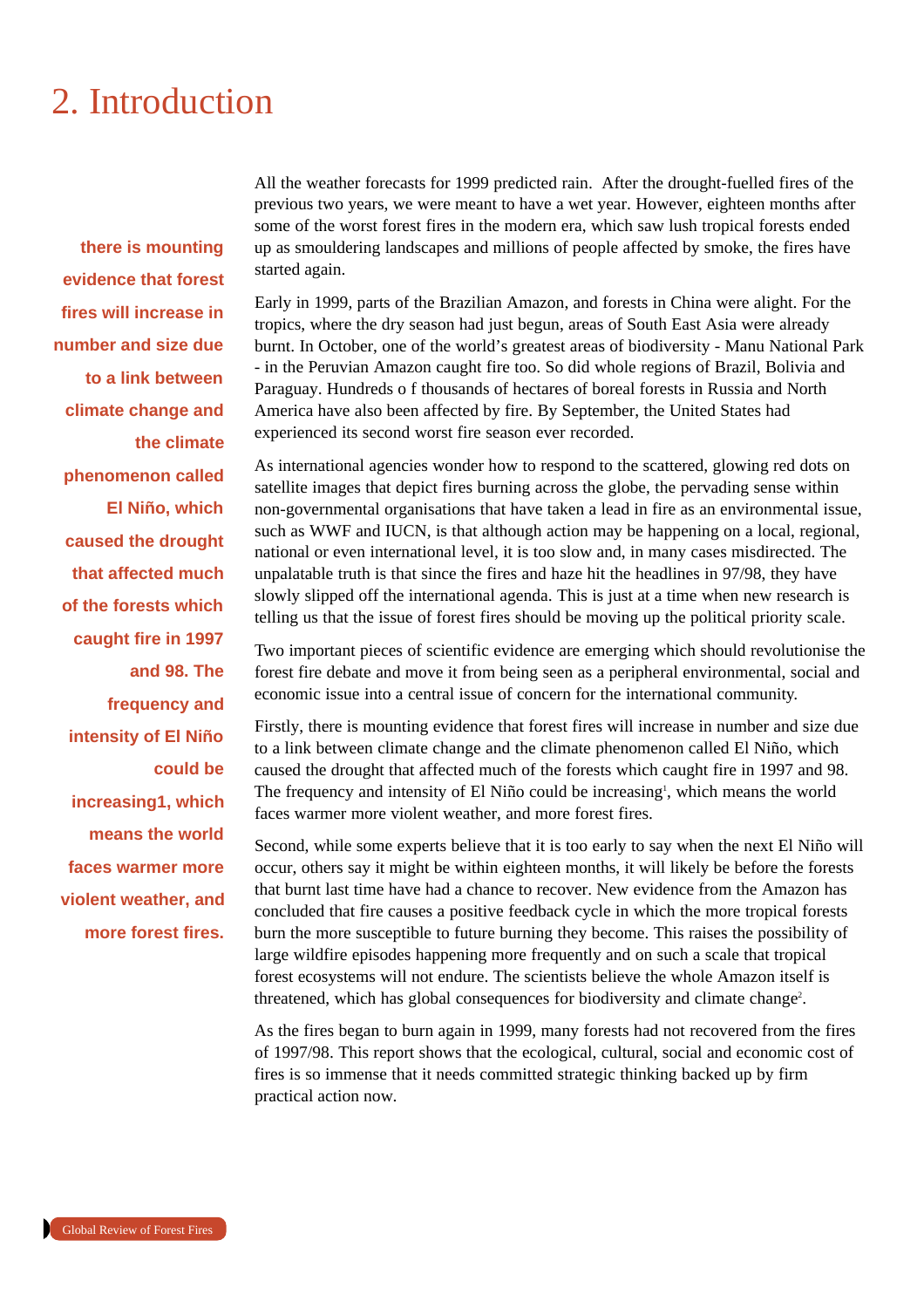# 2. Introduction

> there is mounting evidence that forest fires will increase in number and size due to a link between climate change and the climate phenomenon called El Niño, which caused the drought that affected much of the forests which caught fire in 1997 and 98. The frequency and intensity of El Niño could be increasing1, which means the world faces warmer more violent weather, and more forest fires.

All the weather forecasts for 1999 predicted rain. After the drought-fuelled fires of the previous two years, we were meant to have a wet year. However, eighteen months after some of the worst forest fires in the modern era, which saw lush tropical forests ended up as smouldering landscapes and millions of people affected by smoke, the fires have started again.

Early in 1999, parts of the Brazilian Amazon, and forests in China were alight. For the tropics, where the dry season had just begun, areas of South East Asia were already burnt. In October, one of the world's greatest areas of biodiversity - Manu National Park - in the Peruvian Amazon caught fire too. So did whole regions of Brazil, Bolivia and Paraguay. Hundreds o f thousands of hectares of boreal forests in Russia and North America have also been affected by fire. By September, the United States had experienced its second worst fire season ever recorded.

As international agencies wonder how to respond to the scattered, glowing red dots on satellite images that depict fires burning across the globe, the pervading sense within non-governmental organisations that have taken a lead in fire as an environmental issue, such as WWF and IUCN, is that although action may be happening on a local, regional, national or even international level, it is too slow and, in many cases misdirected. The unpalatable truth is that since the fires and haze hit the headlines in 97/98, they have slowly slipped off the international agenda. This is just at a time when new research is telling us that the issue of forest fires should be moving up the political priority scale.

Two important pieces of scientific evidence are emerging which should revolutionise the forest fire debate and move it from being seen as a peripheral environmental, social and economic issue into a central issue of concern for the international community.

Firstly, there is mounting evidence that forest fires will increase in number and size due to a link between climate change and the climate phenomenon called El Niño, which caused the drought that affected much of the forests which caught fire in 1997 and 98. The frequency and intensity of El Niño could be increasing[1], which means the world faces warmer more violent weather, and more forest fires.

Second, while some experts believe that it is too early to say when the next El Niño will occur, others say it might be within eighteen months, it will likely be before the forests that burnt last time have had a chance to recover. New evidence from the Amazon has concluded that fire causes a positive feedback cycle in which the more tropical forests burn the more susceptible to future burning they become. This raises the possibility of large wildfire episodes happening more frequently and on such a scale that tropical forest ecosystems will not endure. The scientists believe the whole Amazon itself is threatened, which has global consequences for biodiversity and climate change[2].

As the fires began to burn again in 1999, many forests had not recovered from the fires of 1997/98. This report shows that the ecological, cultural, social and economic cost of fires is so immense that it needs committed strategic thinking backed up by firm practical action now.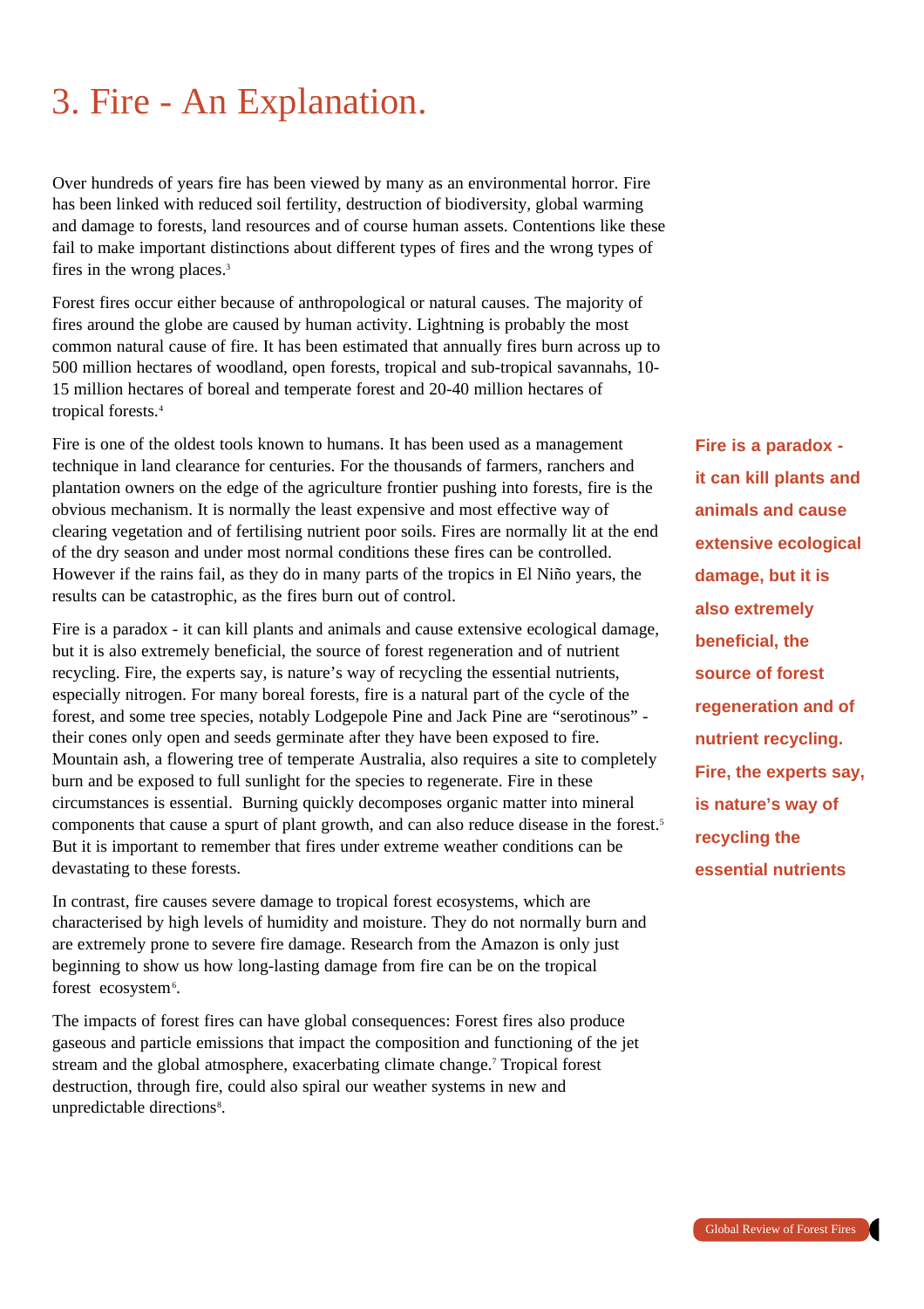# 3. Fire - An Explanation.

Over hundreds of years fire has been viewed by many as an environmental horror. Fire has been linked with reduced soil fertility, destruction of biodiversity, global warming and damage to forests, land resources and of course human assets. Contentions like these fail to make important distinctions about different types of fires and the wrong types of fires in the wrong places.[3]

Forest fires occur either because of anthropological or natural causes. The majority of fires around the globe are caused by human activity. Lightning is probably the most common natural cause of fire. It has been estimated that annually fires burn across up to 500 million hectares of woodland, open forests, tropical and sub-tropical savannahs, 10-15 million hectares of boreal and temperate forest and 20-40 million hectares of tropical forests.[4]

Fire is one of the oldest tools known to humans. It has been used as a management technique in land clearance for centuries. For the thousands of farmers, ranchers and plantation owners on the edge of the agriculture frontier pushing into forests, fire is the obvious mechanism. It is normally the least expensive and most effective way of clearing vegetation and of fertilising nutrient poor soils. Fires are normally lit at the end of the dry season and under most normal conditions these fires can be controlled. However if the rains fail, as they do in many parts of the tropics in El Niño years, the results can be catastrophic, as the fires burn out of control.

**Fire is a paradox - it can kill plants and animals and cause extensive ecological damage, but it is also extremely beneficial, the source of forest regeneration and of nutrient recycling. Fire, the experts say, is nature's way of recycling the essential nutrients**

Fire is a paradox - it can kill plants and animals and cause extensive ecological damage, but it is also extremely beneficial, the source of forest regeneration and of nutrient recycling. Fire, the experts say, is nature's way of recycling the essential nutrients, especially nitrogen. For many boreal forests, fire is a natural part of the cycle of the forest, and some tree species, notably Lodgepole Pine and Jack Pine are "serotinous" - their cones only open and seeds germinate after they have been exposed to fire. Mountain ash, a flowering tree of temperate Australia, also requires a site to completely burn and be exposed to full sunlight for the species to regenerate. Fire in these circumstances is essential. Burning quickly decomposes organic matter into mineral components that cause a spurt of plant growth, and can also reduce disease in the forest.[5] But it is important to remember that fires under extreme weather conditions can be devastating to these forests.

In contrast, fire causes severe damage to tropical forest ecosystems, which are characterised by high levels of humidity and moisture. They do not normally burn and are extremely prone to severe fire damage. Research from the Amazon is only just beginning to show us how long-lasting damage from fire can be on the tropical forest ecosystem[6].

The impacts of forest fires can have global consequences: Forest fires also produce gaseous and particle emissions that impact the composition and functioning of the jet stream and the global atmosphere, exacerbating climate change.[7] Tropical forest destruction, through fire, could also spiral our weather systems in new and unpredictable directions[8].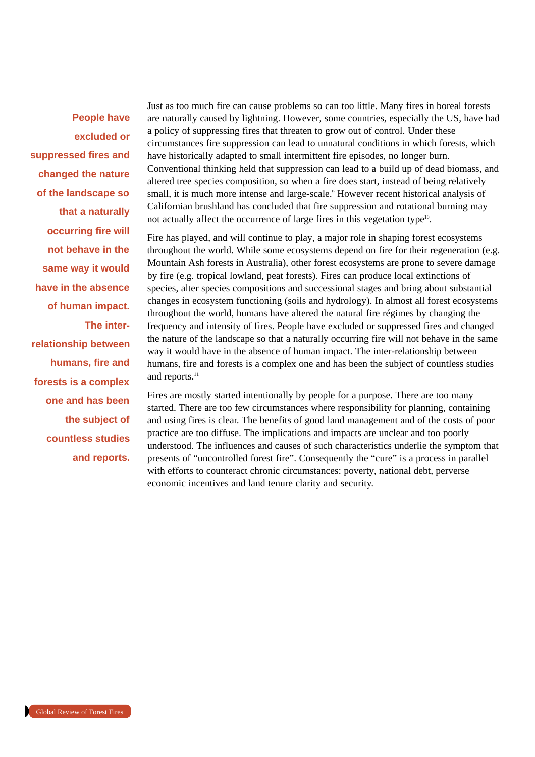> **People have excluded or suppressed fires and changed the nature of the landscape so that a naturally occurring fire will not behave in the same way it would have in the absence of human impact. The inter-relationship between humans, fire and forests is a complex one and has been the subject of countless studies and reports.**

Just as too much fire can cause problems so can too little. Many fires in boreal forests are naturally caused by lightning. However, some countries, especially the US, have had a policy of suppressing fires that threaten to grow out of control. Under these circumstances fire suppression can lead to unnatural conditions in which forests, which have historically adapted to small intermittent fire episodes, no longer burn. Conventional thinking held that suppression can lead to a build up of dead biomass, and altered tree species composition, so when a fire does start, instead of being relatively small, it is much more intense and large-scale.[9] However recent historical analysis of Californian brushland has concluded that fire suppression and rotational burning may not actually affect the occurrence of large fires in this vegetation type[10].

Fire has played, and will continue to play, a major role in shaping forest ecosystems throughout the world. While some ecosystems depend on fire for their regeneration (e.g. Mountain Ash forests in Australia), other forest ecosystems are prone to severe damage by fire (e.g. tropical lowland, peat forests). Fires can produce local extinctions of species, alter species compositions and successional stages and bring about substantial changes in ecosystem functioning (soils and hydrology). In almost all forest ecosystems throughout the world, humans have altered the natural fire régimes by changing the frequency and intensity of fires. People have excluded or suppressed fires and changed the nature of the landscape so that a naturally occurring fire will not behave in the same way it would have in the absence of human impact. The inter-relationship between humans, fire and forests is a complex one and has been the subject of countless studies and reports.[11]

Fires are mostly started intentionally by people for a purpose. There are too many started. There are too few circumstances where responsibility for planning, containing and using fires is clear. The benefits of good land management and of the costs of poor practice are too diffuse. The implications and impacts are unclear and too poorly understood. The influences and causes of such characteristics underlie the symptom that presents of "uncontrolled forest fire". Consequently the "cure" is a process in parallel with efforts to counteract chronic circumstances: poverty, national debt, perverse economic incentives and land tenure clarity and security.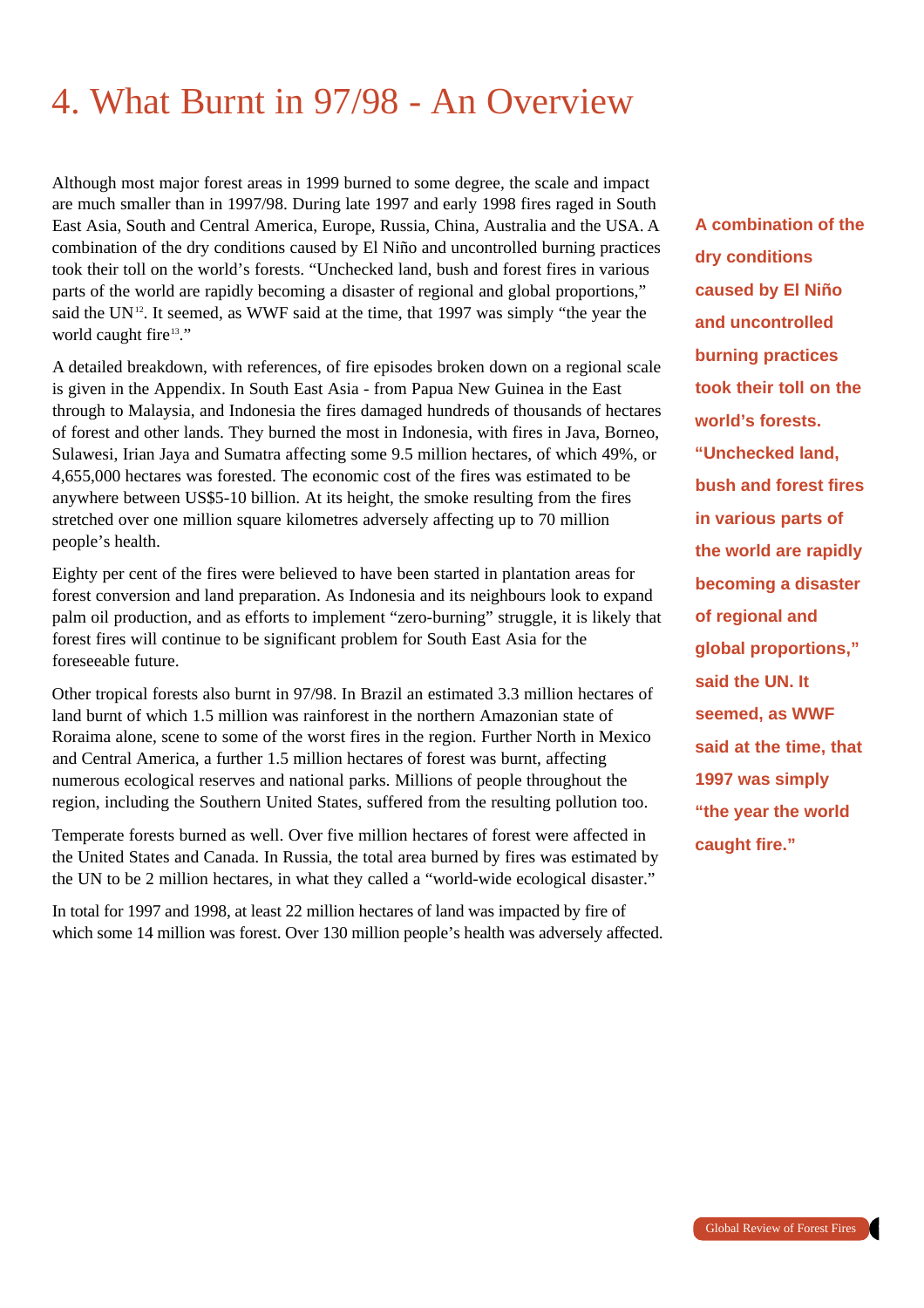# 4. What Burnt in 97/98 - An Overview

Although most major forest areas in 1999 burned to some degree, the scale and impact are much smaller than in 1997/98. During late 1997 and early 1998 fires raged in South East Asia, South and Central America, Europe, Russia, China, Australia and the USA. A combination of the dry conditions caused by El Niño and uncontrolled burning practices took their toll on the world's forests. "Unchecked land, bush and forest fires in various parts of the world are rapidly becoming a disaster of regional and global proportions," said the UN[12]. It seemed, as WWF said at the time, that 1997 was simply "the year the world caught fire[13]."

A detailed breakdown, with references, of fire episodes broken down on a regional scale is given in the Appendix. In South East Asia - from Papua New Guinea in the East through to Malaysia, and Indonesia the fires damaged hundreds of thousands of hectares of forest and other lands. They burned the most in Indonesia, with fires in Java, Borneo, Sulawesi, Irian Jaya and Sumatra affecting some 9.5 million hectares, of which 49%, or 4,655,000 hectares was forested. The economic cost of the fires was estimated to be anywhere between US$5-10 billion. At its height, the smoke resulting from the fires stretched over one million square kilometres adversely affecting up to 70 million people's health.

Eighty per cent of the fires were believed to have been started in plantation areas for forest conversion and land preparation. As Indonesia and its neighbours look to expand palm oil production, and as efforts to implement "zero-burning" struggle, it is likely that forest fires will continue to be significant problem for South East Asia for the foreseeable future.

Other tropical forests also burnt in 97/98. In Brazil an estimated 3.3 million hectares of land burnt of which 1.5 million was rainforest in the northern Amazonian state of Roraima alone, scene to some of the worst fires in the region. Further North in Mexico and Central America, a further 1.5 million hectares of forest was burnt, affecting numerous ecological reserves and national parks. Millions of people throughout the region, including the Southern United States, suffered from the resulting pollution too.

Temperate forests burned as well. Over five million hectares of forest were affected in the United States and Canada. In Russia, the total area burned by fires was estimated by the UN to be 2 million hectares, in what they called a "world-wide ecological disaster."

In total for 1997 and 1998, at least 22 million hectares of land was impacted by fire of which some 14 million was forest. Over 130 million people's health was adversely affected.

**A combination of the dry conditions caused by El Niño and uncontrolled burning practices took their toll on the world's forests. "Unchecked land, bush and forest fires in various parts of the world are rapidly becoming a disaster of regional and global proportions," said the UN. It seemed, as WWF said at the time, that 1997 was simply "the year the world caught fire."**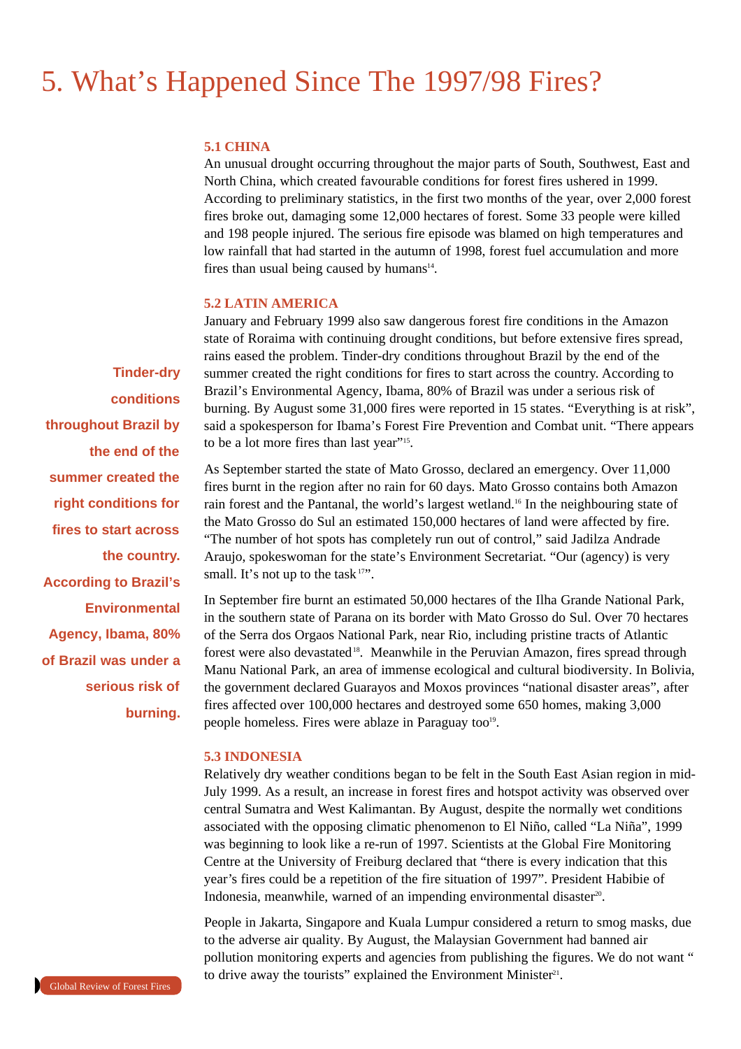# 5. What's Happened Since The 1997/98 Fires?

### 5.1 CHINA

An unusual drought occurring throughout the major parts of South, Southwest, East and North China, which created favourable conditions for forest fires ushered in 1999. According to preliminary statistics, in the first two months of the year, over 2,000 forest fires broke out, damaging some 12,000 hectares of forest. Some 33 people were killed and 198 people injured. The serious fire episode was blamed on high temperatures and low rainfall that had started in the autumn of 1998, forest fuel accumulation and more fires than usual being caused by humans[14].

### 5.2 LATIN AMERICA

January and February 1999 also saw dangerous forest fire conditions in the Amazon state of Roraima with continuing drought conditions, but before extensive fires spread, rains eased the problem. Tinder-dry conditions throughout Brazil by the end of the summer created the right conditions for fires to start across the country. According to Brazil's Environmental Agency, Ibama, 80% of Brazil was under a serious risk of burning. By August some 31,000 fires were reported in 15 states. "Everything is at risk", said a spokesperson for Ibama's Forest Fire Prevention and Combat unit. "There appears to be a lot more fires than last year"[15].

**Tinder-dry conditions throughout Brazil by the end of the summer created the right conditions for fires to start across the country. According to Brazil's Environmental Agency, Ibama, 80% of Brazil was under a serious risk of burning.**

As September started the state of Mato Grosso, declared an emergency. Over 11,000 fires burnt in the region after no rain for 60 days. Mato Grosso contains both Amazon rain forest and the Pantanal, the world's largest wetland.[16] In the neighbouring state of the Mato Grosso do Sul an estimated 150,000 hectares of land were affected by fire. "The number of hot spots has completely run out of control," said Jadilza Andrade Araujo, spokeswoman for the state's Environment Secretariat. "Our (agency) is very small. It's not up to the task[17]".

In September fire burnt an estimated 50,000 hectares of the Ilha Grande National Park, in the southern state of Parana on its border with Mato Grosso do Sul. Over 70 hectares of the Serra dos Orgaos National Park, near Rio, including pristine tracts of Atlantic forest were also devastated[18]. Meanwhile in the Peruvian Amazon, fires spread through Manu National Park, an area of immense ecological and cultural biodiversity. In Bolivia, the government declared Guarayos and Moxos provinces "national disaster areas", after fires affected over 100,000 hectares and destroyed some 650 homes, making 3,000 people homeless. Fires were ablaze in Paraguay too[19].

### 5.3 INDONESIA

Relatively dry weather conditions began to be felt in the South East Asian region in mid-July 1999. As a result, an increase in forest fires and hotspot activity was observed over central Sumatra and West Kalimantan. By August, despite the normally wet conditions associated with the opposing climatic phenomenon to El Niño, called "La Niña", 1999 was beginning to look like a re-run of 1997. Scientists at the Global Fire Monitoring Centre at the University of Freiburg declared that "there is every indication that this year's fires could be a repetition of the fire situation of 1997". President Habibie of Indonesia, meanwhile, warned of an impending environmental disaster[20].

People in Jakarta, Singapore and Kuala Lumpur considered a return to smog masks, due to the adverse air quality. By August, the Malaysian Government had banned air pollution monitoring experts and agencies from publishing the figures. We do not want " to drive away the tourists" explained the Environment Minister[21].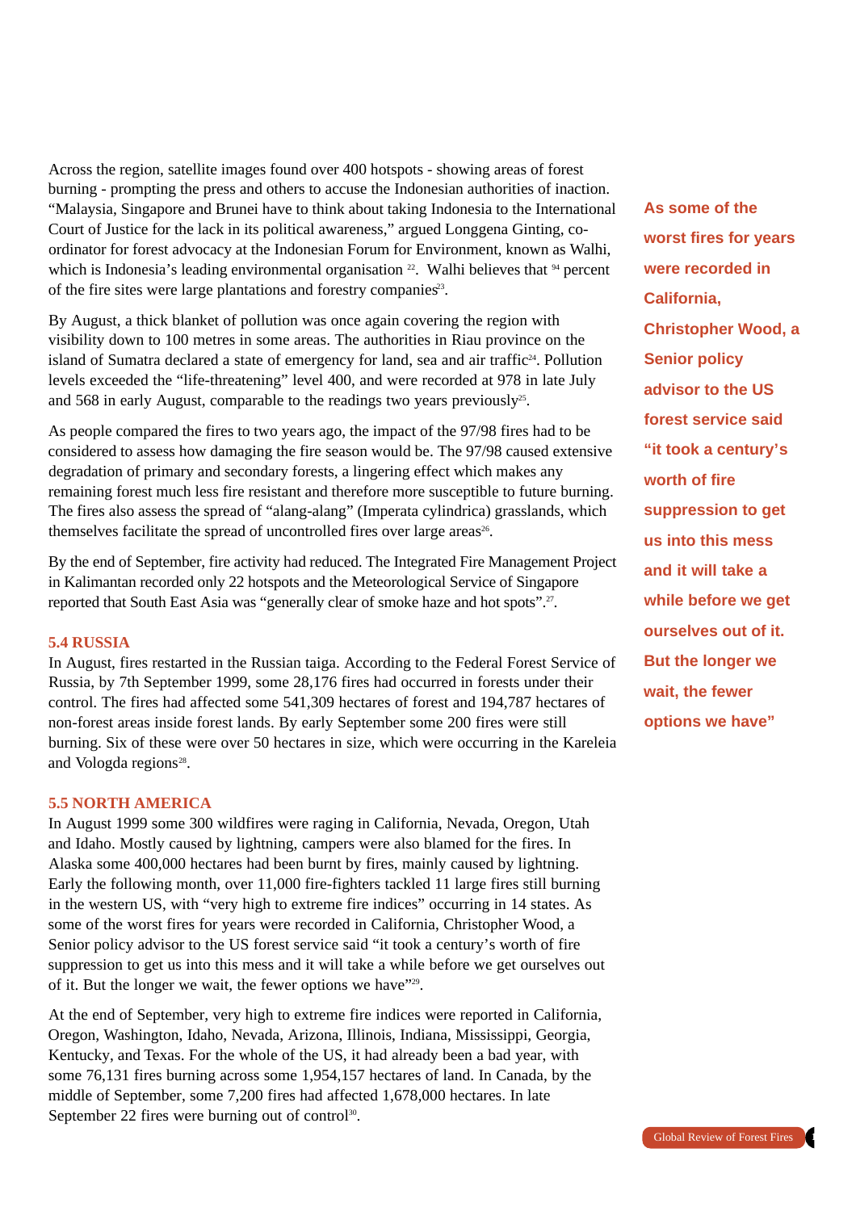Across the region, satellite images found over 400 hotspots - showing areas of forest burning - prompting the press and others to accuse the Indonesian authorities of inaction. "Malaysia, Singapore and Brunei have to think about taking Indonesia to the International Court of Justice for the lack in its political awareness," argued Longgena Ginting, co-ordinator for forest advocacy at the Indonesian Forum for Environment, known as Walhi, which is Indonesia's leading environmental organisation [22]. Walhi believes that [94] percent of the fire sites were large plantations and forestry companies[23].

By August, a thick blanket of pollution was once again covering the region with visibility down to 100 metres in some areas. The authorities in Riau province on the island of Sumatra declared a state of emergency for land, sea and air traffic[24]. Pollution levels exceeded the "life-threatening" level 400, and were recorded at 978 in late July and 568 in early August, comparable to the readings two years previously[25].

As people compared the fires to two years ago, the impact of the 97/98 fires had to be considered to assess how damaging the fire season would be. The 97/98 caused extensive degradation of primary and secondary forests, a lingering effect which makes any remaining forest much less fire resistant and therefore more susceptible to future burning. The fires also assess the spread of "alang-alang" (Imperata cylindrica) grasslands, which themselves facilitate the spread of uncontrolled fires over large areas[26].

By the end of September, fire activity had reduced. The Integrated Fire Management Project in Kalimantan recorded only 22 hotspots and the Meteorological Service of Singapore reported that South East Asia was "generally clear of smoke haze and hot spots".[27].

### 5.4 RUSSIA

In August, fires restarted in the Russian taiga. According to the Federal Forest Service of Russia, by 7th September 1999, some 28,176 fires had occurred in forests under their control. The fires had affected some 541,309 hectares of forest and 194,787 hectares of non-forest areas inside forest lands. By early September some 200 fires were still burning. Six of these were over 50 hectares in size, which were occurring in the Kareleia and Vologda regions[28].

### 5.5 NORTH AMERICA

In August 1999 some 300 wildfires were raging in California, Nevada, Oregon, Utah and Idaho. Mostly caused by lightning, campers were also blamed for the fires. In Alaska some 400,000 hectares had been burnt by fires, mainly caused by lightning. Early the following month, over 11,000 fire-fighters tackled 11 large fires still burning in the western US, with "very high to extreme fire indices" occurring in 14 states. As some of the worst fires for years were recorded in California, Christopher Wood, a Senior policy advisor to the US forest service said "it took a century's worth of fire suppression to get us into this mess and it will take a while before we get ourselves out of it. But the longer we wait, the fewer options we have"[29].

At the end of September, very high to extreme fire indices were reported in California, Oregon, Washington, Idaho, Nevada, Arizona, Illinois, Indiana, Mississippi, Georgia, Kentucky, and Texas. For the whole of the US, it had already been a bad year, with some 76,131 fires burning across some 1,954,157 hectares of land. In Canada, by the middle of September, some 7,200 fires had affected 1,678,000 hectares. In late September 22 fires were burning out of control[30].

**As some of the worst fires for years were recorded in California, Christopher Wood, a Senior policy advisor to the US forest service said "it took a century's worth of fire suppression to get us into this mess and it will take a while before we get ourselves out of it. But the longer we wait, the fewer options we have"**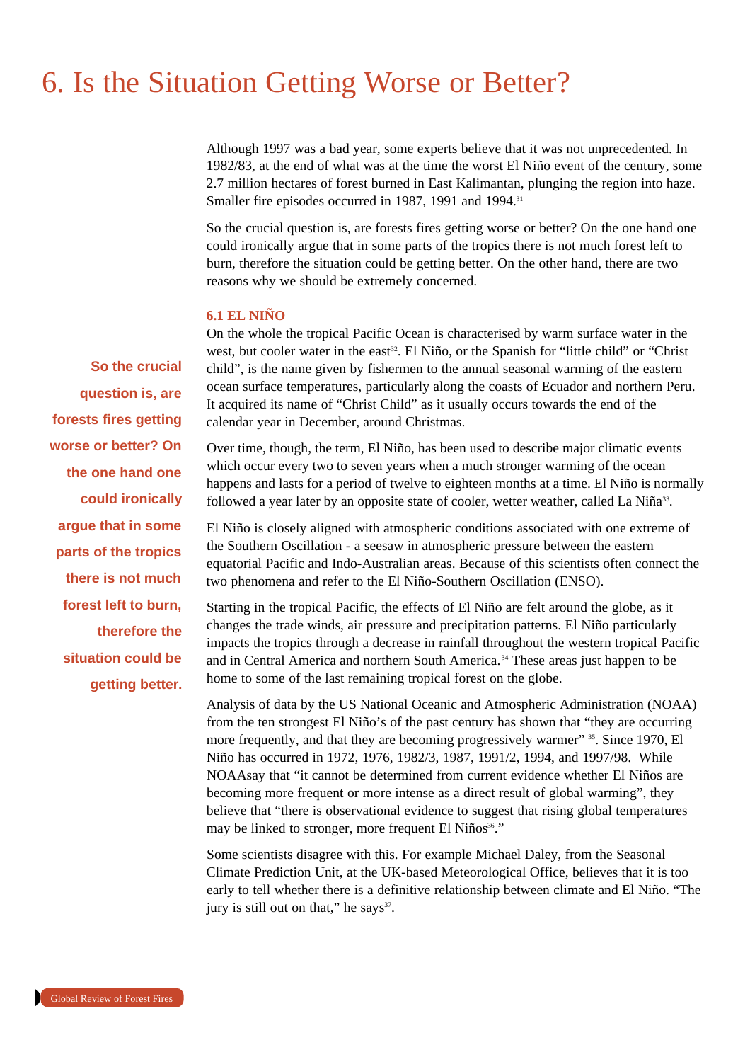# 6. Is the Situation Getting Worse or Better?

Although 1997 was a bad year, some experts believe that it was not unprecedented. In 1982/83, at the end of what was at the time the worst El Niño event of the century, some 2.7 million hectares of forest burned in East Kalimantan, plunging the region into haze. Smaller fire episodes occurred in 1987, 1991 and 1994.[31]

So the crucial question is, are forests fires getting worse or better? On the one hand one could ironically argue that in some parts of the tropics there is not much forest left to burn, therefore the situation could be getting better. On the other hand, there are two reasons why we should be extremely concerned.

**So the crucial question is, are forests fires getting worse or better? On the one hand one could ironically argue that in some parts of the tropics there is not much forest left to burn, therefore the situation could be getting better.**

### 6.1 EL NIÑO

On the whole the tropical Pacific Ocean is characterised by warm surface water in the west, but cooler water in the east[32]. El Niño, or the Spanish for "little child" or "Christ child", is the name given by fishermen to the annual seasonal warming of the eastern ocean surface temperatures, particularly along the coasts of Ecuador and northern Peru. It acquired its name of "Christ Child" as it usually occurs towards the end of the calendar year in December, around Christmas.

Over time, though, the term, El Niño, has been used to describe major climatic events which occur every two to seven years when a much stronger warming of the ocean happens and lasts for a period of twelve to eighteen months at a time. El Niño is normally followed a year later by an opposite state of cooler, wetter weather, called La Niña[33].

El Niño is closely aligned with atmospheric conditions associated with one extreme of the Southern Oscillation - a seesaw in atmospheric pressure between the eastern equatorial Pacific and Indo-Australian areas. Because of this scientists often connect the two phenomena and refer to the El Niño-Southern Oscillation (ENSO).

Starting in the tropical Pacific, the effects of El Niño are felt around the globe, as it changes the trade winds, air pressure and precipitation patterns. El Niño particularly impacts the tropics through a decrease in rainfall throughout the western tropical Pacific and in Central America and northern South America.[34] These areas just happen to be home to some of the last remaining tropical forest on the globe.

Analysis of data by the US National Oceanic and Atmospheric Administration (NOAA) from the ten strongest El Niño's of the past century has shown that "they are occurring more frequently, and that they are becoming progressively warmer" [35]. Since 1970, El Niño has occurred in 1972, 1976, 1982/3, 1987, 1991/2, 1994, and 1997/98. While NOAAsay that "it cannot be determined from current evidence whether El Niños are becoming more frequent or more intense as a direct result of global warming", they believe that "there is observational evidence to suggest that rising global temperatures may be linked to stronger, more frequent El Niños[36]."

Some scientists disagree with this. For example Michael Daley, from the Seasonal Climate Prediction Unit, at the UK-based Meteorological Office, believes that it is too early to tell whether there is a definitive relationship between climate and El Niño. "The jury is still out on that," he says[37].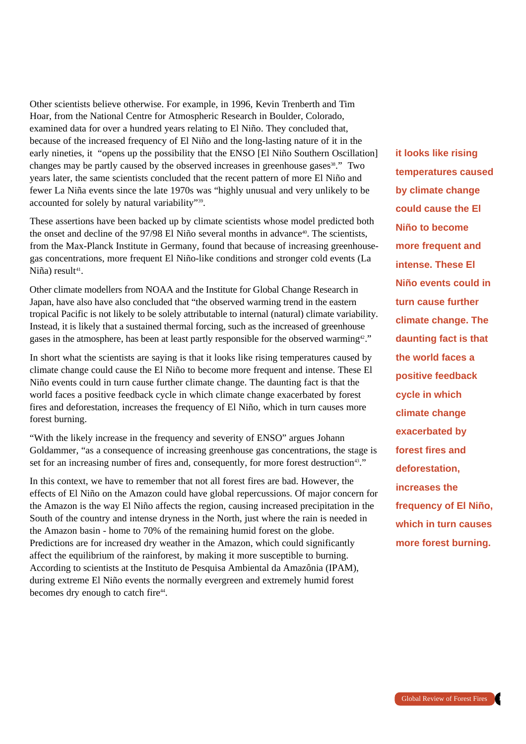Other scientists believe otherwise. For example, in 1996, Kevin Trenberth and Tim Hoar, from the National Centre for Atmospheric Research in Boulder, Colorado, examined data for over a hundred years relating to El Niño. They concluded that, because of the increased frequency of El Niño and the long-lasting nature of it in the early nineties, it "opens up the possibility that the ENSO [El Niño Southern Oscillation] changes may be partly caused by the observed increases in greenhouse gases[38]." Two years later, the same scientists concluded that the recent pattern of more El Niño and fewer La Niña events since the late 1970s was "highly unusual and very unlikely to be accounted for solely by natural variability"[39].

These assertions have been backed up by climate scientists whose model predicted both the onset and decline of the 97/98 El Niño several months in advance[40]. The scientists, from the Max-Planck Institute in Germany, found that because of increasing greenhouse-gas concentrations, more frequent El Niño-like conditions and stronger cold events (La Niña) result[41].

Other climate modellers from NOAA and the Institute for Global Change Research in Japan, have also have also concluded that "the observed warming trend in the eastern tropical Pacific is not likely to be solely attributable to internal (natural) climate variability. Instead, it is likely that a sustained thermal forcing, such as the increased of greenhouse gases in the atmosphere, has been at least partly responsible for the observed warming[42]."

In short what the scientists are saying is that it looks like rising temperatures caused by climate change could cause the El Niño to become more frequent and intense. These El Niño events could in turn cause further climate change. The daunting fact is that the world faces a positive feedback cycle in which climate change exacerbated by forest fires and deforestation, increases the frequency of El Niño, which in turn causes more forest burning.

**it looks like rising temperatures caused by climate change could cause the El Niño to become more frequent and intense. These El Niño events could in turn cause further climate change. The daunting fact is that the world faces a positive feedback cycle in which climate change exacerbated by forest fires and deforestation, increases the frequency of El Niño, which in turn causes more forest burning.**

"With the likely increase in the frequency and severity of ENSO" argues Johann Goldammer, "as a consequence of increasing greenhouse gas concentrations, the stage is set for an increasing number of fires and, consequently, for more forest destruction[43]."

In this context, we have to remember that not all forest fires are bad. However, the effects of El Niño on the Amazon could have global repercussions. Of major concern for the Amazon is the way El Niño affects the region, causing increased precipitation in the South of the country and intense dryness in the North, just where the rain is needed in the Amazon basin - home to 70% of the remaining humid forest on the globe. Predictions are for increased dry weather in the Amazon, which could significantly affect the equilibrium of the rainforest, by making it more susceptible to burning. According to scientists at the Instituto de Pesquisa Ambiental da Amazônia (IPAM), during extreme El Niño events the normally evergreen and extremely humid forest becomes dry enough to catch fire[44].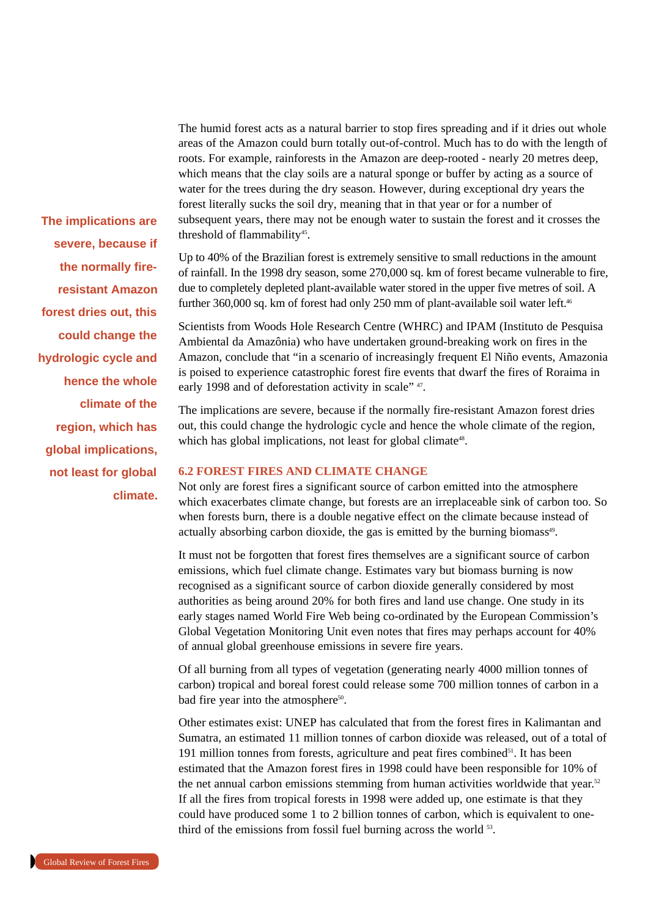The humid forest acts as a natural barrier to stop fires spreading and if it dries out whole areas of the Amazon could burn totally out-of-control. Much has to do with the length of roots. For example, rainforests in the Amazon are deep-rooted - nearly 20 metres deep, which means that the clay soils are a natural sponge or buffer by acting as a source of water for the trees during the dry season. However, during exceptional dry years the forest literally sucks the soil dry, meaning that in that year or for a number of subsequent years, there may not be enough water to sustain the forest and it crosses the threshold of flammability[45].

**The implications are severe, because if the normally fire-resistant Amazon forest dries out, this could change the hydrologic cycle and hence the whole climate of the region, which has global implications, not least for global climate.**

Up to 40% of the Brazilian forest is extremely sensitive to small reductions in the amount of rainfall. In the 1998 dry season, some 270,000 sq. km of forest became vulnerable to fire, due to completely depleted plant-available water stored in the upper five metres of soil. A further 360,000 sq. km of forest had only 250 mm of plant-available soil water left.[46]

Scientists from Woods Hole Research Centre (WHRC) and IPAM (Instituto de Pesquisa Ambiental da Amazônia) who have undertaken ground-breaking work on fires in the Amazon, conclude that “in a scenario of increasingly frequent El Niño events, Amazonia is poised to experience catastrophic forest fire events that dwarf the fires of Roraima in early 1998 and of deforestation activity in scale” [47].

The implications are severe, because if the normally fire-resistant Amazon forest dries out, this could change the hydrologic cycle and hence the whole climate of the region, which has global implications, not least for global climate[48].

### 6.2 FOREST FIRES AND CLIMATE CHANGE

Not only are forest fires a significant source of carbon emitted into the atmosphere which exacerbates climate change, but forests are an irreplaceable sink of carbon too. So when forests burn, there is a double negative effect on the climate because instead of actually absorbing carbon dioxide, the gas is emitted by the burning biomass[49].

It must not be forgotten that forest fires themselves are a significant source of carbon emissions, which fuel climate change. Estimates vary but biomass burning is now recognised as a significant source of carbon dioxide generally considered by most authorities as being around 20% for both fires and land use change. One study in its early stages named World Fire Web being co-ordinated by the European Commission’s Global Vegetation Monitoring Unit even notes that fires may perhaps account for 40% of annual global greenhouse emissions in severe fire years.

Of all burning from all types of vegetation (generating nearly 4000 million tonnes of carbon) tropical and boreal forest could release some 700 million tonnes of carbon in a bad fire year into the atmosphere[50].

Other estimates exist: UNEP has calculated that from the forest fires in Kalimantan and Sumatra, an estimated 11 million tonnes of carbon dioxide was released, out of a total of 191 million tonnes from forests, agriculture and peat fires combined[51]. It has been estimated that the Amazon forest fires in 1998 could have been responsible for 10% of the net annual carbon emissions stemming from human activities worldwide that year.[52] If all the fires from tropical forests in 1998 were added up, one estimate is that they could have produced some 1 to 2 billion tonnes of carbon, which is equivalent to one-third of the emissions from fossil fuel burning across the world [53].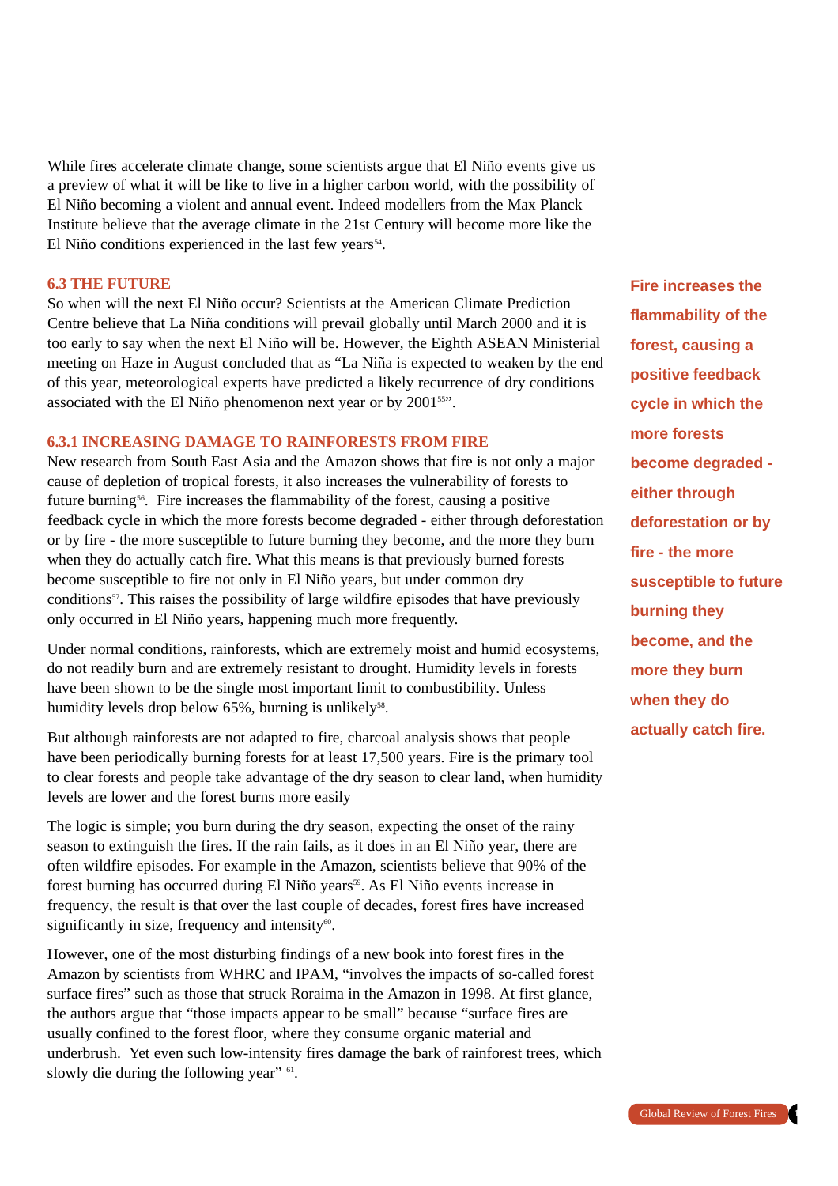While fires accelerate climate change, some scientists argue that El Niño events give us a preview of what it will be like to live in a higher carbon world, with the possibility of El Niño becoming a violent and annual event. Indeed modellers from the Max Planck Institute believe that the average climate in the 21st Century will become more like the El Niño conditions experienced in the last few years[54].

## 6.3 THE FUTURE

So when will the next El Niño occur? Scientists at the American Climate Prediction Centre believe that La Niña conditions will prevail globally until March 2000 and it is too early to say when the next El Niño will be. However, the Eighth ASEAN Ministerial meeting on Haze in August concluded that as "La Niña is expected to weaken by the end of this year, meteorological experts have predicted a likely recurrence of dry conditions associated with the El Niño phenomenon next year or by 2001[55]".

### 6.3.1 INCREASING DAMAGE TO RAINFORESTS FROM FIRE

New research from South East Asia and the Amazon shows that fire is not only a major cause of depletion of tropical forests, it also increases the vulnerability of forests to future burning[56]. Fire increases the flammability of the forest, causing a positive feedback cycle in which the more forests become degraded - either through deforestation or by fire - the more susceptible to future burning they become, and the more they burn when they do actually catch fire. What this means is that previously burned forests become susceptible to fire not only in El Niño years, but under common dry conditions[57]. This raises the possibility of large wildfire episodes that have previously only occurred in El Niño years, happening much more frequently.

**Fire increases the flammability of the forest, causing a positive feedback cycle in which the more forests become degraded - either through deforestation or by fire - the more susceptible to future burning they become, and the more they burn when they do actually catch fire.**

Under normal conditions, rainforests, which are extremely moist and humid ecosystems, do not readily burn and are extremely resistant to drought. Humidity levels in forests have been shown to be the single most important limit to combustibility. Unless humidity levels drop below 65%, burning is unlikely[58].

But although rainforests are not adapted to fire, charcoal analysis shows that people have been periodically burning forests for at least 17,500 years. Fire is the primary tool to clear forests and people take advantage of the dry season to clear land, when humidity levels are lower and the forest burns more easily

The logic is simple; you burn during the dry season, expecting the onset of the rainy season to extinguish the fires. If the rain fails, as it does in an El Niño year, there are often wildfire episodes. For example in the Amazon, scientists believe that 90% of the forest burning has occurred during El Niño years[59]. As El Niño events increase in frequency, the result is that over the last couple of decades, forest fires have increased significantly in size, frequency and intensity[60].

However, one of the most disturbing findings of a new book into forest fires in the Amazon by scientists from WHRC and IPAM, "involves the impacts of so-called forest surface fires" such as those that struck Roraima in the Amazon in 1998. At first glance, the authors argue that "those impacts appear to be small" because "surface fires are usually confined to the forest floor, where they consume organic material and underbrush. Yet even such low-intensity fires damage the bark of rainforest trees, which slowly die during the following year" [61].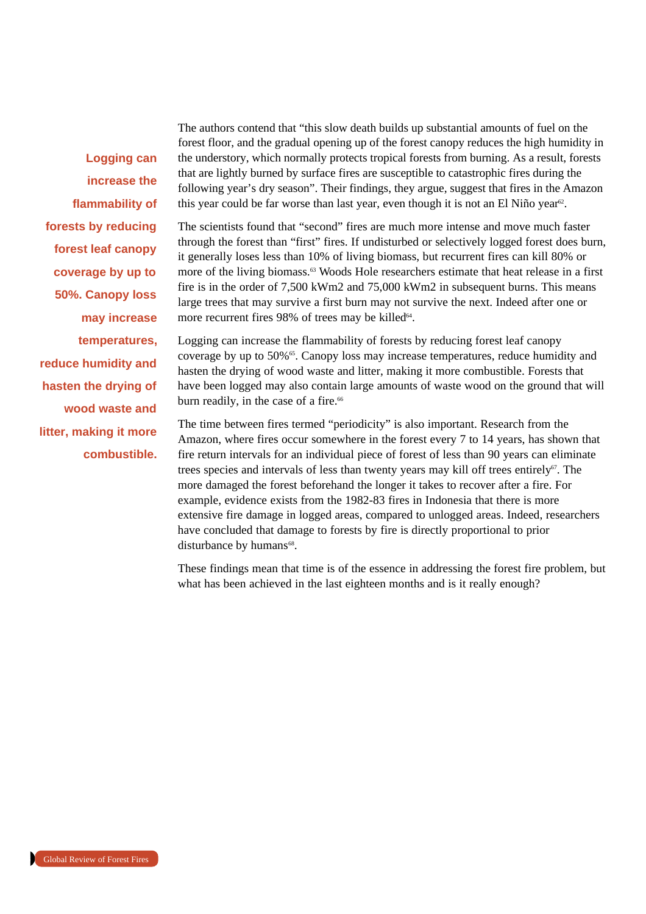**Logging can increase the flammability of forests by reducing forest leaf canopy coverage by up to 50%. Canopy loss may increase temperatures, reduce humidity and hasten the drying of wood waste and litter, making it more combustible.**

The authors contend that "this slow death builds up substantial amounts of fuel on the forest floor, and the gradual opening up of the forest canopy reduces the high humidity in the understory, which normally protects tropical forests from burning. As a result, forests that are lightly burned by surface fires are susceptible to catastrophic fires during the following year's dry season". Their findings, they argue, suggest that fires in the Amazon this year could be far worse than last year, even though it is not an El Niño year[62].

The scientists found that "second" fires are much more intense and move much faster through the forest than "first" fires. If undisturbed or selectively logged forest does burn, it generally loses less than 10% of living biomass, but recurrent fires can kill 80% or more of the living biomass.[63] Woods Hole researchers estimate that heat release in a first fire is in the order of 7,500 kWm2 and 75,000 kWm2 in subsequent burns. This means large trees that may survive a first burn may not survive the next. Indeed after one or more recurrent fires 98% of trees may be killed[64].

Logging can increase the flammability of forests by reducing forest leaf canopy coverage by up to 50%[65]. Canopy loss may increase temperatures, reduce humidity and hasten the drying of wood waste and litter, making it more combustible. Forests that have been logged may also contain large amounts of waste wood on the ground that will burn readily, in the case of a fire.[66]

The time between fires termed "periodicity" is also important. Research from the Amazon, where fires occur somewhere in the forest every 7 to 14 years, has shown that fire return intervals for an individual piece of forest of less than 90 years can eliminate trees species and intervals of less than twenty years may kill off trees entirely[67]. The more damaged the forest beforehand the longer it takes to recover after a fire. For example, evidence exists from the 1982-83 fires in Indonesia that there is more extensive fire damage in logged areas, compared to unlogged areas. Indeed, researchers have concluded that damage to forests by fire is directly proportional to prior disturbance by humans[68].

These findings mean that time is of the essence in addressing the forest fire problem, but what has been achieved in the last eighteen months and is it really enough?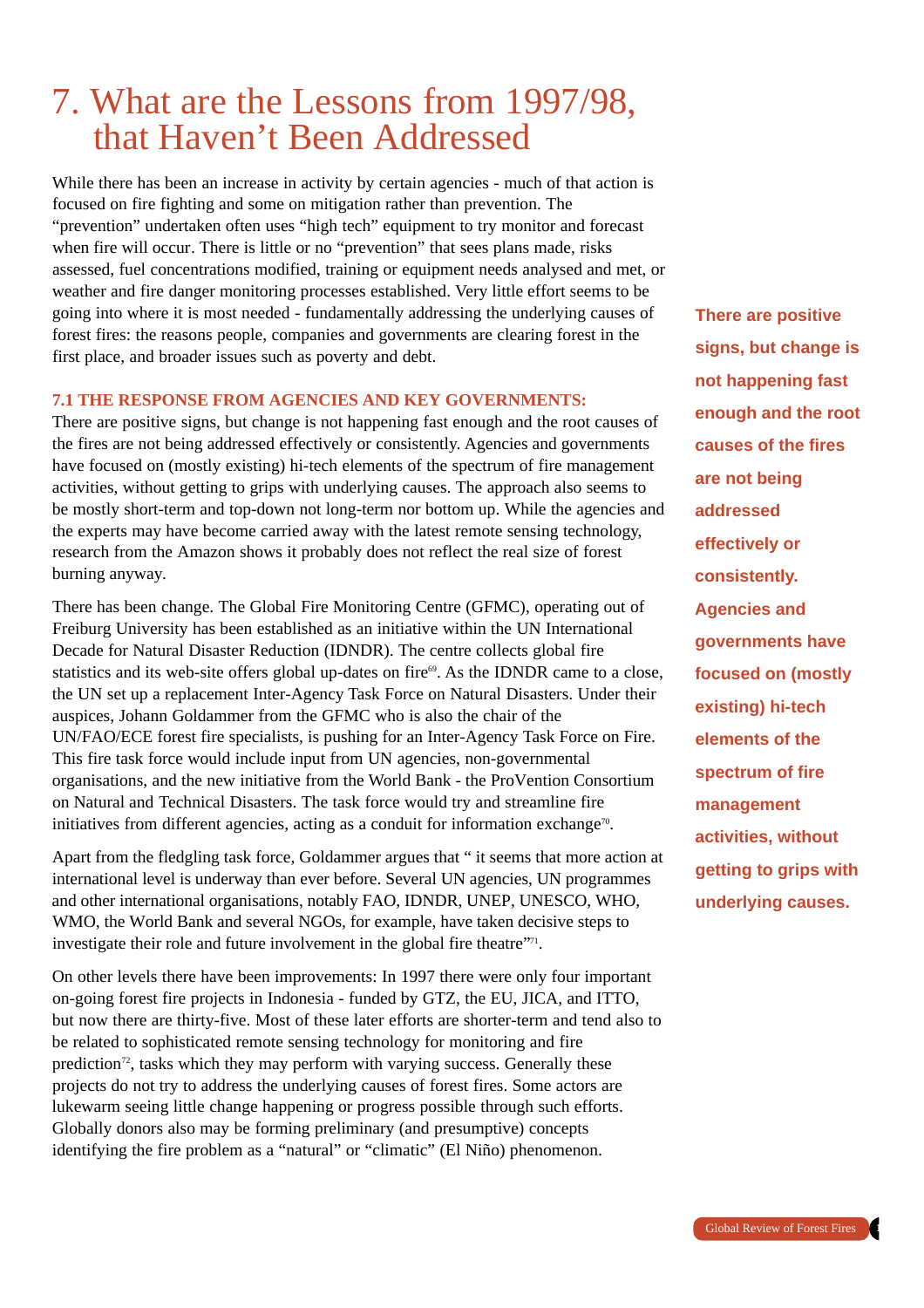# 7. What are the Lessons from 1997/98, that Haven't Been Addressed

While there has been an increase in activity by certain agencies - much of that action is focused on fire fighting and some on mitigation rather than prevention. The "prevention" undertaken often uses "high tech" equipment to try monitor and forecast when fire will occur. There is little or no "prevention" that sees plans made, risks assessed, fuel concentrations modified, training or equipment needs analysed and met, or weather and fire danger monitoring processes established. Very little effort seems to be going into where it is most needed - fundamentally addressing the underlying causes of forest fires: the reasons people, companies and governments are clearing forest in the first place, and broader issues such as poverty and debt.

## 7.1 THE RESPONSE FROM AGENCIES AND KEY GOVERNMENTS:

There are positive signs, but change is not happening fast enough and the root causes of the fires are not being addressed effectively or consistently. Agencies and governments have focused on (mostly existing) hi-tech elements of the spectrum of fire management activities, without getting to grips with underlying causes. The approach also seems to be mostly short-term and top-down not long-term nor bottom up. While the agencies and the experts may have become carried away with the latest remote sensing technology, research from the Amazon shows it probably does not reflect the real size of forest burning anyway.

**There are positive signs, but change is not happening fast enough and the root causes of the fires are not being addressed effectively or consistently. Agencies and governments have focused on (mostly existing) hi-tech elements of the spectrum of fire management activities, without getting to grips with underlying causes.**

There has been change. The Global Fire Monitoring Centre (GFMC), operating out of Freiburg University has been established as an initiative within the UN International Decade for Natural Disaster Reduction (IDNDR). The centre collects global fire statistics and its web-site offers global up-dates on fire[69]. As the IDNDR came to a close, the UN set up a replacement Inter-Agency Task Force on Natural Disasters. Under their auspices, Johann Goldammer from the GFMC who is also the chair of the UN/FAO/ECE forest fire specialists, is pushing for an Inter-Agency Task Force on Fire. This fire task force would include input from UN agencies, non-governmental organisations, and the new initiative from the World Bank - the ProVention Consortium on Natural and Technical Disasters. The task force would try and streamline fire initiatives from different agencies, acting as a conduit for information exchange[70].

Apart from the fledgling task force, Goldammer argues that " it seems that more action at international level is underway than ever before. Several UN agencies, UN programmes and other international organisations, notably FAO, IDNDR, UNEP, UNESCO, WHO, WMO, the World Bank and several NGOs, for example, have taken decisive steps to investigate their role and future involvement in the global fire theatre"[71].

On other levels there have been improvements: In 1997 there were only four important on-going forest fire projects in Indonesia - funded by GTZ, the EU, JICA, and ITTO, but now there are thirty-five. Most of these later efforts are shorter-term and tend also to be related to sophisticated remote sensing technology for monitoring and fire prediction[72], tasks which they may perform with varying success. Generally these projects do not try to address the underlying causes of forest fires. Some actors are lukewarm seeing little change happening or progress possible through such efforts. Globally donors also may be forming preliminary (and presumptive) concepts identifying the fire problem as a "natural" or "climatic" (El Niño) phenomenon.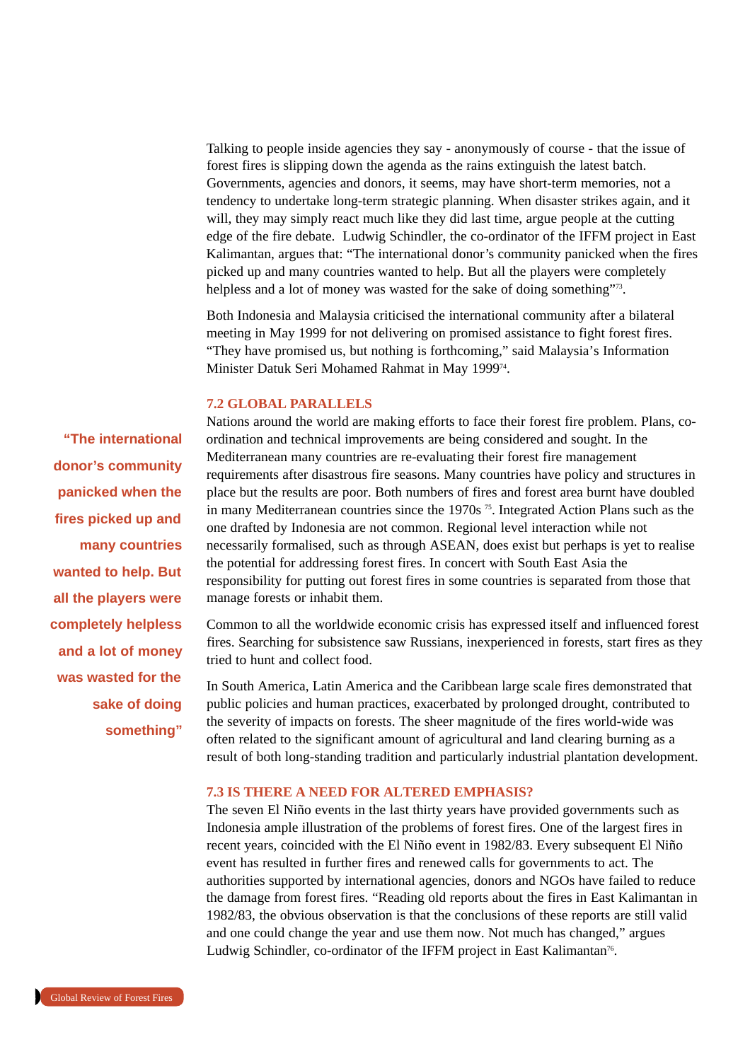Talking to people inside agencies they say - anonymously of course - that the issue of forest fires is slipping down the agenda as the rains extinguish the latest batch. Governments, agencies and donors, it seems, may have short-term memories, not a tendency to undertake long-term strategic planning. When disaster strikes again, and it will, they may simply react much like they did last time, argue people at the cutting edge of the fire debate. Ludwig Schindler, the co-ordinator of the IFFM project in East Kalimantan, argues that: "The international donor's community panicked when the fires picked up and many countries wanted to help. But all the players were completely helpless and a lot of money was wasted for the sake of doing something"[73].

Both Indonesia and Malaysia criticised the international community after a bilateral meeting in May 1999 for not delivering on promised assistance to fight forest fires. "They have promised us, but nothing is forthcoming," said Malaysia's Information Minister Datuk Seri Mohamed Rahmat in May 1999[74].

**"The international donor's community panicked when the fires picked up and many countries wanted to help. But all the players were completely helpless and a lot of money was wasted for the sake of doing something"**

## 7.2 GLOBAL PARALLELS

Nations around the world are making efforts to face their forest fire problem. Plans, co-ordination and technical improvements are being considered and sought. In the Mediterranean many countries are re-evaluating their forest fire management requirements after disastrous fire seasons. Many countries have policy and structures in place but the results are poor. Both numbers of fires and forest area burnt have doubled in many Mediterranean countries since the 1970s [75]. Integrated Action Plans such as the one drafted by Indonesia are not common. Regional level interaction while not necessarily formalised, such as through ASEAN, does exist but perhaps is yet to realise the potential for addressing forest fires. In concert with South East Asia the responsibility for putting out forest fires in some countries is separated from those that manage forests or inhabit them.

Common to all the worldwide economic crisis has expressed itself and influenced forest fires. Searching for subsistence saw Russians, inexperienced in forests, start fires as they tried to hunt and collect food.

In South America, Latin America and the Caribbean large scale fires demonstrated that public policies and human practices, exacerbated by prolonged drought, contributed to the severity of impacts on forests. The sheer magnitude of the fires world-wide was often related to the significant amount of agricultural and land clearing burning as a result of both long-standing tradition and particularly industrial plantation development.

## 7.3 IS THERE A NEED FOR ALTERED EMPHASIS?

The seven El Niño events in the last thirty years have provided governments such as Indonesia ample illustration of the problems of forest fires. One of the largest fires in recent years, coincided with the El Niño event in 1982/83. Every subsequent El Niño event has resulted in further fires and renewed calls for governments to act. The authorities supported by international agencies, donors and NGOs have failed to reduce the damage from forest fires. "Reading old reports about the fires in East Kalimantan in 1982/83, the obvious observation is that the conclusions of these reports are still valid and one could change the year and use them now. Not much has changed," argues Ludwig Schindler, co-ordinator of the IFFM project in East Kalimantan[76].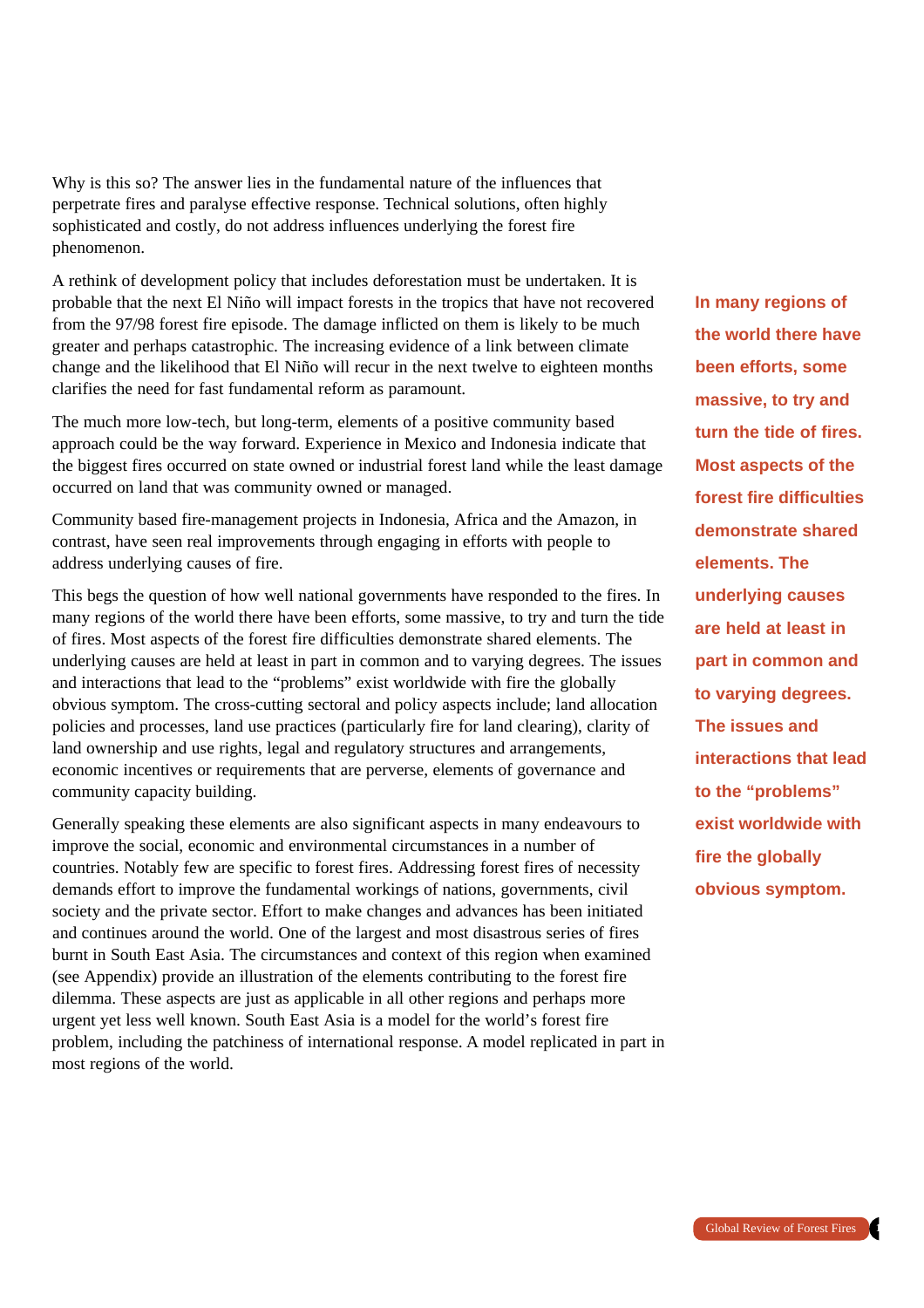Why is this so? The answer lies in the fundamental nature of the influences that perpetrate fires and paralyse effective response. Technical solutions, often highly sophisticated and costly, do not address influences underlying the forest fire phenomenon.

A rethink of development policy that includes deforestation must be undertaken. It is probable that the next El Niño will impact forests in the tropics that have not recovered from the 97/98 forest fire episode. The damage inflicted on them is likely to be much greater and perhaps catastrophic. The increasing evidence of a link between climate change and the likelihood that El Niño will recur in the next twelve to eighteen months clarifies the need for fast fundamental reform as paramount.

The much more low-tech, but long-term, elements of a positive community based approach could be the way forward. Experience in Mexico and Indonesia indicate that the biggest fires occurred on state owned or industrial forest land while the least damage occurred on land that was community owned or managed.

Community based fire-management projects in Indonesia, Africa and the Amazon, in contrast, have seen real improvements through engaging in efforts with people to address underlying causes of fire.

This begs the question of how well national governments have responded to the fires. In many regions of the world there have been efforts, some massive, to try and turn the tide of fires. Most aspects of the forest fire difficulties demonstrate shared elements. The underlying causes are held at least in part in common and to varying degrees. The issues and interactions that lead to the "problems" exist worldwide with fire the globally obvious symptom. The cross-cutting sectoral and policy aspects include; land allocation policies and processes, land use practices (particularly fire for land clearing), clarity of land ownership and use rights, legal and regulatory structures and arrangements, economic incentives or requirements that are perverse, elements of governance and community capacity building.

Generally speaking these elements are also significant aspects in many endeavours to improve the social, economic and environmental circumstances in a number of countries. Notably few are specific to forest fires. Addressing forest fires of necessity demands effort to improve the fundamental workings of nations, governments, civil society and the private sector. Effort to make changes and advances has been initiated and continues around the world. One of the largest and most disastrous series of fires burnt in South East Asia. The circumstances and context of this region when examined (see Appendix) provide an illustration of the elements contributing to the forest fire dilemma. These aspects are just as applicable in all other regions and perhaps more urgent yet less well known. South East Asia is a model for the world's forest fire problem, including the patchiness of international response. A model replicated in part in most regions of the world.

**In many regions of the world there have been efforts, some massive, to try and turn the tide of fires. Most aspects of the forest fire difficulties demonstrate shared elements. The underlying causes are held at least in part in common and to varying degrees. The issues and interactions that lead to the "problems" exist worldwide with fire the globally obvious symptom.**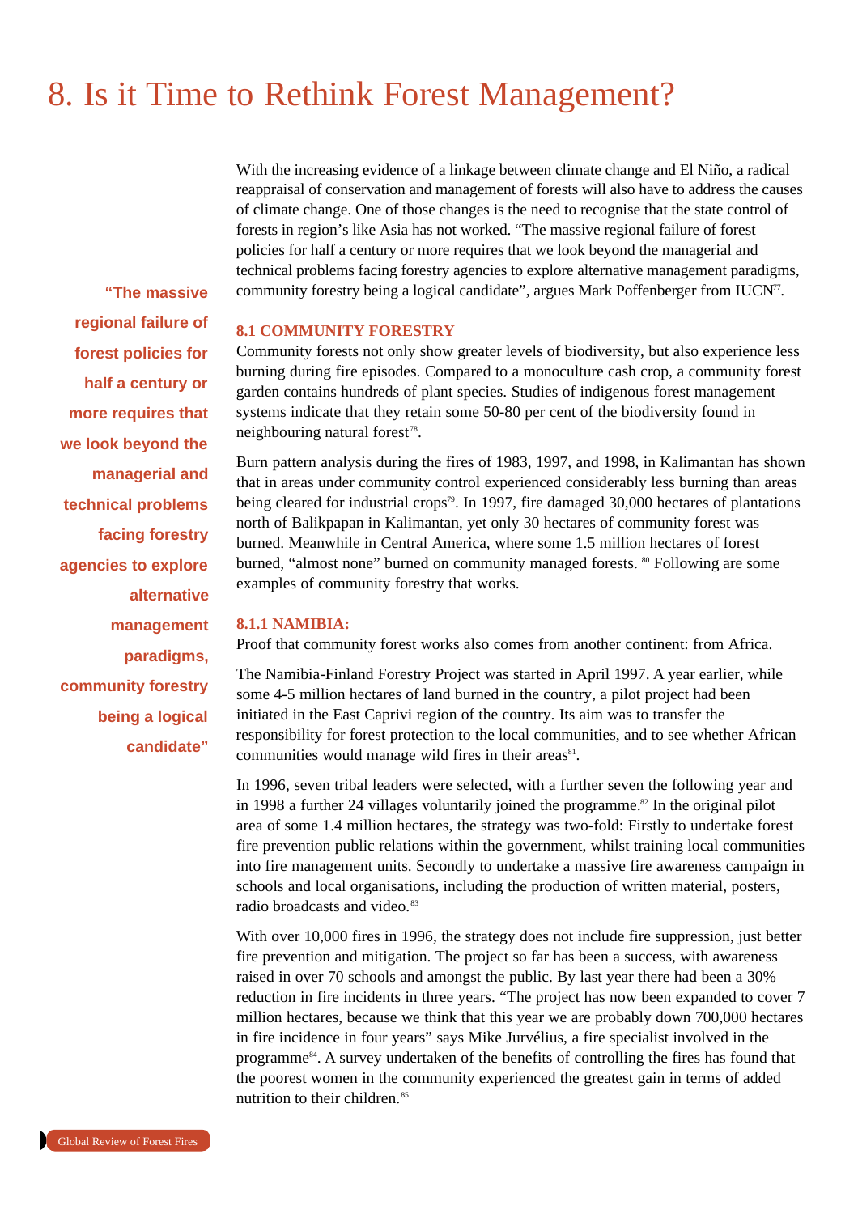# 8. Is it Time to Rethink Forest Management?

With the increasing evidence of a linkage between climate change and El Niño, a radical reappraisal of conservation and management of forests will also have to address the causes of climate change. One of those changes is the need to recognise that the state control of forests in region's like Asia has not worked. "The massive regional failure of forest policies for half a century or more requires that we look beyond the managerial and technical problems facing forestry agencies to explore alternative management paradigms, community forestry being a logical candidate", argues Mark Poffenberger from IUCN[77].

**"The massive regional failure of forest policies for half a century or more requires that we look beyond the managerial and technical problems facing forestry agencies to explore alternative management paradigms, community forestry being a logical candidate"**

### 8.1 COMMUNITY FORESTRY

Community forests not only show greater levels of biodiversity, but also experience less burning during fire episodes. Compared to a monoculture cash crop, a community forest garden contains hundreds of plant species. Studies of indigenous forest management systems indicate that they retain some 50-80 per cent of the biodiversity found in neighbouring natural forest[78].

Burn pattern analysis during the fires of 1983, 1997, and 1998, in Kalimantan has shown that in areas under community control experienced considerably less burning than areas being cleared for industrial crops[79]. In 1997, fire damaged 30,000 hectares of plantations north of Balikpapan in Kalimantan, yet only 30 hectares of community forest was burned. Meanwhile in Central America, where some 1.5 million hectares of forest burned, "almost none" burned on community managed forests. [80] Following are some examples of community forestry that works.

#### 8.1.1 NAMIBIA:

Proof that community forest works also comes from another continent: from Africa.

The Namibia-Finland Forestry Project was started in April 1997. A year earlier, while some 4-5 million hectares of land burned in the country, a pilot project had been initiated in the East Caprivi region of the country. Its aim was to transfer the responsibility for forest protection to the local communities, and to see whether African communities would manage wild fires in their areas[81].

In 1996, seven tribal leaders were selected, with a further seven the following year and in 1998 a further 24 villages voluntarily joined the programme.[82] In the original pilot area of some 1.4 million hectares, the strategy was two-fold: Firstly to undertake forest fire prevention public relations within the government, whilst training local communities into fire management units. Secondly to undertake a massive fire awareness campaign in schools and local organisations, including the production of written material, posters, radio broadcasts and video.[83]

With over 10,000 fires in 1996, the strategy does not include fire suppression, just better fire prevention and mitigation. The project so far has been a success, with awareness raised in over 70 schools and amongst the public. By last year there had been a 30% reduction in fire incidents in three years. "The project has now been expanded to cover 7 million hectares, because we think that this year we are probably down 700,000 hectares in fire incidence in four years" says Mike Jurvélius, a fire specialist involved in the programme[84]. A survey undertaken of the benefits of controlling the fires has found that the poorest women in the community experienced the greatest gain in terms of added nutrition to their children.[85]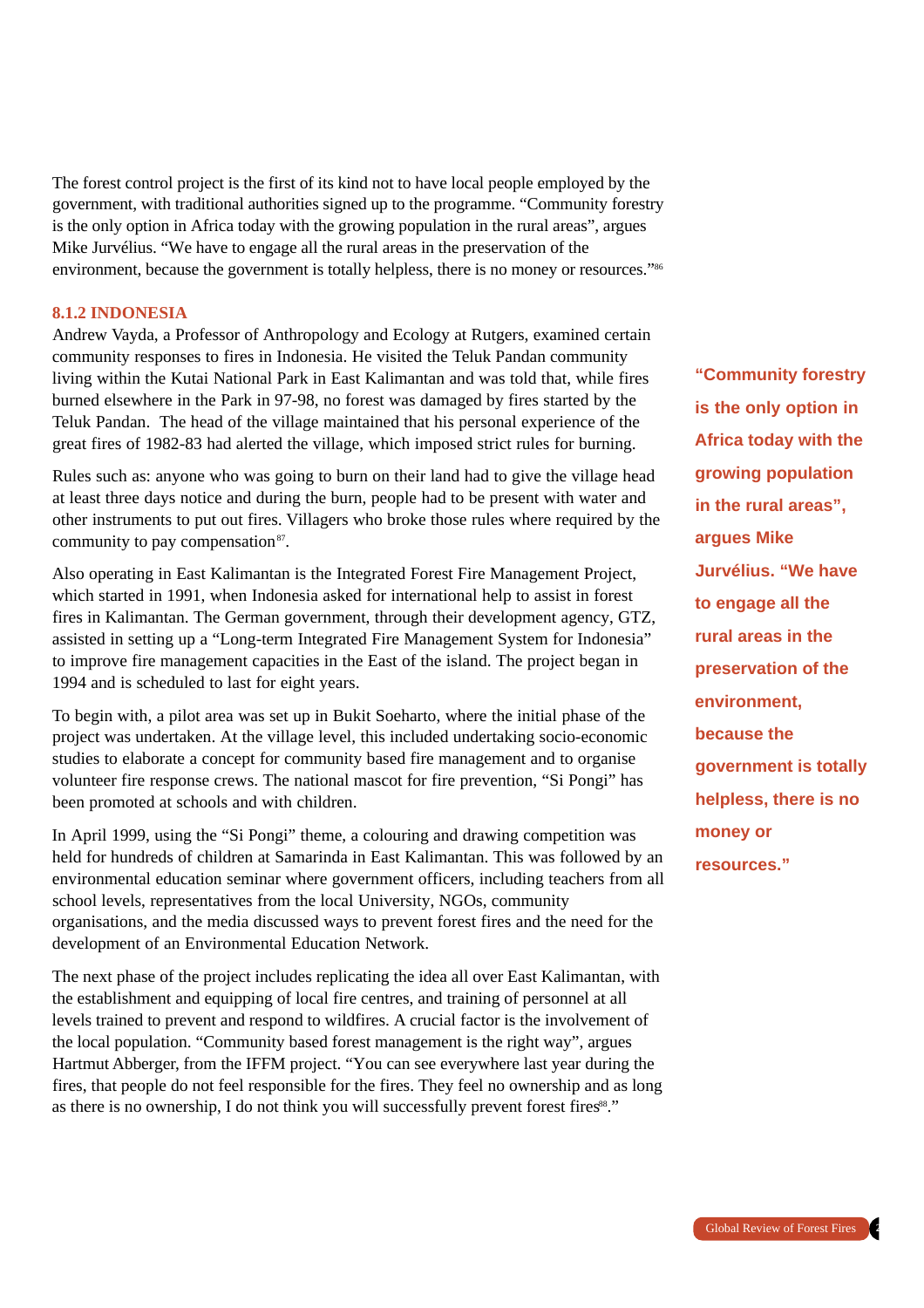The forest control project is the first of its kind not to have local people employed by the government, with traditional authorities signed up to the programme. "Community forestry is the only option in Africa today with the growing population in the rural areas", argues Mike Jurvélius. "We have to engage all the rural areas in the preservation of the environment, because the government is totally helpless, there is no money or resources."[86]

### 8.1.2 INDONESIA

Andrew Vayda, a Professor of Anthropology and Ecology at Rutgers, examined certain community responses to fires in Indonesia. He visited the Teluk Pandan community living within the Kutai National Park in East Kalimantan and was told that, while fires burned elsewhere in the Park in 97-98, no forest was damaged by fires started by the Teluk Pandan. The head of the village maintained that his personal experience of the great fires of 1982-83 had alerted the village, which imposed strict rules for burning.

Rules such as: anyone who was going to burn on their land had to give the village head at least three days notice and during the burn, people had to be present with water and other instruments to put out fires. Villagers who broke those rules where required by the community to pay compensation[87].

Also operating in East Kalimantan is the Integrated Forest Fire Management Project, which started in 1991, when Indonesia asked for international help to assist in forest fires in Kalimantan. The German government, through their development agency, GTZ, assisted in setting up a "Long-term Integrated Fire Management System for Indonesia" to improve fire management capacities in the East of the island. The project began in 1994 and is scheduled to last for eight years.

To begin with, a pilot area was set up in Bukit Soeharto, where the initial phase of the project was undertaken. At the village level, this included undertaking socio-economic studies to elaborate a concept for community based fire management and to organise volunteer fire response crews. The national mascot for fire prevention, "Si Pongi" has been promoted at schools and with children.

In April 1999, using the "Si Pongi" theme, a colouring and drawing competition was held for hundreds of children at Samarinda in East Kalimantan. This was followed by an environmental education seminar where government officers, including teachers from all school levels, representatives from the local University, NGOs, community organisations, and the media discussed ways to prevent forest fires and the need for the development of an Environmental Education Network.

The next phase of the project includes replicating the idea all over East Kalimantan, with the establishment and equipping of local fire centres, and training of personnel at all levels trained to prevent and respond to wildfires. A crucial factor is the involvement of the local population. "Community based forest management is the right way", argues Hartmut Abberger, from the IFFM project. "You can see everywhere last year during the fires, that people do not feel responsible for the fires. They feel no ownership and as long as there is no ownership, I do not think you will successfully prevent forest fires[88]."

**"Community forestry is the only option in Africa today with the growing population in the rural areas", argues Mike Jurvélius. "We have to engage all the rural areas in the preservation of the environment, because the government is totally helpless, there is no money or resources."**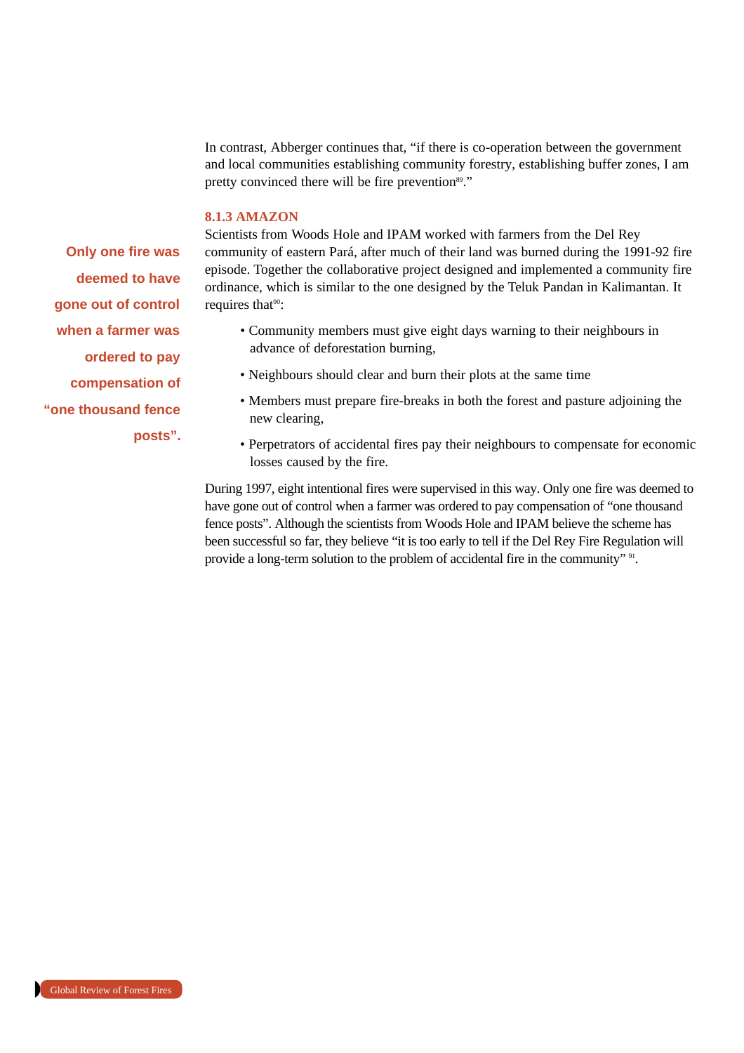In contrast, Abberger continues that, "if there is co-operation between the government and local communities establishing community forestry, establishing buffer zones, I am pretty convinced there will be fire prevention[89]."

### 8.1.3 AMAZON

Scientists from Woods Hole and IPAM worked with farmers from the Del Rey community of eastern Pará, after much of their land was burned during the 1991-92 fire episode. Together the collaborative project designed and implemented a community fire ordinance, which is similar to the one designed by the Teluk Pandan in Kalimantan. It requires that[90]:

- Community members must give eight days warning to their neighbours in advance of deforestation burning,
- Neighbours should clear and burn their plots at the same time
- Members must prepare fire-breaks in both the forest and pasture adjoining the new clearing,
- Perpetrators of accidental fires pay their neighbours to compensate for economic losses caused by the fire.

During 1997, eight intentional fires were supervised in this way. Only one fire was deemed to have gone out of control when a farmer was ordered to pay compensation of "one thousand fence posts". Although the scientists from Woods Hole and IPAM believe the scheme has been successful so far, they believe "it is too early to tell if the Del Rey Fire Regulation will provide a long-term solution to the problem of accidental fire in the community" [91].

**Only one fire was deemed to have gone out of control when a farmer was ordered to pay compensation of "one thousand fence posts".**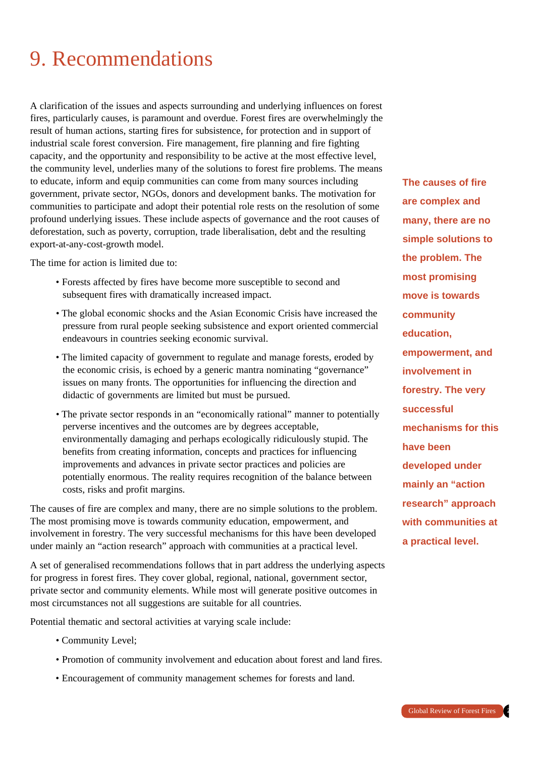# 9. Recommendations

A clarification of the issues and aspects surrounding and underlying influences on forest fires, particularly causes, is paramount and overdue. Forest fires are overwhelmingly the result of human actions, starting fires for subsistence, for protection and in support of industrial scale forest conversion. Fire management, fire planning and fire fighting capacity, and the opportunity and responsibility to be active at the most effective level, the community level, underlies many of the solutions to forest fire problems. The means to educate, inform and equip communities can come from many sources including government, private sector, NGOs, donors and development banks. The motivation for communities to participate and adopt their potential role rests on the resolution of some profound underlying issues. These include aspects of governance and the root causes of deforestation, such as poverty, corruption, trade liberalisation, debt and the resulting export-at-any-cost-growth model.

The time for action is limited due to:

- Forests affected by fires have become more susceptible to second and subsequent fires with dramatically increased impact.
- The global economic shocks and the Asian Economic Crisis have increased the pressure from rural people seeking subsistence and export oriented commercial endeavours in countries seeking economic survival.
- The limited capacity of government to regulate and manage forests, eroded by the economic crisis, is echoed by a generic mantra nominating "governance" issues on many fronts. The opportunities for influencing the direction and didactic of governments are limited but must be pursued.
- The private sector responds in an "economically rational" manner to potentially perverse incentives and the outcomes are by degrees acceptable, environmentally damaging and perhaps ecologically ridiculously stupid. The benefits from creating information, concepts and practices for influencing improvements and advances in private sector practices and policies are potentially enormous. The reality requires recognition of the balance between costs, risks and profit margins.

The causes of fire are complex and many, there are no simple solutions to the problem. The most promising move is towards community education, empowerment, and involvement in forestry. The very successful mechanisms for this have been developed under mainly an "action research" approach with communities at a practical level.

**The causes of fire are complex and many, there are no simple solutions to the problem. The most promising move is towards community education, empowerment, and involvement in forestry. The very successful mechanisms for this have been developed under mainly an "action research" approach with communities at a practical level.**

A set of generalised recommendations follows that in part address the underlying aspects for progress in forest fires. They cover global, regional, national, government sector, private sector and community elements. While most will generate positive outcomes in most circumstances not all suggestions are suitable for all countries.

Potential thematic and sectoral activities at varying scale include:

- Community Level;
- Promotion of community involvement and education about forest and land fires.
- Encouragement of community management schemes for forests and land.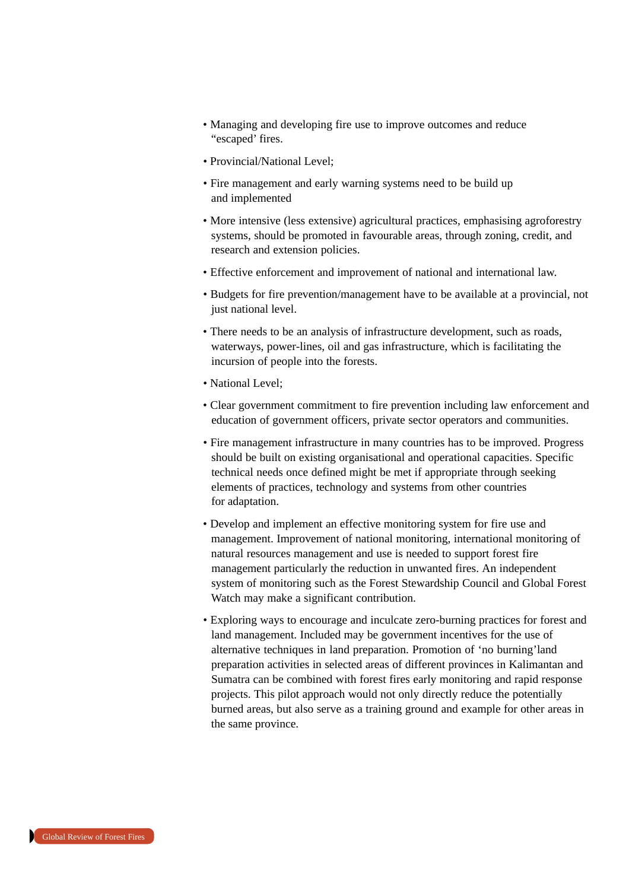- Managing and developing fire use to improve outcomes and reduce “escaped’ fires.
- Provincial/National Level;
- Fire management and early warning systems need to be build up and implemented
- More intensive (less extensive) agricultural practices, emphasising agroforestry systems, should be promoted in favourable areas, through zoning, credit, and research and extension policies.
- Effective enforcement and improvement of national and international law.
- Budgets for fire prevention/management have to be available at a provincial, not just national level.
- There needs to be an analysis of infrastructure development, such as roads, waterways, power-lines, oil and gas infrastructure, which is facilitating the incursion of people into the forests.
- National Level;
- Clear government commitment to fire prevention including law enforcement and education of government officers, private sector operators and communities.
- Fire management infrastructure in many countries has to be improved. Progress should be built on existing organisational and operational capacities. Specific technical needs once defined might be met if appropriate through seeking elements of practices, technology and systems from other countries for adaptation.
- Develop and implement an effective monitoring system for fire use and management. Improvement of national monitoring, international monitoring of natural resources management and use is needed to support forest fire management particularly the reduction in unwanted fires. An independent system of monitoring such as the Forest Stewardship Council and Global Forest Watch may make a significant contribution.
- Exploring ways to encourage and inculcate zero-burning practices for forest and land management. Included may be government incentives for the use of alternative techniques in land preparation. Promotion of ‘no burning’land preparation activities in selected areas of different provinces in Kalimantan and Sumatra can be combined with forest fires early monitoring and rapid response projects. This pilot approach would not only directly reduce the potentially burned areas, but also serve as a training ground and example for other areas in the same province.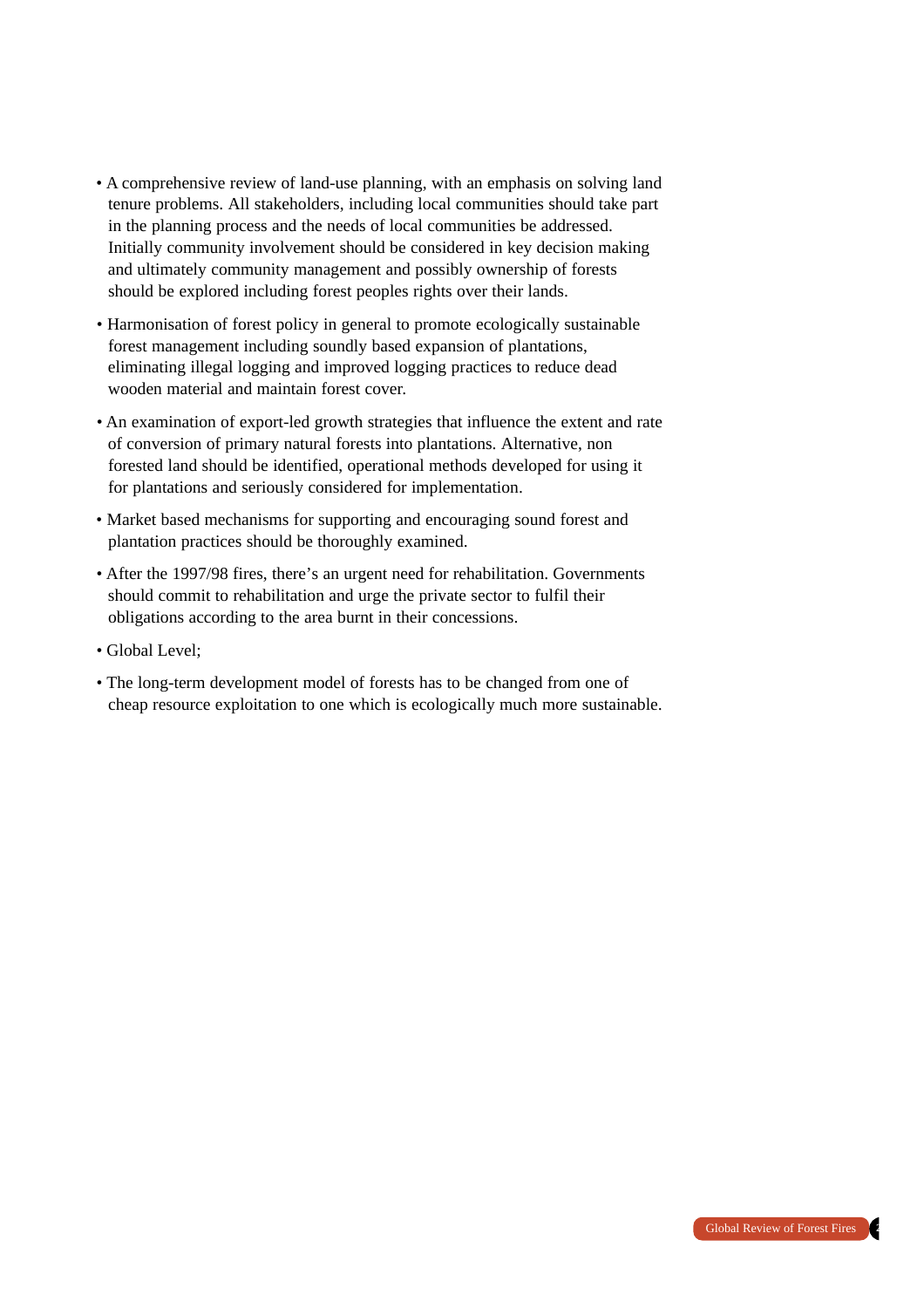- A comprehensive review of land-use planning, with an emphasis on solving land tenure problems. All stakeholders, including local communities should take part in the planning process and the needs of local communities be addressed. Initially community involvement should be considered in key decision making and ultimately community management and possibly ownership of forests should be explored including forest peoples rights over their lands.

- Harmonisation of forest policy in general to promote ecologically sustainable forest management including soundly based expansion of plantations, eliminating illegal logging and improved logging practices to reduce dead wooden material and maintain forest cover.

- An examination of export-led growth strategies that influence the extent and rate of conversion of primary natural forests into plantations. Alternative, non forested land should be identified, operational methods developed for using it for plantations and seriously considered for implementation.

- Market based mechanisms for supporting and encouraging sound forest and plantation practices should be thoroughly examined.

- After the 1997/98 fires, there's an urgent need for rehabilitation. Governments should commit to rehabilitation and urge the private sector to fulfil their obligations according to the area burnt in their concessions.

- Global Level;

- The long-term development model of forests has to be changed from one of cheap resource exploitation to one which is ecologically much more sustainable.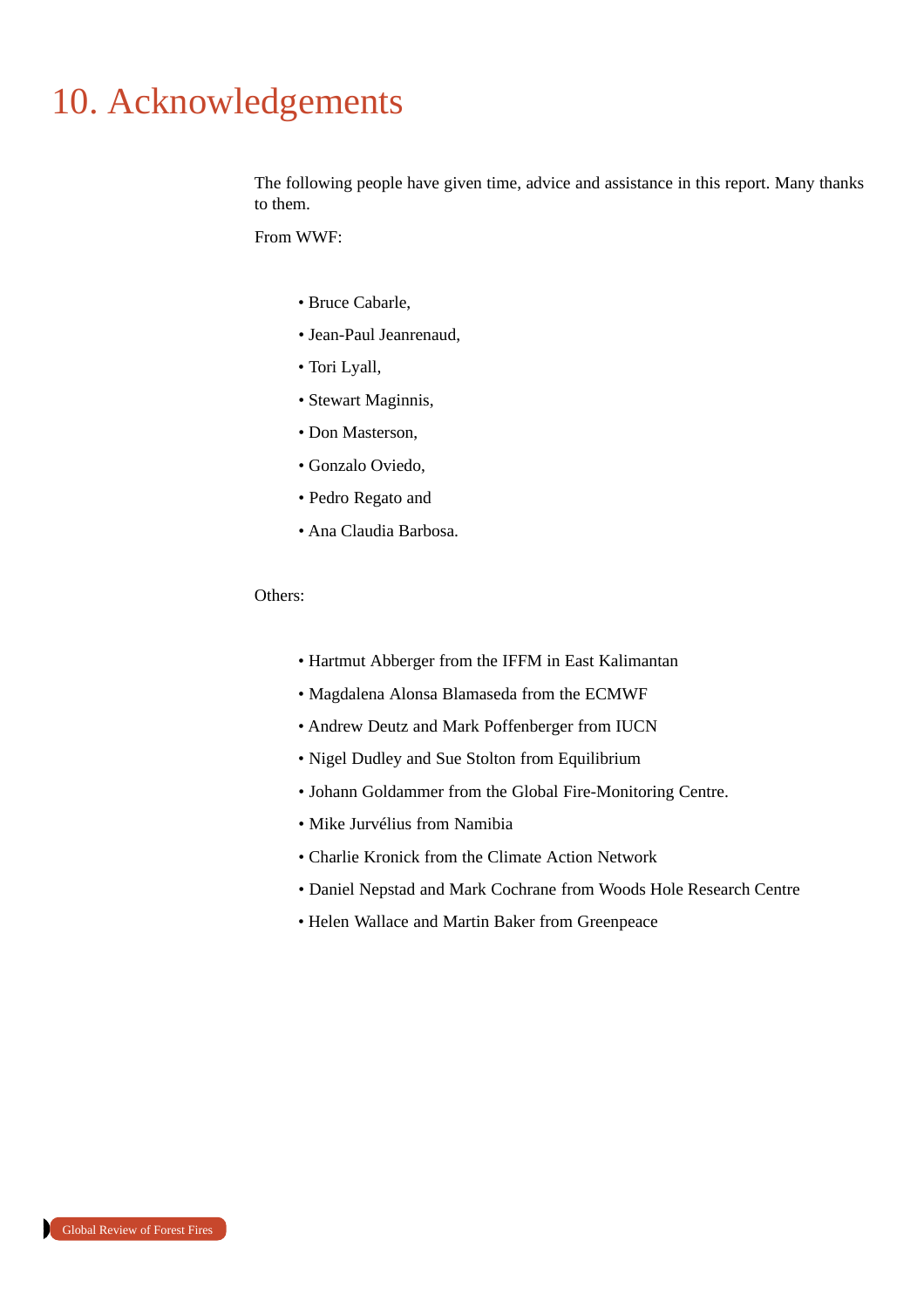# 10. Acknowledgements

The following people have given time, advice and assistance in this report. Many thanks to them.

From WWF:

- Bruce Cabarle,
- Jean-Paul Jeanrenaud,
- Tori Lyall,
- Stewart Maginnis,
- Don Masterson,
- Gonzalo Oviedo,
- Pedro Regato and
- Ana Claudia Barbosa.

Others:

- Hartmut Abberger from the IFFM in East Kalimantan
- Magdalena Alonsa Blamaseda from the ECMWF
- Andrew Deutz and Mark Poffenberger from IUCN
- Nigel Dudley and Sue Stolton from Equilibrium
- Johann Goldammer from the Global Fire-Monitoring Centre.
- Mike Jurvélius from Namibia
- Charlie Kronick from the Climate Action Network
- Daniel Nepstad and Mark Cochrane from Woods Hole Research Centre
- Helen Wallace and Martin Baker from Greenpeace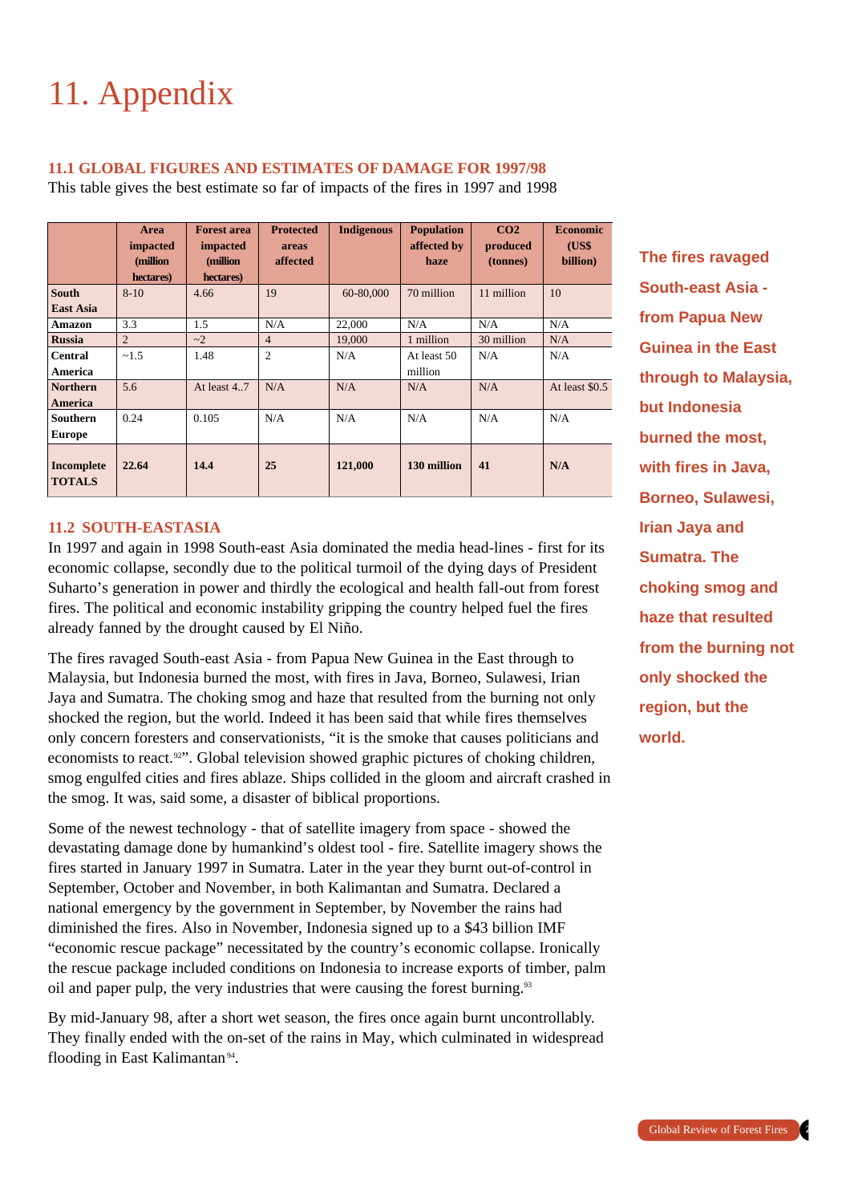# 11. Appendix

### 11.1 GLOBAL FIGURES AND ESTIMATES OF DAMAGE FOR 1997/98

This table gives the best estimate so far of impacts of the fires in 1997 and 1998

| | Area impacted (million hectares) | Forest area impacted (million hectares) | Protected areas affected | Indigenous | Population affected by haze | CO2 produced (tonnes) | Economic (US$ billion) |
|---|---|---|---|---|---|---|---|
| **South East Asia** | 8-10 | 4.66 | 19 | 60-80,000 | 70 million | 11 million | 10 |
| **Amazon** | 3.3 | 1.5 | N/A | 22,000 | N/A | N/A | N/A |
| **Russia** | 2 | ~2 | 4 | 19,000 | 1 million | 30 million | N/A |
| **Central America** | ~1.5 | 1.48 | 2 | N/A | At least 50 million | N/A | N/A |
| **Northern America** | 5.6 | At least 4..7 | N/A | N/A | N/A | N/A | At least $0.5 |
| **Southern Europe** | 0.24 | 0.105 | N/A | N/A | N/A | N/A | N/A |
| **Incomplete TOTALS** | **22.64** | **14.4** | **25** | **121,000** | **130 million** | **41** | **N/A** |

### 11.2 SOUTH-EASTASIA

In 1997 and again in 1998 South-east Asia dominated the media head-lines - first for its economic collapse, secondly due to the political turmoil of the dying days of President Suharto's generation in power and thirdly the ecological and health fall-out from forest fires. The political and economic instability gripping the country helped fuel the fires already fanned by the drought caused by El Niño.

The fires ravaged South-east Asia - from Papua New Guinea in the East through to Malaysia, but Indonesia burned the most, with fires in Java, Borneo, Sulawesi, Irian Jaya and Sumatra. The choking smog and haze that resulted from the burning not only shocked the region, but the world. Indeed it has been said that while fires themselves only concern foresters and conservationists, "it is the smoke that causes politicians and economists to react.[92]". Global television showed graphic pictures of choking children, smog engulfed cities and fires ablaze. Ships collided in the gloom and aircraft crashed in the smog. It was, said some, a disaster of biblical proportions.

**The fires ravaged South-east Asia - from Papua New Guinea in the East through to Malaysia, but Indonesia burned the most, with fires in Java, Borneo, Sulawesi, Irian Jaya and Sumatra. The choking smog and haze that resulted from the burning not only shocked the region, but the world.**

Some of the newest technology - that of satellite imagery from space - showed the devastating damage done by humankind's oldest tool - fire. Satellite imagery shows the fires started in January 1997 in Sumatra. Later in the year they burnt out-of-control in September, October and November, in both Kalimantan and Sumatra. Declared a national emergency by the government in September, by November the rains had diminished the fires. Also in November, Indonesia signed up to a $43 billion IMF "economic rescue package" necessitated by the country's economic collapse. Ironically the rescue package included conditions on Indonesia to increase exports of timber, palm oil and paper pulp, the very industries that were causing the forest burning.[93]

By mid-January 98, after a short wet season, the fires once again burnt uncontrollably. They finally ended with the on-set of the rains in May, which culminated in widespread flooding in East Kalimantan[94].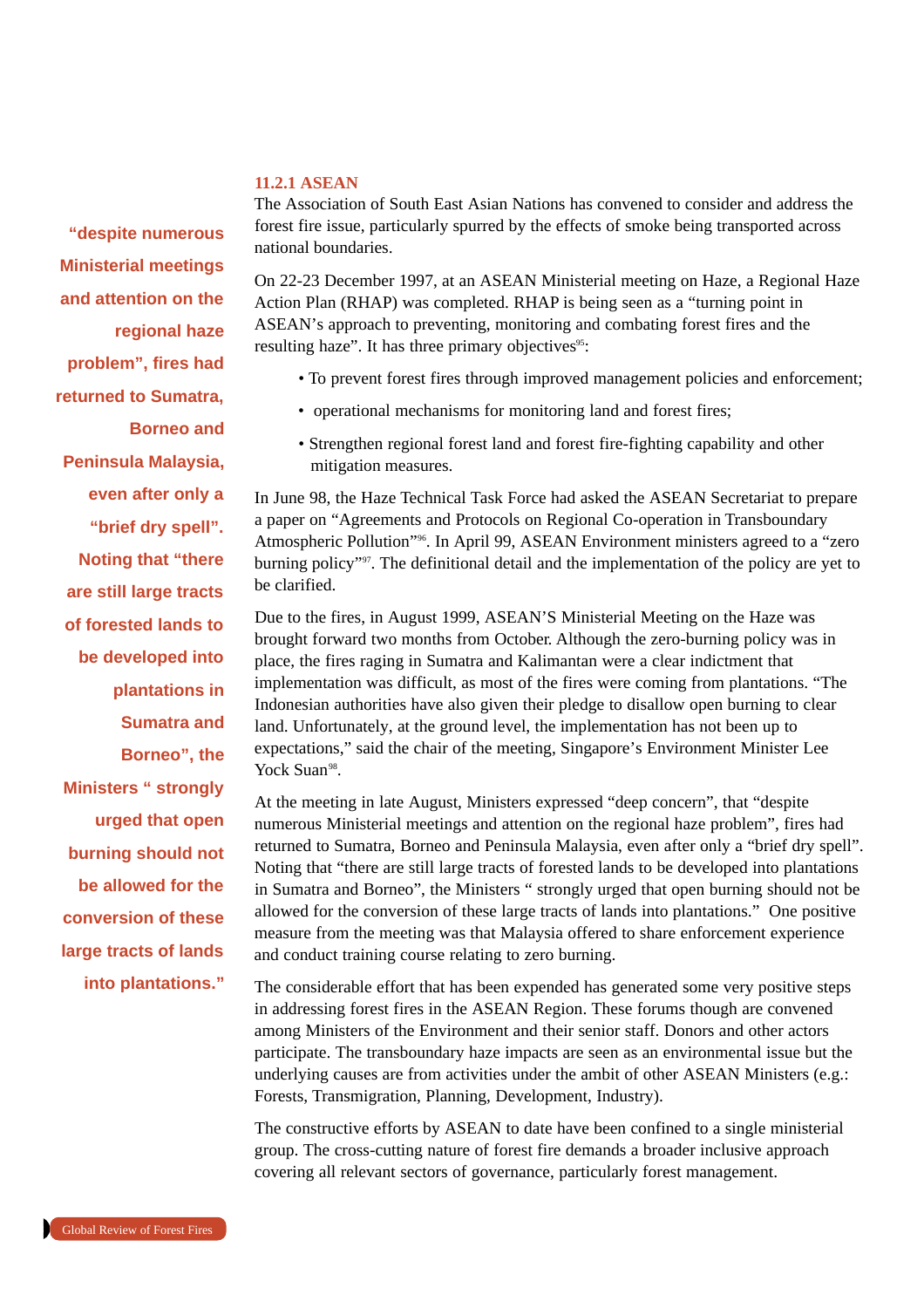### 11.2.1 ASEAN

The Association of South East Asian Nations has convened to consider and address the forest fire issue, particularly spurred by the effects of smoke being transported across national boundaries.

On 22-23 December 1997, at an ASEAN Ministerial meeting on Haze, a Regional Haze Action Plan (RHAP) was completed. RHAP is being seen as a "turning point in ASEAN's approach to preventing, monitoring and combating forest fires and the resulting haze". It has three primary objectives[95]:

- To prevent forest fires through improved management policies and enforcement;
- operational mechanisms for monitoring land and forest fires;
- Strengthen regional forest land and forest fire-fighting capability and other mitigation measures.

In June 98, the Haze Technical Task Force had asked the ASEAN Secretariat to prepare a paper on "Agreements and Protocols on Regional Co-operation in Transboundary Atmospheric Pollution"[96]. In April 99, ASEAN Environment ministers agreed to a "zero burning policy"[97]. The definitional detail and the implementation of the policy are yet to be clarified.

Due to the fires, in August 1999, ASEAN'S Ministerial Meeting on the Haze was brought forward two months from October. Although the zero-burning policy was in place, the fires raging in Sumatra and Kalimantan were a clear indictment that implementation was difficult, as most of the fires were coming from plantations. "The Indonesian authorities have also given their pledge to disallow open burning to clear land. Unfortunately, at the ground level, the implementation has not been up to expectations," said the chair of the meeting, Singapore's Environment Minister Lee Yock Suan[98].

At the meeting in late August, Ministers expressed "deep concern", that "despite numerous Ministerial meetings and attention on the regional haze problem", fires had returned to Sumatra, Borneo and Peninsula Malaysia, even after only a "brief dry spell". Noting that "there are still large tracts of forested lands to be developed into plantations in Sumatra and Borneo", the Ministers " strongly urged that open burning should not be allowed for the conversion of these large tracts of lands into plantations." One positive measure from the meeting was that Malaysia offered to share enforcement experience and conduct training course relating to zero burning.

**"despite numerous Ministerial meetings and attention on the regional haze problem", fires had returned to Sumatra, Borneo and Peninsula Malaysia, even after only a "brief dry spell". Noting that "there are still large tracts of forested lands to be developed into plantations in Sumatra and Borneo", the Ministers " strongly urged that open burning should not be allowed for the conversion of these large tracts of lands into plantations."**

The considerable effort that has been expended has generated some very positive steps in addressing forest fires in the ASEAN Region. These forums though are convened among Ministers of the Environment and their senior staff. Donors and other actors participate. The transboundary haze impacts are seen as an environmental issue but the underlying causes are from activities under the ambit of other ASEAN Ministers (e.g.: Forests, Transmigration, Planning, Development, Industry).

The constructive efforts by ASEAN to date have been confined to a single ministerial group. The cross-cutting nature of forest fire demands a broader inclusive approach covering all relevant sectors of governance, particularly forest management.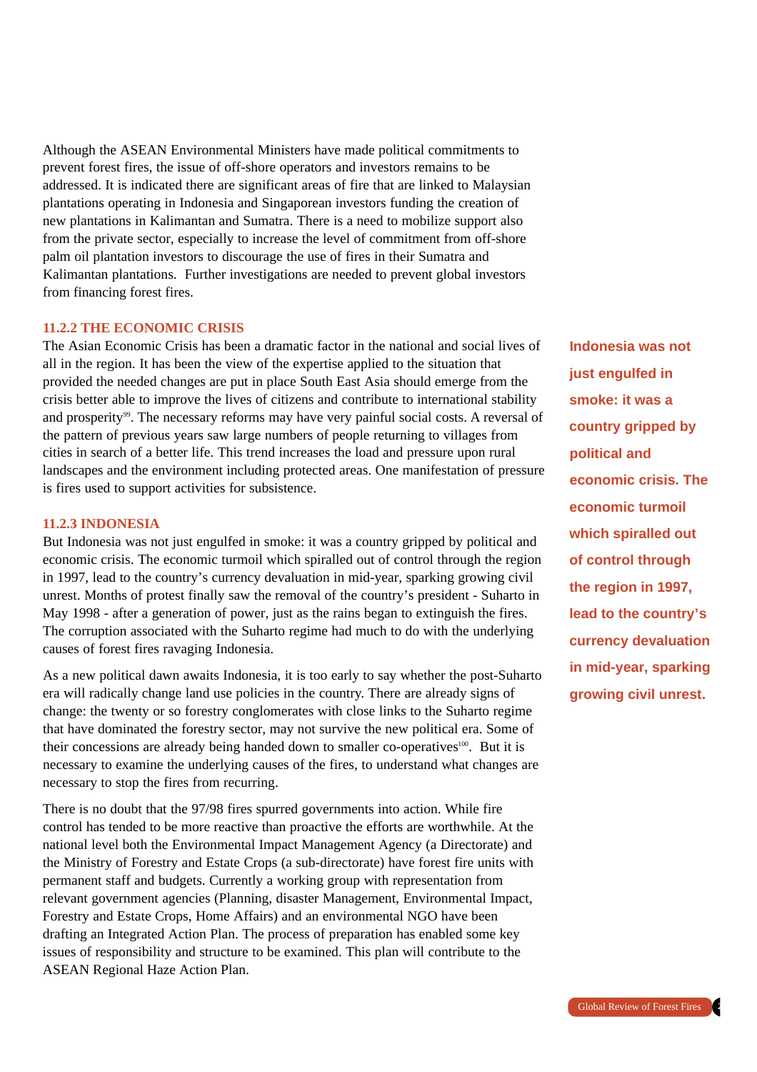Although the ASEAN Environmental Ministers have made political commitments to prevent forest fires, the issue of off-shore operators and investors remains to be addressed. It is indicated there are significant areas of fire that are linked to Malaysian plantations operating in Indonesia and Singaporean investors funding the creation of new plantations in Kalimantan and Sumatra. There is a need to mobilize support also from the private sector, especially to increase the level of commitment from off-shore palm oil plantation investors to discourage the use of fires in their Sumatra and Kalimantan plantations. Further investigations are needed to prevent global investors from financing forest fires.

### 11.2.2 THE ECONOMIC CRISIS

The Asian Economic Crisis has been a dramatic factor in the national and social lives of all in the region. It has been the view of the expertise applied to the situation that provided the needed changes are put in place South East Asia should emerge from the crisis better able to improve the lives of citizens and contribute to international stability and prosperity[99]. The necessary reforms may have very painful social costs. A reversal of the pattern of previous years saw large numbers of people returning to villages from cities in search of a better life. This trend increases the load and pressure upon rural landscapes and the environment including protected areas. One manifestation of pressure is fires used to support activities for subsistence.

### 11.2.3 INDONESIA

But Indonesia was not just engulfed in smoke: it was a country gripped by political and economic crisis. The economic turmoil which spiralled out of control through the region in 1997, lead to the country's currency devaluation in mid-year, sparking growing civil unrest. Months of protest finally saw the removal of the country's president - Suharto in May 1998 - after a generation of power, just as the rains began to extinguish the fires. The corruption associated with the Suharto regime had much to do with the underlying causes of forest fires ravaging Indonesia.

As a new political dawn awaits Indonesia, it is too early to say whether the post-Suharto era will radically change land use policies in the country. There are already signs of change: the twenty or so forestry conglomerates with close links to the Suharto regime that have dominated the forestry sector, may not survive the new political era. Some of their concessions are already being handed down to smaller co-operatives[100]. But it is necessary to examine the underlying causes of the fires, to understand what changes are necessary to stop the fires from recurring.

There is no doubt that the 97/98 fires spurred governments into action. While fire control has tended to be more reactive than proactive the efforts are worthwhile. At the national level both the Environmental Impact Management Agency (a Directorate) and the Ministry of Forestry and Estate Crops (a sub-directorate) have forest fire units with permanent staff and budgets. Currently a working group with representation from relevant government agencies (Planning, disaster Management, Environmental Impact, Forestry and Estate Crops, Home Affairs) and an environmental NGO have been drafting an Integrated Action Plan. The process of preparation has enabled some key issues of responsibility and structure to be examined. This plan will contribute to the ASEAN Regional Haze Action Plan.

**Indonesia was not just engulfed in smoke: it was a country gripped by political and economic crisis. The economic turmoil which spiralled out of control through the region in 1997, lead to the country's currency devaluation in mid-year, sparking growing civil unrest.**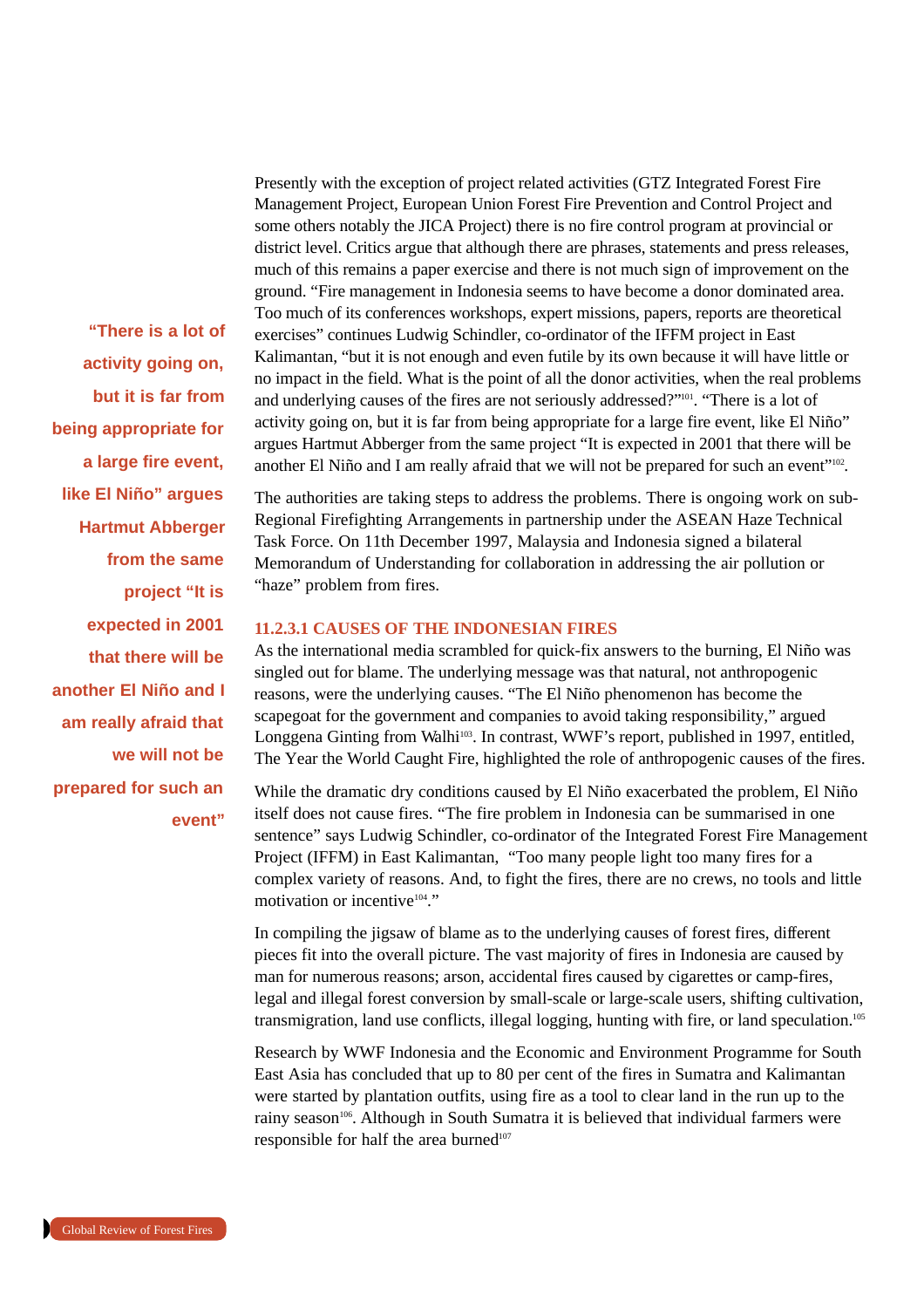Presently with the exception of project related activities (GTZ Integrated Forest Fire Management Project, European Union Forest Fire Prevention and Control Project and some others notably the JICA Project) there is no fire control program at provincial or district level. Critics argue that although there are phrases, statements and press releases, much of this remains a paper exercise and there is not much sign of improvement on the ground. "Fire management in Indonesia seems to have become a donor dominated area. Too much of its conferences workshops, expert missions, papers, reports are theoretical exercises" continues Ludwig Schindler, co-ordinator of the IFFM project in East Kalimantan, "but it is not enough and even futile by its own because it will have little or no impact in the field. What is the point of all the donor activities, when the real problems and underlying causes of the fires are not seriously addressed?"[101]. "There is a lot of activity going on, but it is far from being appropriate for a large fire event, like El Niño" argues Hartmut Abberger from the same project "It is expected in 2001 that there will be another El Niño and I am really afraid that we will not be prepared for such an event"[102].

**"There is a lot of activity going on, but it is far from being appropriate for a large fire event, like El Niño" argues Hartmut Abberger from the same project "It is expected in 2001 that there will be another El Niño and I am really afraid that we will not be prepared for such an event"**

The authorities are taking steps to address the problems. There is ongoing work on sub-Regional Firefighting Arrangements in partnership under the ASEAN Haze Technical Task Force. On 11th December 1997, Malaysia and Indonesia signed a bilateral Memorandum of Understanding for collaboration in addressing the air pollution or "haze" problem from fires.

### 11.2.3.1 CAUSES OF THE INDONESIAN FIRES

As the international media scrambled for quick-fix answers to the burning, El Niño was singled out for blame. The underlying message was that natural, not anthropogenic reasons, were the underlying causes. "The El Niño phenomenon has become the scapegoat for the government and companies to avoid taking responsibility," argued Longgena Ginting from Walhi[103]. In contrast, WWF's report, published in 1997, entitled, The Year the World Caught Fire, highlighted the role of anthropogenic causes of the fires.

While the dramatic dry conditions caused by El Niño exacerbated the problem, El Niño itself does not cause fires. "The fire problem in Indonesia can be summarised in one sentence" says Ludwig Schindler, co-ordinator of the Integrated Forest Fire Management Project (IFFM) in East Kalimantan, "Too many people light too many fires for a complex variety of reasons. And, to fight the fires, there are no crews, no tools and little motivation or incentive[104]."

In compiling the jigsaw of blame as to the underlying causes of forest fires, different pieces fit into the overall picture. The vast majority of fires in Indonesia are caused by man for numerous reasons; arson, accidental fires caused by cigarettes or camp-fires, legal and illegal forest conversion by small-scale or large-scale users, shifting cultivation, transmigration, land use conflicts, illegal logging, hunting with fire, or land speculation.[105]

Research by WWF Indonesia and the Economic and Environment Programme for South East Asia has concluded that up to 80 per cent of the fires in Sumatra and Kalimantan were started by plantation outfits, using fire as a tool to clear land in the run up to the rainy season[106]. Although in South Sumatra it is believed that individual farmers were responsible for half the area burned[107]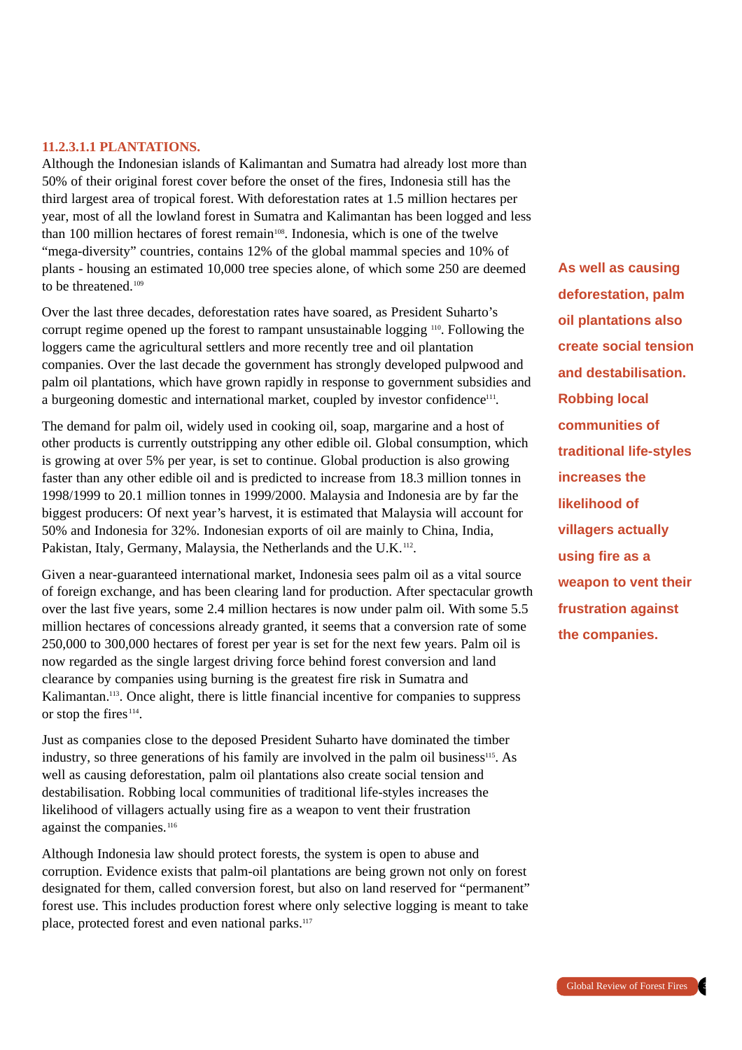#### 11.2.3.1.1 PLANTATIONS.

Although the Indonesian islands of Kalimantan and Sumatra had already lost more than 50% of their original forest cover before the onset of the fires, Indonesia still has the third largest area of tropical forest. With deforestation rates at 1.5 million hectares per year, most of all the lowland forest in Sumatra and Kalimantan has been logged and less than 100 million hectares of forest remain[108]. Indonesia, which is one of the twelve "mega-diversity" countries, contains 12% of the global mammal species and 10% of plants - housing an estimated 10,000 tree species alone, of which some 250 are deemed to be threatened.[109]

Over the last three decades, deforestation rates have soared, as President Suharto's corrupt regime opened up the forest to rampant unsustainable logging [110]. Following the loggers came the agricultural settlers and more recently tree and oil plantation companies. Over the last decade the government has strongly developed pulpwood and palm oil plantations, which have grown rapidly in response to government subsidies and a burgeoning domestic and international market, coupled by investor confidence[111].

The demand for palm oil, widely used in cooking oil, soap, margarine and a host of other products is currently outstripping any other edible oil. Global consumption, which is growing at over 5% per year, is set to continue. Global production is also growing faster than any other edible oil and is predicted to increase from 18.3 million tonnes in 1998/1999 to 20.1 million tonnes in 1999/2000. Malaysia and Indonesia are by far the biggest producers: Of next year's harvest, it is estimated that Malaysia will account for 50% and Indonesia for 32%. Indonesian exports of oil are mainly to China, India, Pakistan, Italy, Germany, Malaysia, the Netherlands and the U.K.[112].

Given a near-guaranteed international market, Indonesia sees palm oil as a vital source of foreign exchange, and has been clearing land for production. After spectacular growth over the last five years, some 2.4 million hectares is now under palm oil. With some 5.5 million hectares of concessions already granted, it seems that a conversion rate of some 250,000 to 300,000 hectares of forest per year is set for the next few years. Palm oil is now regarded as the single largest driving force behind forest conversion and land clearance by companies using burning is the greatest fire risk in Sumatra and Kalimantan.[113]. Once alight, there is little financial incentive for companies to suppress or stop the fires[114].

Just as companies close to the deposed President Suharto have dominated the timber industry, so three generations of his family are involved in the palm oil business[115]. As well as causing deforestation, palm oil plantations also create social tension and destabilisation. Robbing local communities of traditional life-styles increases the likelihood of villagers actually using fire as a weapon to vent their frustration against the companies.[116]

**As well as causing deforestation, palm oil plantations also create social tension and destabilisation. Robbing local communities of traditional life-styles increases the likelihood of villagers actually using fire as a weapon to vent their frustration against the companies.**

Although Indonesia law should protect forests, the system is open to abuse and corruption. Evidence exists that palm-oil plantations are being grown not only on forest designated for them, called conversion forest, but also on land reserved for "permanent" forest use. This includes production forest where only selective logging is meant to take place, protected forest and even national parks.[117]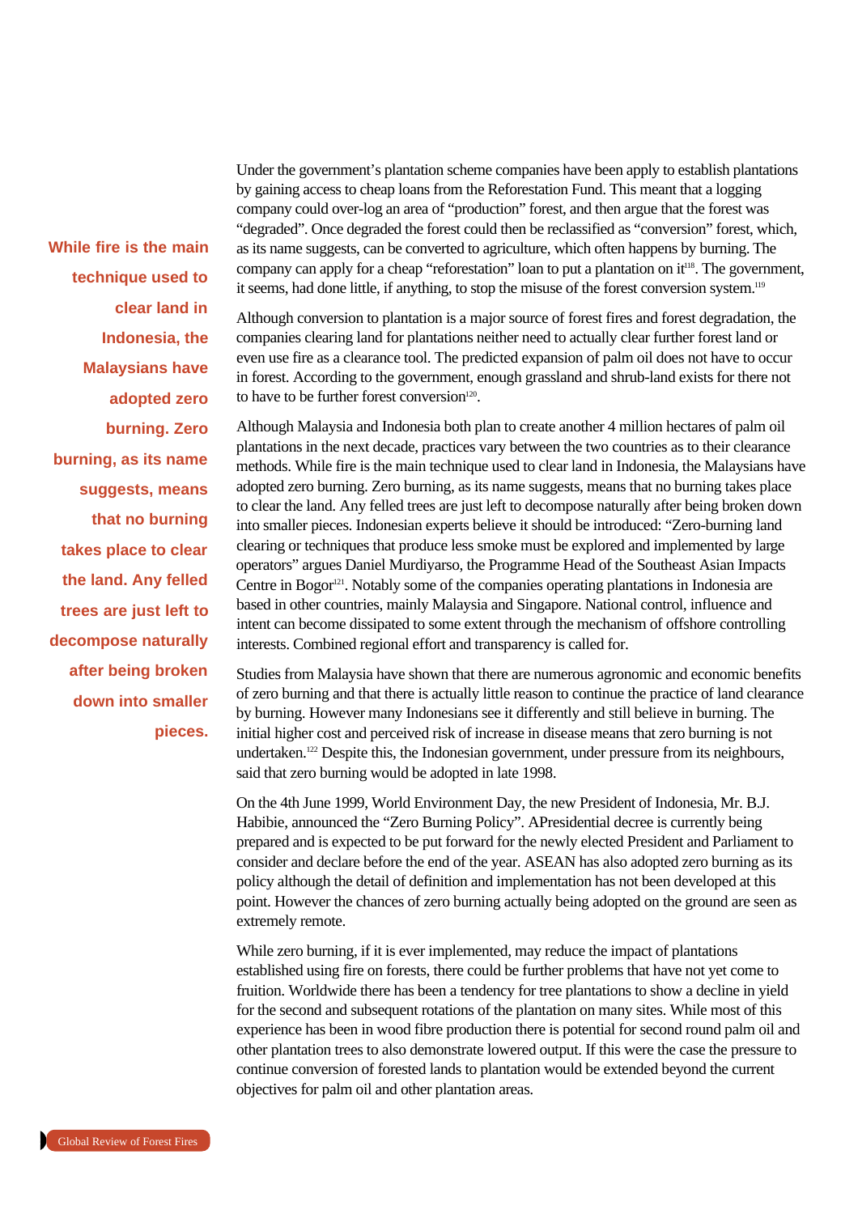> **While fire is the main technique used to clear land in Indonesia, the Malaysians have adopted zero burning. Zero burning, as its name suggests, means that no burning takes place to clear the land. Any felled trees are just left to decompose naturally after being broken down into smaller pieces.**

Under the government's plantation scheme companies have been apply to establish plantations by gaining access to cheap loans from the Reforestation Fund. This meant that a logging company could over-log an area of "production" forest, and then argue that the forest was "degraded". Once degraded the forest could then be reclassified as "conversion" forest, which, as its name suggests, can be converted to agriculture, which often happens by burning. The company can apply for a cheap "reforestation" loan to put a plantation on it[118]. The government, it seems, had done little, if anything, to stop the misuse of the forest conversion system.[119]

Although conversion to plantation is a major source of forest fires and forest degradation, the companies clearing land for plantations neither need to actually clear further forest land or even use fire as a clearance tool. The predicted expansion of palm oil does not have to occur in forest. According to the government, enough grassland and shrub-land exists for there not to have to be further forest conversion[120].

Although Malaysia and Indonesia both plan to create another 4 million hectares of palm oil plantations in the next decade, practices vary between the two countries as to their clearance methods. While fire is the main technique used to clear land in Indonesia, the Malaysians have adopted zero burning. Zero burning, as its name suggests, means that no burning takes place to clear the land. Any felled trees are just left to decompose naturally after being broken down into smaller pieces. Indonesian experts believe it should be introduced: "Zero-burning land clearing or techniques that produce less smoke must be explored and implemented by large operators" argues Daniel Murdiyarso, the Programme Head of the Southeast Asian Impacts Centre in Bogor[121]. Notably some of the companies operating plantations in Indonesia are based in other countries, mainly Malaysia and Singapore. National control, influence and intent can become dissipated to some extent through the mechanism of offshore controlling interests. Combined regional effort and transparency is called for.

Studies from Malaysia have shown that there are numerous agronomic and economic benefits of zero burning and that there is actually little reason to continue the practice of land clearance by burning. However many Indonesians see it differently and still believe in burning. The initial higher cost and perceived risk of increase in disease means that zero burning is not undertaken.[122] Despite this, the Indonesian government, under pressure from its neighbours, said that zero burning would be adopted in late 1998.

On the 4th June 1999, World Environment Day, the new President of Indonesia, Mr. B.J. Habibie, announced the "Zero Burning Policy". APresidential decree is currently being prepared and is expected to be put forward for the newly elected President and Parliament to consider and declare before the end of the year. ASEAN has also adopted zero burning as its policy although the detail of definition and implementation has not been developed at this point. However the chances of zero burning actually being adopted on the ground are seen as extremely remote.

While zero burning, if it is ever implemented, may reduce the impact of plantations established using fire on forests, there could be further problems that have not yet come to fruition. Worldwide there has been a tendency for tree plantations to show a decline in yield for the second and subsequent rotations of the plantation on many sites. While most of this experience has been in wood fibre production there is potential for second round palm oil and other plantation trees to also demonstrate lowered output. If this were the case the pressure to continue conversion of forested lands to plantation would be extended beyond the current objectives for palm oil and other plantation areas.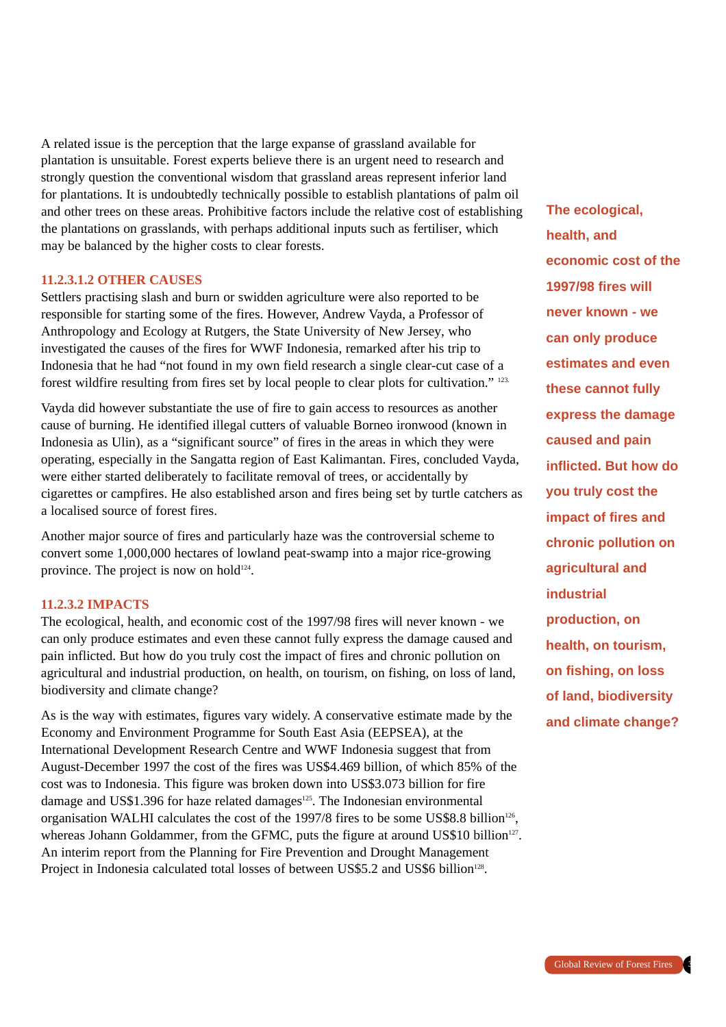A related issue is the perception that the large expanse of grassland available for plantation is unsuitable. Forest experts believe there is an urgent need to research and strongly question the conventional wisdom that grassland areas represent inferior land for plantations. It is undoubtedly technically possible to establish plantations of palm oil and other trees on these areas. Prohibitive factors include the relative cost of establishing the plantations on grasslands, with perhaps additional inputs such as fertiliser, which may be balanced by the higher costs to clear forests.

#### 11.2.3.1.2 OTHER CAUSES

Settlers practising slash and burn or swidden agriculture were also reported to be responsible for starting some of the fires. However, Andrew Vayda, a Professor of Anthropology and Ecology at Rutgers, the State University of New Jersey, who investigated the causes of the fires for WWF Indonesia, remarked after his trip to Indonesia that he had "not found in my own field research a single clear-cut case of a forest wildfire resulting from fires set by local people to clear plots for cultivation." [123]

Vayda did however substantiate the use of fire to gain access to resources as another cause of burning. He identified illegal cutters of valuable Borneo ironwood (known in Indonesia as Ulin), as a "significant source" of fires in the areas in which they were operating, especially in the Sangatta region of East Kalimantan. Fires, concluded Vayda, were either started deliberately to facilitate removal of trees, or accidentally by cigarettes or campfires. He also established arson and fires being set by turtle catchers as a localised source of forest fires.

Another major source of fires and particularly haze was the controversial scheme to convert some 1,000,000 hectares of lowland peat-swamp into a major rice-growing province. The project is now on hold[124].

#### 11.2.3.2 IMPACTS

The ecological, health, and economic cost of the 1997/98 fires will never known - we can only produce estimates and even these cannot fully express the damage caused and pain inflicted. But how do you truly cost the impact of fires and chronic pollution on agricultural and industrial production, on health, on tourism, on fishing, on loss of land, biodiversity and climate change?

**The ecological, health, and economic cost of the 1997/98 fires will never known - we can only produce estimates and even these cannot fully express the damage caused and pain inflicted. But how do you truly cost the impact of fires and chronic pollution on agricultural and industrial production, on health, on tourism, on fishing, on loss of land, biodiversity and climate change?**

As is the way with estimates, figures vary widely. A conservative estimate made by the Economy and Environment Programme for South East Asia (EEPSEA), at the International Development Research Centre and WWF Indonesia suggest that from August-December 1997 the cost of the fires was US$4.469 billion, of which 85% of the cost was to Indonesia. This figure was broken down into US$3.073 billion for fire damage and US$1.396 for haze related damages[125]. The Indonesian environmental organisation WALHI calculates the cost of the 1997/8 fires to be some US$8.8 billion[126], whereas Johann Goldammer, from the GFMC, puts the figure at around US$10 billion[127]. An interim report from the Planning for Fire Prevention and Drought Management Project in Indonesia calculated total losses of between US$5.2 and US$6 billion[128].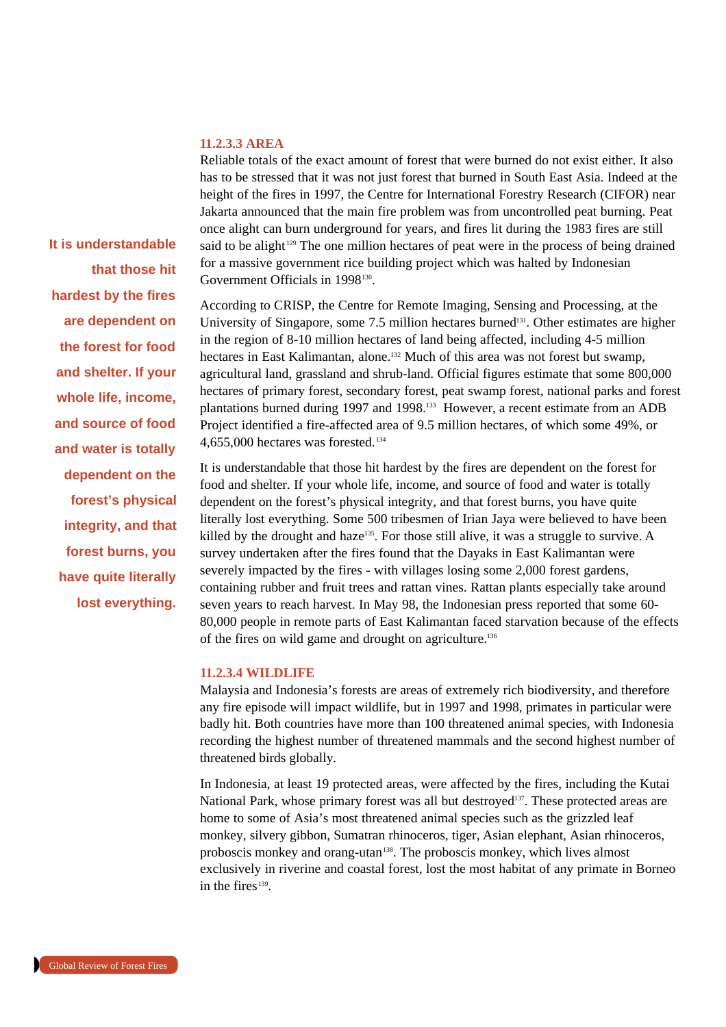### 11.2.3.3 AREA

Reliable totals of the exact amount of forest that were burned do not exist either. It also has to be stressed that it was not just forest that burned in South East Asia. Indeed at the height of the fires in 1997, the Centre for International Forestry Research (CIFOR) near Jakarta announced that the main fire problem was from uncontrolled peat burning. Peat once alight can burn underground for years, and fires lit during the 1983 fires are still said to be alight[129] The one million hectares of peat were in the process of being drained for a massive government rice building project which was halted by Indonesian Government Officials in 1998[130].

According to CRISP, the Centre for Remote Imaging, Sensing and Processing, at the University of Singapore, some 7.5 million hectares burned[131]. Other estimates are higher in the region of 8-10 million hectares of land being affected, including 4-5 million hectares in East Kalimantan, alone.[132] Much of this area was not forest but swamp, agricultural land, grassland and shrub-land. Official figures estimate that some 800,000 hectares of primary forest, secondary forest, peat swamp forest, national parks and forest plantations burned during 1997 and 1998.[133] However, a recent estimate from an ADB Project identified a fire-affected area of 9.5 million hectares, of which some 49%, or 4,655,000 hectares was forested.[134]

It is understandable that those hit hardest by the fires are dependent on the forest for food and shelter. If your whole life, income, and source of food and water is totally dependent on the forest's physical integrity, and that forest burns, you have quite literally lost everything. Some 500 tribesmen of Irian Jaya were believed to have been killed by the drought and haze[135]. For those still alive, it was a struggle to survive. A survey undertaken after the fires found that the Dayaks in East Kalimantan were severely impacted by the fires - with villages losing some 2,000 forest gardens, containing rubber and fruit trees and rattan vines. Rattan plants especially take around seven years to reach harvest. In May 98, the Indonesian press reported that some 60-80,000 people in remote parts of East Kalimantan faced starvation because of the effects of the fires on wild game and drought on agriculture.[136]

**It is understandable that those hit hardest by the fires are dependent on the forest for food and shelter. If your whole life, income, and source of food and water is totally dependent on the forest's physical integrity, and that forest burns, you have quite literally lost everything.**

### 11.2.3.4 WILDLIFE

Malaysia and Indonesia's forests are areas of extremely rich biodiversity, and therefore any fire episode will impact wildlife, but in 1997 and 1998, primates in particular were badly hit. Both countries have more than 100 threatened animal species, with Indonesia recording the highest number of threatened mammals and the second highest number of threatened birds globally.

In Indonesia, at least 19 protected areas, were affected by the fires, including the Kutai National Park, whose primary forest was all but destroyed[137]. These protected areas are home to some of Asia's most threatened animal species such as the grizzled leaf monkey, silvery gibbon, Sumatran rhinoceros, tiger, Asian elephant, Asian rhinoceros, proboscis monkey and orang-utan[138]. The proboscis monkey, which lives almost exclusively in riverine and coastal forest, lost the most habitat of any primate in Borneo in the fires[139].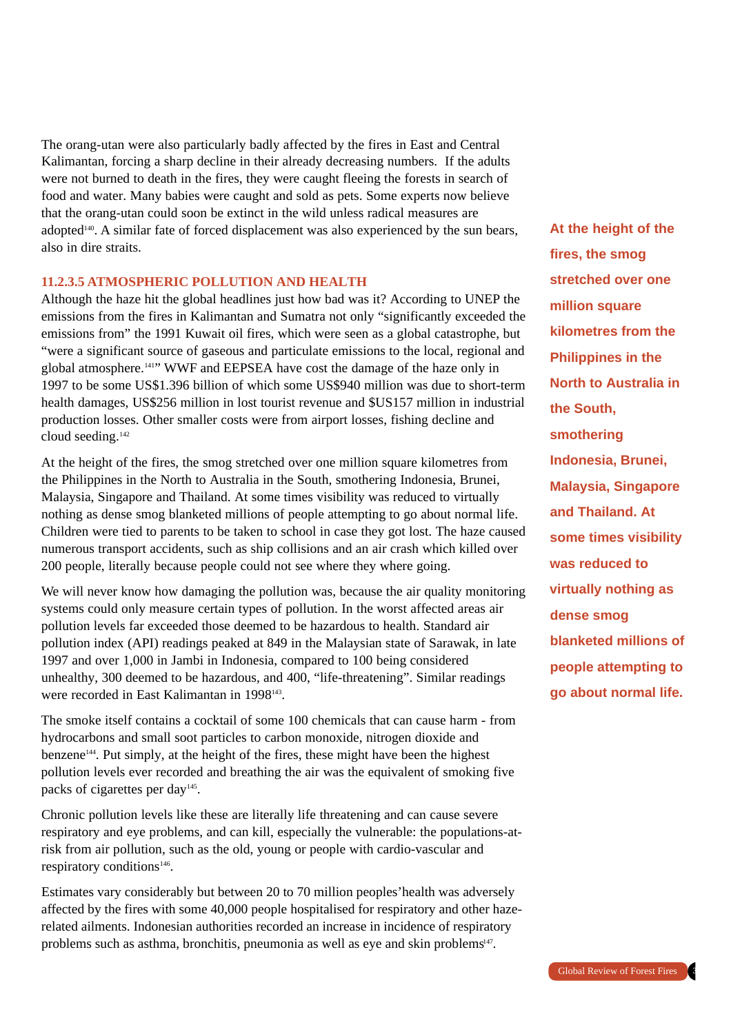The orang-utan were also particularly badly affected by the fires in East and Central Kalimantan, forcing a sharp decline in their already decreasing numbers. If the adults were not burned to death in the fires, they were caught fleeing the forests in search of food and water. Many babies were caught and sold as pets. Some experts now believe that the orang-utan could soon be extinct in the wild unless radical measures are adopted[140]. A similar fate of forced displacement was also experienced by the sun bears, also in dire straits.

#### 11.2.3.5 ATMOSPHERIC POLLUTION AND HEALTH

Although the haze hit the global headlines just how bad was it? According to UNEP the emissions from the fires in Kalimantan and Sumatra not only "significantly exceeded the emissions from" the 1991 Kuwait oil fires, which were seen as a global catastrophe, but "were a significant source of gaseous and particulate emissions to the local, regional and global atmosphere.[141]" WWF and EEPSEA have cost the damage of the haze only in 1997 to be some US$1.396 billion of which some US$940 million was due to short-term health damages, US$256 million in lost tourist revenue and $US157 million in industrial production losses. Other smaller costs were from airport losses, fishing decline and cloud seeding.[142]

At the height of the fires, the smog stretched over one million square kilometres from the Philippines in the North to Australia in the South, smothering Indonesia, Brunei, Malaysia, Singapore and Thailand. At some times visibility was reduced to virtually nothing as dense smog blanketed millions of people attempting to go about normal life. Children were tied to parents to be taken to school in case they got lost. The haze caused numerous transport accidents, such as ship collisions and an air crash which killed over 200 people, literally because people could not see where they where going.

**At the height of the fires, the smog stretched over one million square kilometres from the Philippines in the North to Australia in the South, smothering Indonesia, Brunei, Malaysia, Singapore and Thailand. At some times visibility was reduced to virtually nothing as dense smog blanketed millions of people attempting to go about normal life.**

We will never know how damaging the pollution was, because the air quality monitoring systems could only measure certain types of pollution. In the worst affected areas air pollution levels far exceeded those deemed to be hazardous to health. Standard air pollution index (API) readings peaked at 849 in the Malaysian state of Sarawak, in late 1997 and over 1,000 in Jambi in Indonesia, compared to 100 being considered unhealthy, 300 deemed to be hazardous, and 400, "life-threatening". Similar readings were recorded in East Kalimantan in 1998[143].

The smoke itself contains a cocktail of some 100 chemicals that can cause harm - from hydrocarbons and small soot particles to carbon monoxide, nitrogen dioxide and benzene[144]. Put simply, at the height of the fires, these might have been the highest pollution levels ever recorded and breathing the air was the equivalent of smoking five packs of cigarettes per day[145].

Chronic pollution levels like these are literally life threatening and can cause severe respiratory and eye problems, and can kill, especially the vulnerable: the populations-at-risk from air pollution, such as the old, young or people with cardio-vascular and respiratory conditions[146].

Estimates vary considerably but between 20 to 70 million peoples'health was adversely affected by the fires with some 40,000 people hospitalised for respiratory and other haze-related ailments. Indonesian authorities recorded an increase in incidence of respiratory problems such as asthma, bronchitis, pneumonia as well as eye and skin problems[147].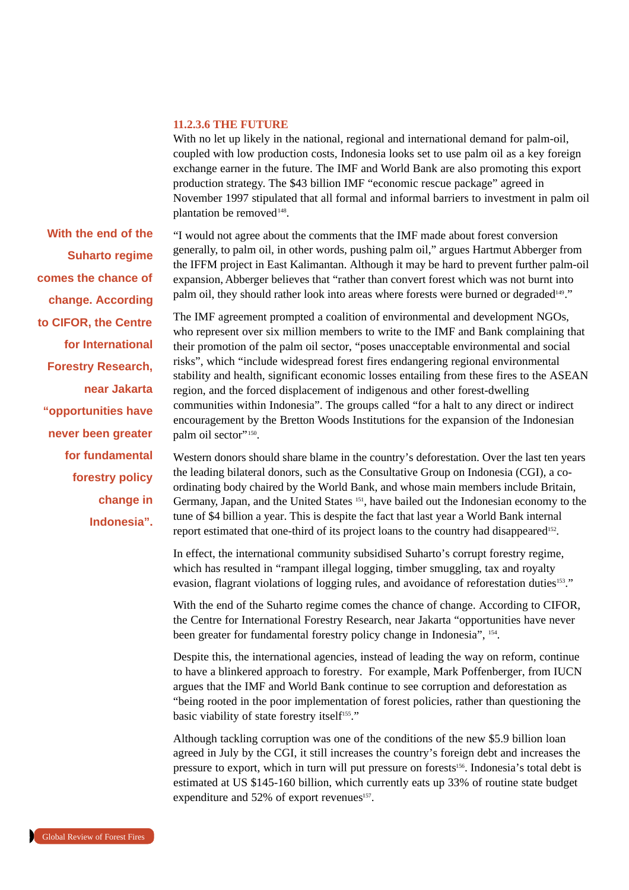### 11.2.3.6 THE FUTURE

With no let up likely in the national, regional and international demand for palm-oil, coupled with low production costs, Indonesia looks set to use palm oil as a key foreign exchange earner in the future. The IMF and World Bank are also promoting this export production strategy. The $43 billion IMF "economic rescue package" agreed in November 1997 stipulated that all formal and informal barriers to investment in palm oil plantation be removed[148].

"I would not agree about the comments that the IMF made about forest conversion generally, to palm oil, in other words, pushing palm oil," argues Hartmut Abberger from the IFFM project in East Kalimantan. Although it may be hard to prevent further palm-oil expansion, Abberger believes that "rather than convert forest which was not burnt into palm oil, they should rather look into areas where forests were burned or degraded[149]."

**With the end of the Suharto regime comes the chance of change. According to CIFOR, the Centre for International Forestry Research, near Jakarta "opportunities have never been greater for fundamental forestry policy change in Indonesia".**

The IMF agreement prompted a coalition of environmental and development NGOs, who represent over six million members to write to the IMF and Bank complaining that their promotion of the palm oil sector, "poses unacceptable environmental and social risks", which "include widespread forest fires endangering regional environmental stability and health, significant economic losses entailing from these fires to the ASEAN region, and the forced displacement of indigenous and other forest-dwelling communities within Indonesia". The groups called "for a halt to any direct or indirect encouragement by the Bretton Woods Institutions for the expansion of the Indonesian palm oil sector"[150].

Western donors should share blame in the country's deforestation. Over the last ten years the leading bilateral donors, such as the Consultative Group on Indonesia (CGI), a co-ordinating body chaired by the World Bank, and whose main members include Britain, Germany, Japan, and the United States [151], have bailed out the Indonesian economy to the tune of $4 billion a year. This is despite the fact that last year a World Bank internal report estimated that one-third of its project loans to the country had disappeared[152].

In effect, the international community subsidised Suharto's corrupt forestry regime, which has resulted in "rampant illegal logging, timber smuggling, tax and royalty evasion, flagrant violations of logging rules, and avoidance of reforestation duties[153]."

With the end of the Suharto regime comes the chance of change. According to CIFOR, the Centre for International Forestry Research, near Jakarta "opportunities have never been greater for fundamental forestry policy change in Indonesia", [154].

Despite this, the international agencies, instead of leading the way on reform, continue to have a blinkered approach to forestry. For example, Mark Poffenberger, from IUCN argues that the IMF and World Bank continue to see corruption and deforestation as "being rooted in the poor implementation of forest policies, rather than questioning the basic viability of state forestry itself[155]."

Although tackling corruption was one of the conditions of the new $5.9 billion loan agreed in July by the CGI, it still increases the country's foreign debt and increases the pressure to export, which in turn will put pressure on forests[156]. Indonesia's total debt is estimated at US $145-160 billion, which currently eats up 33% of routine state budget expenditure and 52% of export revenues[157].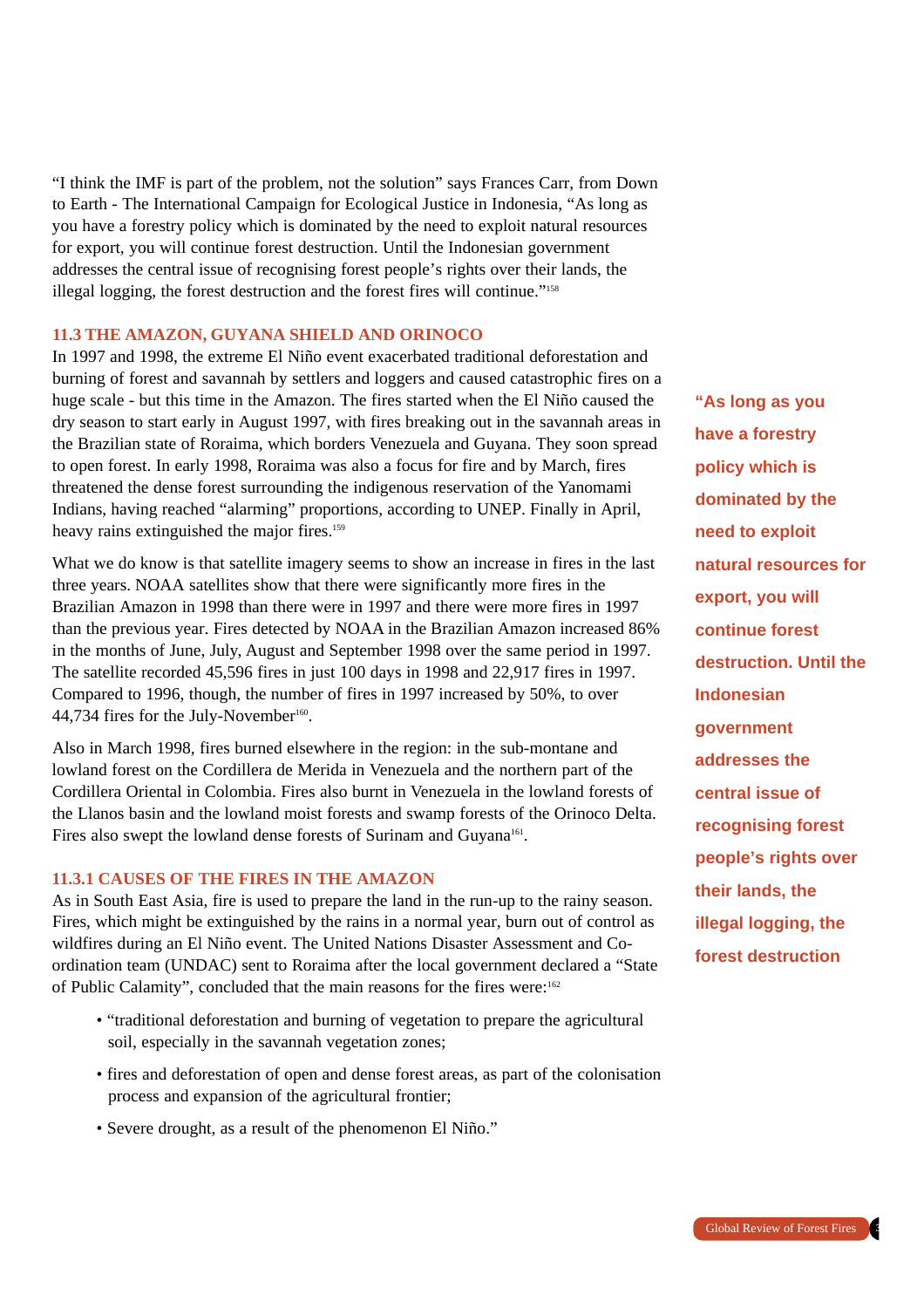"I think the IMF is part of the problem, not the solution" says Frances Carr, from Down to Earth - The International Campaign for Ecological Justice in Indonesia, "As long as you have a forestry policy which is dominated by the need to exploit natural resources for export, you will continue forest destruction. Until the Indonesian government addresses the central issue of recognising forest people's rights over their lands, the illegal logging, the forest destruction and the forest fires will continue."[158]

## 11.3 THE AMAZON, GUYANA SHIELD AND ORINOCO

In 1997 and 1998, the extreme El Niño event exacerbated traditional deforestation and burning of forest and savannah by settlers and loggers and caused catastrophic fires on a huge scale - but this time in the Amazon. The fires started when the El Niño caused the dry season to start early in August 1997, with fires breaking out in the savannah areas in the Brazilian state of Roraima, which borders Venezuela and Guyana. They soon spread to open forest. In early 1998, Roraima was also a focus for fire and by March, fires threatened the dense forest surrounding the indigenous reservation of the Yanomami Indians, having reached "alarming" proportions, according to UNEP. Finally in April, heavy rains extinguished the major fires.[159]

What we do know is that satellite imagery seems to show an increase in fires in the last three years. NOAA satellites show that there were significantly more fires in the Brazilian Amazon in 1998 than there were in 1997 and there were more fires in 1997 than the previous year. Fires detected by NOAA in the Brazilian Amazon increased 86% in the months of June, July, August and September 1998 over the same period in 1997. The satellite recorded 45,596 fires in just 100 days in 1998 and 22,917 fires in 1997. Compared to 1996, though, the number of fires in 1997 increased by 50%, to over 44,734 fires for the July-November[160].

Also in March 1998, fires burned elsewhere in the region: in the sub-montane and lowland forest on the Cordillera de Merida in Venezuela and the northern part of the Cordillera Oriental in Colombia. Fires also burnt in Venezuela in the lowland forests of the Llanos basin and the lowland moist forests and swamp forests of the Orinoco Delta. Fires also swept the lowland dense forests of Surinam and Guyana[161].

### 11.3.1 CAUSES OF THE FIRES IN THE AMAZON

As in South East Asia, fire is used to prepare the land in the run-up to the rainy season. Fires, which might be extinguished by the rains in a normal year, burn out of control as wildfires during an El Niño event. The United Nations Disaster Assessment and Co-ordination team (UNDAC) sent to Roraima after the local government declared a "State of Public Calamity", concluded that the main reasons for the fires were:[162]

- "traditional deforestation and burning of vegetation to prepare the agricultural soil, especially in the savannah vegetation zones;
- fires and deforestation of open and dense forest areas, as part of the colonisation process and expansion of the agricultural frontier;
- Severe drought, as a result of the phenomenon El Niño."

**"As long as you have a forestry policy which is dominated by the need to exploit natural resources for export, you will continue forest destruction. Until the Indonesian government addresses the central issue of recognising forest people's rights over their lands, the illegal logging, the forest destruction**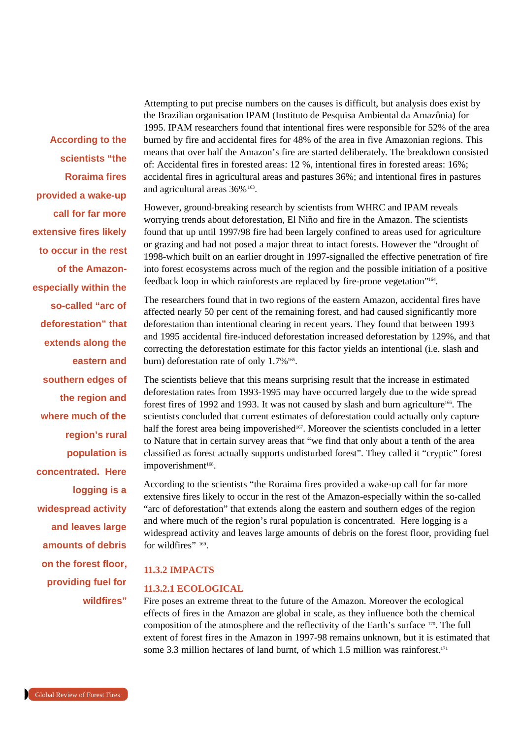Attempting to put precise numbers on the causes is difficult, but analysis does exist by the Brazilian organisation IPAM (Instituto de Pesquisa Ambiental da Amazônia) for 1995. IPAM researchers found that intentional fires were responsible for 52% of the area burned by fire and accidental fires for 48% of the area in five Amazonian regions. This means that over half the Amazon's fire are started deliberately. The breakdown consisted of: Accidental fires in forested areas: 12 %, intentional fires in forested areas: 16%; accidental fires in agricultural areas and pastures 36%; and intentional fires in pastures and agricultural areas 36%[163].

> According to the scientists "the Roraima fires provided a wake-up call for far more extensive fires likely to occur in the rest of the Amazon-especially within the so-called "arc of deforestation" that extends along the eastern and southern edges of the region and where much of the region's rural population is concentrated. Here logging is a widespread activity and leaves large amounts of debris on the forest floor, providing fuel for wildfires"

However, ground-breaking research by scientists from WHRC and IPAM reveals worrying trends about deforestation, El Niño and fire in the Amazon. The scientists found that up until 1997/98 fire had been largely confined to areas used for agriculture or grazing and had not posed a major threat to intact forests. However the "drought of 1998-which built on an earlier drought in 1997-signalled the effective penetration of fire into forest ecosystems across much of the region and the possible initiation of a positive feedback loop in which rainforests are replaced by fire-prone vegetation"[164].

The researchers found that in two regions of the eastern Amazon, accidental fires have affected nearly 50 per cent of the remaining forest, and had caused significantly more deforestation than intentional clearing in recent years. They found that between 1993 and 1995 accidental fire-induced deforestation increased deforestation by 129%, and that correcting the deforestation estimate for this factor yields an intentional (i.e. slash and burn) deforestation rate of only 1.7%[165].

The scientists believe that this means surprising result that the increase in estimated deforestation rates from 1993-1995 may have occurred largely due to the wide spread forest fires of 1992 and 1993. It was not caused by slash and burn agriculture[166]. The scientists concluded that current estimates of deforestation could actually only capture half the forest area being impoverished[167]. Moreover the scientists concluded in a letter to Nature that in certain survey areas that "we find that only about a tenth of the area classified as forest actually supports undisturbed forest". They called it "cryptic" forest impoverishment[168].

According to the scientists "the Roraima fires provided a wake-up call for far more extensive fires likely to occur in the rest of the Amazon-especially within the so-called "arc of deforestation" that extends along the eastern and southern edges of the region and where much of the region's rural population is concentrated. Here logging is a widespread activity and leaves large amounts of debris on the forest floor, providing fuel for wildfires" [169].

### 11.3.2 IMPACTS

#### 11.3.2.1 ECOLOGICAL

Fire poses an extreme threat to the future of the Amazon. Moreover the ecological effects of fires in the Amazon are global in scale, as they influence both the chemical composition of the atmosphere and the reflectivity of the Earth's surface [170]. The full extent of forest fires in the Amazon in 1997-98 remains unknown, but it is estimated that some 3.3 million hectares of land burnt, of which 1.5 million was rainforest.[171]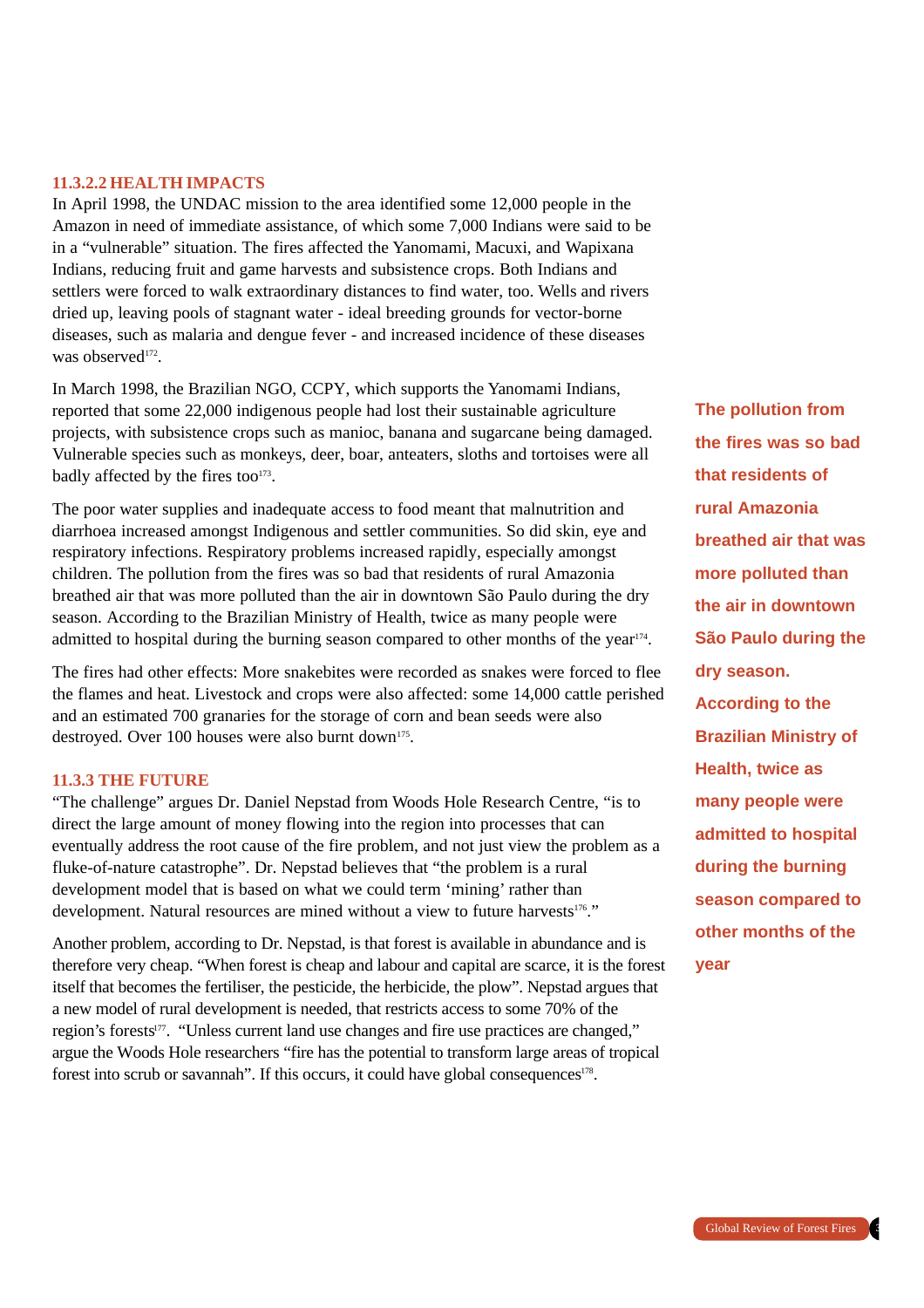#### 11.3.2.2 HEALTH IMPACTS

In April 1998, the UNDAC mission to the area identified some 12,000 people in the Amazon in need of immediate assistance, of which some 7,000 Indians were said to be in a "vulnerable" situation. The fires affected the Yanomami, Macuxi, and Wapixana Indians, reducing fruit and game harvests and subsistence crops. Both Indians and settlers were forced to walk extraordinary distances to find water, too. Wells and rivers dried up, leaving pools of stagnant water - ideal breeding grounds for vector-borne diseases, such as malaria and dengue fever - and increased incidence of these diseases was observed[172].

In March 1998, the Brazilian NGO, CCPY, which supports the Yanomami Indians, reported that some 22,000 indigenous people had lost their sustainable agriculture projects, with subsistence crops such as manioc, banana and sugarcane being damaged. Vulnerable species such as monkeys, deer, boar, anteaters, sloths and tortoises were all badly affected by the fires too[173].

The poor water supplies and inadequate access to food meant that malnutrition and diarrhoea increased amongst Indigenous and settler communities. So did skin, eye and respiratory infections. Respiratory problems increased rapidly, especially amongst children. The pollution from the fires was so bad that residents of rural Amazonia breathed air that was more polluted than the air in downtown São Paulo during the dry season. According to the Brazilian Ministry of Health, twice as many people were admitted to hospital during the burning season compared to other months of the year[174].

**The pollution from the fires was so bad that residents of rural Amazonia breathed air that was more polluted than the air in downtown São Paulo during the dry season. According to the Brazilian Ministry of Health, twice as many people were admitted to hospital during the burning season compared to other months of the year**

The fires had other effects: More snakebites were recorded as snakes were forced to flee the flames and heat. Livestock and crops were also affected: some 14,000 cattle perished and an estimated 700 granaries for the storage of corn and bean seeds were also destroyed. Over 100 houses were also burnt down[175].

### 11.3.3 THE FUTURE

"The challenge" argues Dr. Daniel Nepstad from Woods Hole Research Centre, "is to direct the large amount of money flowing into the region into processes that can eventually address the root cause of the fire problem, and not just view the problem as a fluke-of-nature catastrophe". Dr. Nepstad believes that "the problem is a rural development model that is based on what we could term 'mining' rather than development. Natural resources are mined without a view to future harvests[176]."

Another problem, according to Dr. Nepstad, is that forest is available in abundance and is therefore very cheap. "When forest is cheap and labour and capital are scarce, it is the forest itself that becomes the fertiliser, the pesticide, the herbicide, the plow". Nepstad argues that a new model of rural development is needed, that restricts access to some 70% of the region's forests[177]. "Unless current land use changes and fire use practices are changed," argue the Woods Hole researchers "fire has the potential to transform large areas of tropical forest into scrub or savannah". If this occurs, it could have global consequences[178].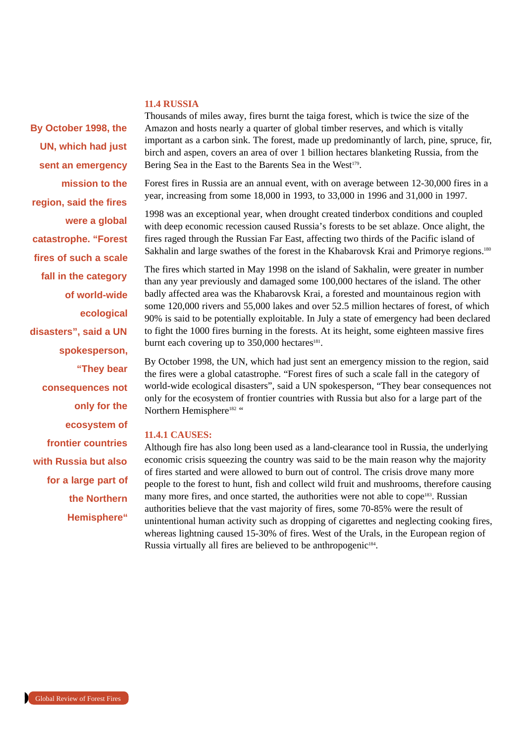## 11.4 RUSSIA

Thousands of miles away, fires burnt the taiga forest, which is twice the size of the Amazon and hosts nearly a quarter of global timber reserves, and which is vitally important as a carbon sink. The forest, made up predominantly of larch, pine, spruce, fir, birch and aspen, covers an area of over 1 billion hectares blanketing Russia, from the Bering Sea in the East to the Barents Sea in the West[179].

Forest fires in Russia are an annual event, with on average between 12-30,000 fires in a year, increasing from some 18,000 in 1993, to 33,000 in 1996 and 31,000 in 1997.

1998 was an exceptional year, when drought created tinderbox conditions and coupled with deep economic recession caused Russia's forests to be set ablaze. Once alight, the fires raged through the Russian Far East, affecting two thirds of the Pacific island of Sakhalin and large swathes of the forest in the Khabarovsk Krai and Primorye regions.[180]

The fires which started in May 1998 on the island of Sakhalin, were greater in number than any year previously and damaged some 100,000 hectares of the island. The other badly affected area was the Khabarovsk Krai, a forested and mountainous region with some 120,000 rivers and 55,000 lakes and over 52.5 million hectares of forest, of which 90% is said to be potentially exploitable. In July a state of emergency had been declared to fight the 1000 fires burning in the forests. At its height, some eighteen massive fires burnt each covering up to 350,000 hectares[181].

By October 1998, the UN, which had just sent an emergency mission to the region, said the fires were a global catastrophe. "Forest fires of such a scale fall in the category of world-wide ecological disasters", said a UN spokesperson, "They bear consequences not only for the ecosystem of frontier countries with Russia but also for a large part of the Northern Hemisphere[182] "

**By October 1998, the UN, which had just sent an emergency mission to the region, said the fires were a global catastrophe. "Forest fires of such a scale fall in the category of world-wide ecological disasters", said a UN spokesperson, "They bear consequences not only for the ecosystem of frontier countries with Russia but also for a large part of the Northern Hemisphere"**

### 11.4.1 CAUSES:

Although fire has also long been used as a land-clearance tool in Russia, the underlying economic crisis squeezing the country was said to be the main reason why the majority of fires started and were allowed to burn out of control. The crisis drove many more people to the forest to hunt, fish and collect wild fruit and mushrooms, therefore causing many more fires, and once started, the authorities were not able to cope[183]. Russian authorities believe that the vast majority of fires, some 70-85% were the result of unintentional human activity such as dropping of cigarettes and neglecting cooking fires, whereas lightning caused 15-30% of fires. West of the Urals, in the European region of Russia virtually all fires are believed to be anthropogenic[184].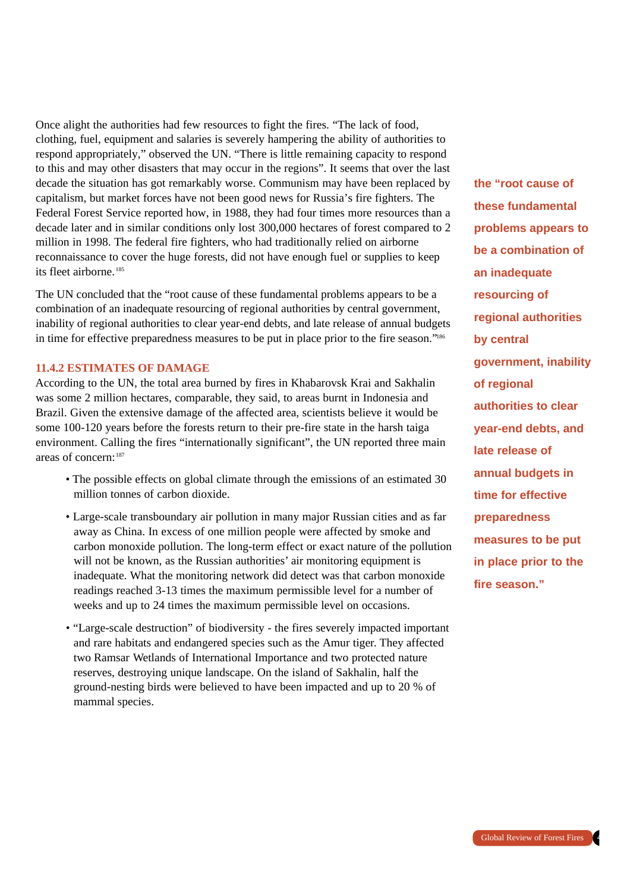Once alight the authorities had few resources to fight the fires. "The lack of food, clothing, fuel, equipment and salaries is severely hampering the ability of authorities to respond appropriately," observed the UN. "There is little remaining capacity to respond to this and may other disasters that may occur in the regions". It seems that over the last decade the situation has got remarkably worse. Communism may have been replaced by capitalism, but market forces have not been good news for Russia's fire fighters. The Federal Forest Service reported how, in 1988, they had four times more resources than a decade later and in similar conditions only lost 300,000 hectares of forest compared to 2 million in 1998. The federal fire fighters, who had traditionally relied on airborne reconnaissance to cover the huge forests, did not have enough fuel or supplies to keep its fleet airborne.[185]

The UN concluded that the "root cause of these fundamental problems appears to be a combination of an inadequate resourcing of regional authorities by central government, inability of regional authorities to clear year-end debts, and late release of annual budgets in time for effective preparedness measures to be put in place prior to the fire season."[186]

**the "root cause of these fundamental problems appears to be a combination of an inadequate resourcing of regional authorities by central government, inability of regional authorities to clear year-end debts, and late release of annual budgets in time for effective preparedness measures to be put in place prior to the fire season."**

### 11.4.2 ESTIMATES OF DAMAGE

According to the UN, the total area burned by fires in Khabarovsk Krai and Sakhalin was some 2 million hectares, comparable, they said, to areas burnt in Indonesia and Brazil. Given the extensive damage of the affected area, scientists believe it would be some 100-120 years before the forests return to their pre-fire state in the harsh taiga environment. Calling the fires "internationally significant", the UN reported three main areas of concern:[187]

- The possible effects on global climate through the emissions of an estimated 30 million tonnes of carbon dioxide.
- Large-scale transboundary air pollution in many major Russian cities and as far away as China. In excess of one million people were affected by smoke and carbon monoxide pollution. The long-term effect or exact nature of the pollution will not be known, as the Russian authorities' air monitoring equipment is inadequate. What the monitoring network did detect was that carbon monoxide readings reached 3-13 times the maximum permissible level for a number of weeks and up to 24 times the maximum permissible level on occasions.
- "Large-scale destruction" of biodiversity - the fires severely impacted important and rare habitats and endangered species such as the Amur tiger. They affected two Ramsar Wetlands of International Importance and two protected nature reserves, destroying unique landscape. On the island of Sakhalin, half the ground-nesting birds were believed to have been impacted and up to 20 % of mammal species.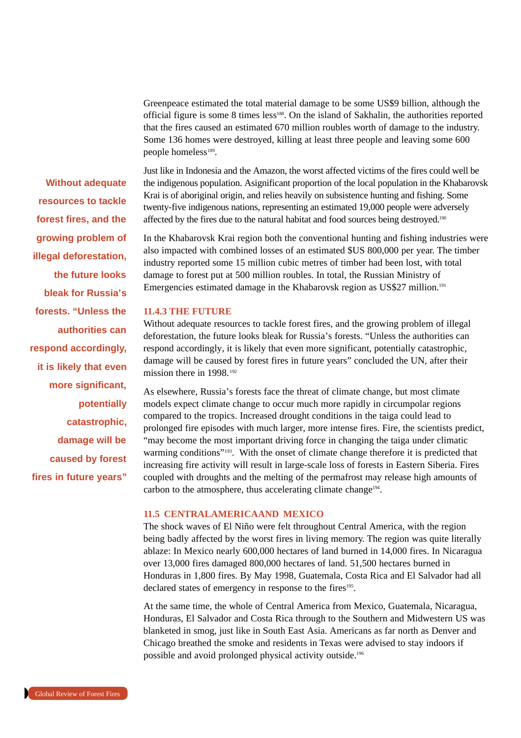Greenpeace estimated the total material damage to be some US$9 billion, although the official figure is some 8 times less[188]. On the island of Sakhalin, the authorities reported that the fires caused an estimated 670 million roubles worth of damage to the industry. Some 136 homes were destroyed, killing at least three people and leaving some 600 people homeless[189].

**Without adequate resources to tackle forest fires, and the growing problem of illegal deforestation, the future looks bleak for Russia's forests. "Unless the authorities can respond accordingly, it is likely that even more significant, potentially catastrophic, damage will be caused by forest fires in future years"**

Just like in Indonesia and the Amazon, the worst affected victims of the fires could well be the indigenous population. Asignificant proportion of the local population in the Khabarovsk Krai is of aboriginal origin, and relies heavily on subsistence hunting and fishing. Some twenty-five indigenous nations, representing an estimated 19,000 people were adversely affected by the fires due to the natural habitat and food sources being destroyed.[190]

In the Khabarovsk Krai region both the conventional hunting and fishing industries were also impacted with combined losses of an estimated $US 800,000 per year. The timber industry reported some 15 million cubic metres of timber had been lost, with total damage to forest put at 500 million roubles. In total, the Russian Ministry of Emergencies estimated damage in the Khabarovsk region as US$27 million.[191]

### 11.4.3 THE FUTURE

Without adequate resources to tackle forest fires, and the growing problem of illegal deforestation, the future looks bleak for Russia's forests. "Unless the authorities can respond accordingly, it is likely that even more significant, potentially catastrophic, damage will be caused by forest fires in future years" concluded the UN, after their mission there in 1998.[192]

As elsewhere, Russia's forests face the threat of climate change, but most climate models expect climate change to occur much more rapidly in circumpolar regions compared to the tropics. Increased drought conditions in the taiga could lead to prolonged fire episodes with much larger, more intense fires. Fire, the scientists predict, "may become the most important driving force in changing the taiga under climatic warming conditions"[193]. With the onset of climate change therefore it is predicted that increasing fire activity will result in large-scale loss of forests in Eastern Siberia. Fires coupled with droughts and the melting of the permafrost may release high amounts of carbon to the atmosphere, thus accelerating climate change[194].

## 11.5 CENTRALAMERICAAND MEXICO

The shock waves of El Niño were felt throughout Central America, with the region being badly affected by the worst fires in living memory. The region was quite literally ablaze: In Mexico nearly 600,000 hectares of land burned in 14,000 fires. In Nicaragua over 13,000 fires damaged 800,000 hectares of land. 51,500 hectares burned in Honduras in 1,800 fires. By May 1998, Guatemala, Costa Rica and El Salvador had all declared states of emergency in response to the fires[195].

At the same time, the whole of Central America from Mexico, Guatemala, Nicaragua, Honduras, El Salvador and Costa Rica through to the Southern and Midwestern US was blanketed in smog, just like in South East Asia. Americans as far north as Denver and Chicago breathed the smoke and residents in Texas were advised to stay indoors if possible and avoid prolonged physical activity outside.[196]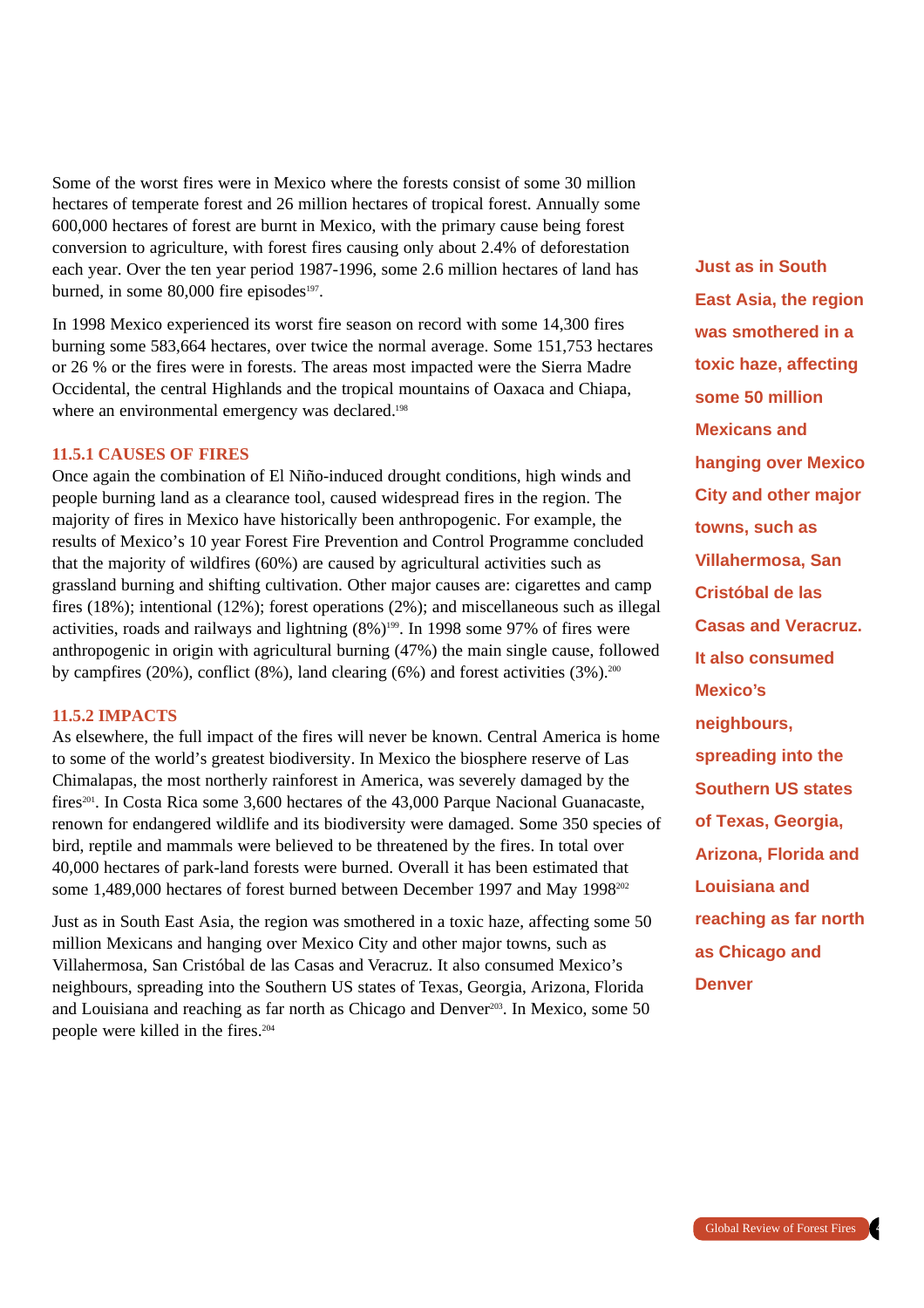Some of the worst fires were in Mexico where the forests consist of some 30 million hectares of temperate forest and 26 million hectares of tropical forest. Annually some 600,000 hectares of forest are burnt in Mexico, with the primary cause being forest conversion to agriculture, with forest fires causing only about 2.4% of deforestation each year. Over the ten year period 1987-1996, some 2.6 million hectares of land has burned, in some 80,000 fire episodes[197].

In 1998 Mexico experienced its worst fire season on record with some 14,300 fires burning some 583,664 hectares, over twice the normal average. Some 151,753 hectares or 26 % or the fires were in forests. The areas most impacted were the Sierra Madre Occidental, the central Highlands and the tropical mountains of Oaxaca and Chiapa, where an environmental emergency was declared.[198]

### 11.5.1 CAUSES OF FIRES

Once again the combination of El Niño-induced drought conditions, high winds and people burning land as a clearance tool, caused widespread fires in the region. The majority of fires in Mexico have historically been anthropogenic. For example, the results of Mexico's 10 year Forest Fire Prevention and Control Programme concluded that the majority of wildfires (60%) are caused by agricultural activities such as grassland burning and shifting cultivation. Other major causes are: cigarettes and camp fires (18%); intentional (12%); forest operations (2%); and miscellaneous such as illegal activities, roads and railways and lightning (8%)[199]. In 1998 some 97% of fires were anthropogenic in origin with agricultural burning (47%) the main single cause, followed by campfires (20%), conflict (8%), land clearing (6%) and forest activities (3%).[200]

### 11.5.2 IMPACTS

As elsewhere, the full impact of the fires will never be known. Central America is home to some of the world's greatest biodiversity. In Mexico the biosphere reserve of Las Chimalapas, the most northerly rainforest in America, was severely damaged by the fires[201]. In Costa Rica some 3,600 hectares of the 43,000 Parque Nacional Guanacaste, renown for endangered wildlife and its biodiversity were damaged. Some 350 species of bird, reptile and mammals were believed to be threatened by the fires. In total over 40,000 hectares of park-land forests were burned. Overall it has been estimated that some 1,489,000 hectares of forest burned between December 1997 and May 1998[202]

Just as in South East Asia, the region was smothered in a toxic haze, affecting some 50 million Mexicans and hanging over Mexico City and other major towns, such as Villahermosa, San Cristóbal de las Casas and Veracruz. It also consumed Mexico's neighbours, spreading into the Southern US states of Texas, Georgia, Arizona, Florida and Louisiana and reaching as far north as Chicago and Denver[203]. In Mexico, some 50 people were killed in the fires.[204]

**Just as in South East Asia, the region was smothered in a toxic haze, affecting some 50 million Mexicans and hanging over Mexico City and other major towns, such as Villahermosa, San Cristóbal de las Casas and Veracruz. It also consumed Mexico's neighbours, spreading into the Southern US states of Texas, Georgia, Arizona, Florida and Louisiana and reaching as far north as Chicago and Denver**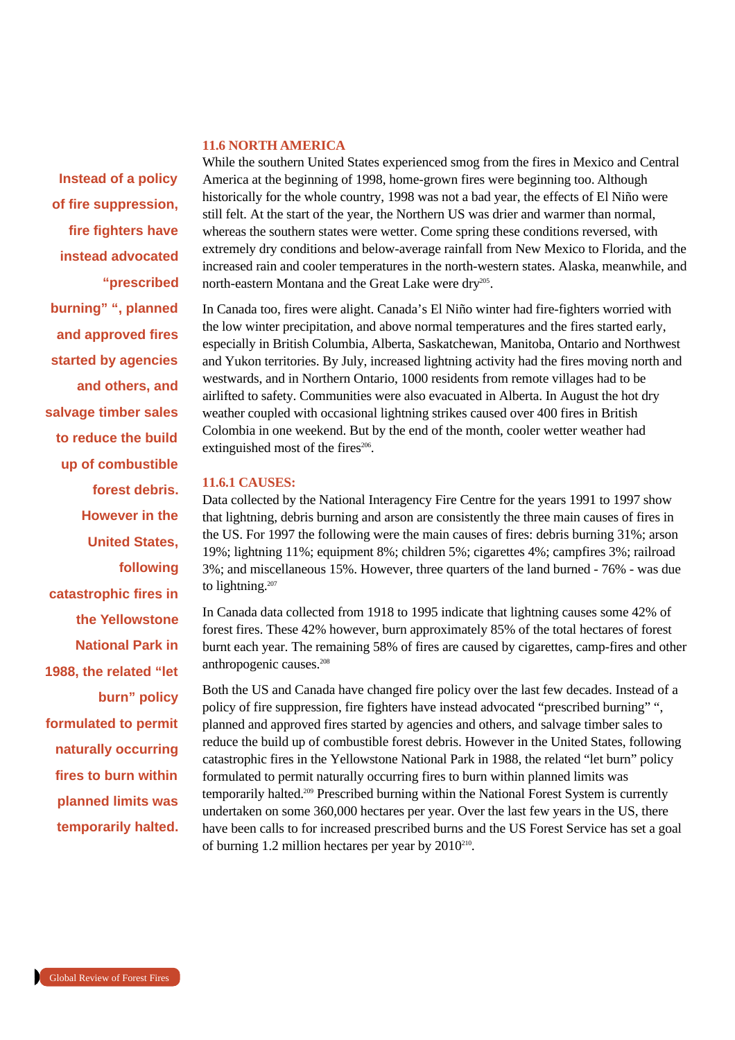## 11.6 NORTH AMERICA

> Instead of a policy of fire suppression, fire fighters have instead advocated "prescribed burning" ", planned and approved fires started by agencies and others, and salvage timber sales to reduce the build up of combustible forest debris. However in the United States, following catastrophic fires in the Yellowstone National Park in 1988, the related "let burn" policy formulated to permit naturally occurring fires to burn within planned limits was temporarily halted.

While the southern United States experienced smog from the fires in Mexico and Central America at the beginning of 1998, home-grown fires were beginning too. Although historically for the whole country, 1998 was not a bad year, the effects of El Niño were still felt. At the start of the year, the Northern US was drier and warmer than normal, whereas the southern states were wetter. Come spring these conditions reversed, with extremely dry conditions and below-average rainfall from New Mexico to Florida, and the increased rain and cooler temperatures in the north-western states. Alaska, meanwhile, and north-eastern Montana and the Great Lake were dry[205].

In Canada too, fires were alight. Canada's El Niño winter had fire-fighters worried with the low winter precipitation, and above normal temperatures and the fires started early, especially in British Columbia, Alberta, Saskatchewan, Manitoba, Ontario and Northwest and Yukon territories. By July, increased lightning activity had the fires moving north and westwards, and in Northern Ontario, 1000 residents from remote villages had to be airlifted to safety. Communities were also evacuated in Alberta. In August the hot dry weather coupled with occasional lightning strikes caused over 400 fires in British Colombia in one weekend. But by the end of the month, cooler wetter weather had extinguished most of the fires[206].

### 11.6.1 CAUSES:

Data collected by the National Interagency Fire Centre for the years 1991 to 1997 show that lightning, debris burning and arson are consistently the three main causes of fires in the US. For 1997 the following were the main causes of fires: debris burning 31%; arson 19%; lightning 11%; equipment 8%; children 5%; cigarettes 4%; campfires 3%; railroad 3%; and miscellaneous 15%. However, three quarters of the land burned - 76% - was due to lightning.[207]

In Canada data collected from 1918 to 1995 indicate that lightning causes some 42% of forest fires. These 42% however, burn approximately 85% of the total hectares of forest burnt each year. The remaining 58% of fires are caused by cigarettes, camp-fires and other anthropogenic causes.[208]

Both the US and Canada have changed fire policy over the last few decades. Instead of a policy of fire suppression, fire fighters have instead advocated "prescribed burning" ", planned and approved fires started by agencies and others, and salvage timber sales to reduce the build up of combustible forest debris. However in the United States, following catastrophic fires in the Yellowstone National Park in 1988, the related "let burn" policy formulated to permit naturally occurring fires to burn within planned limits was temporarily halted.[209] Prescribed burning within the National Forest System is currently undertaken on some 360,000 hectares per year. Over the last few years in the US, there have been calls to for increased prescribed burns and the US Forest Service has set a goal of burning 1.2 million hectares per year by 2010[210].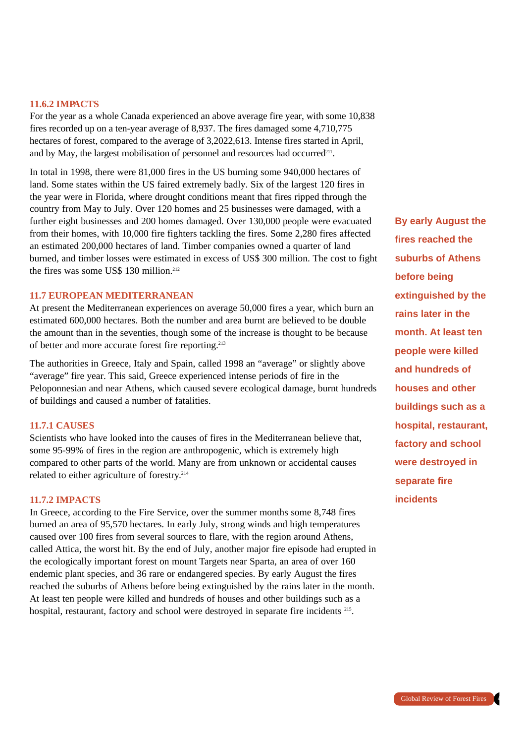### 11.6.2 IMPACTS

For the year as a whole Canada experienced an above average fire year, with some 10,838 fires recorded up on a ten-year average of 8,937. The fires damaged some 4,710,775 hectares of forest, compared to the average of 3,2022,613. Intense fires started in April, and by May, the largest mobilisation of personnel and resources had occurred[211].

In total in 1998, there were 81,000 fires in the US burning some 940,000 hectares of land. Some states within the US faired extremely badly. Six of the largest 120 fires in the year were in Florida, where drought conditions meant that fires ripped through the country from May to July. Over 120 homes and 25 businesses were damaged, with a further eight businesses and 200 homes damaged. Over 130,000 people were evacuated from their homes, with 10,000 fire fighters tackling the fires. Some 2,280 fires affected an estimated 200,000 hectares of land. Timber companies owned a quarter of land burned, and timber losses were estimated in excess of US$ 300 million. The cost to fight the fires was some US$ 130 million.[212]

## 11.7 EUROPEAN MEDITERRANEAN

At present the Mediterranean experiences on average 50,000 fires a year, which burn an estimated 600,000 hectares. Both the number and area burnt are believed to be double the amount than in the seventies, though some of the increase is thought to be because of better and more accurate forest fire reporting.[213]

The authorities in Greece, Italy and Spain, called 1998 an "average" or slightly above "average" fire year. This said, Greece experienced intense periods of fire in the Peloponnesian and near Athens, which caused severe ecological damage, burnt hundreds of buildings and caused a number of fatalities.

### 11.7.1 CAUSES

Scientists who have looked into the causes of fires in the Mediterranean believe that, some 95-99% of fires in the region are anthropogenic, which is extremely high compared to other parts of the world. Many are from unknown or accidental causes related to either agriculture of forestry.[214]

### 11.7.2 IMPACTS

In Greece, according to the Fire Service, over the summer months some 8,748 fires burned an area of 95,570 hectares. In early July, strong winds and high temperatures caused over 100 fires from several sources to flare, with the region around Athens, called Attica, the worst hit. By the end of July, another major fire episode had erupted in the ecologically important forest on mount Targets near Sparta, an area of over 160 endemic plant species, and 36 rare or endangered species. By early August the fires reached the suburbs of Athens before being extinguished by the rains later in the month. At least ten people were killed and hundreds of houses and other buildings such as a hospital, restaurant, factory and school were destroyed in separate fire incidents [215].

**By early August the fires reached the suburbs of Athens before being extinguished by the rains later in the month. At least ten people were killed and hundreds of houses and other buildings such as a hospital, restaurant, factory and school were destroyed in separate fire incidents**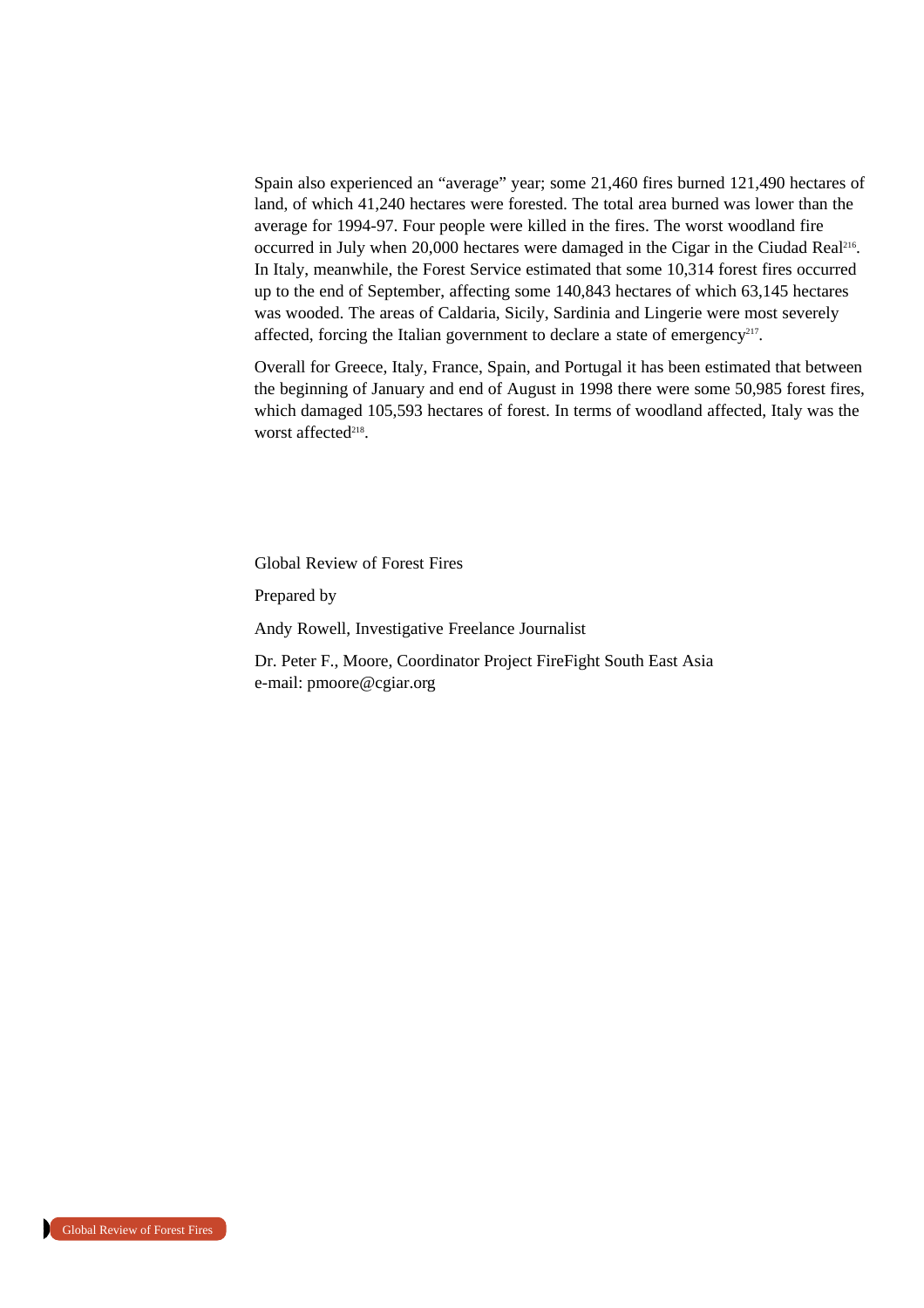Spain also experienced an "average" year; some 21,460 fires burned 121,490 hectares of land, of which 41,240 hectares were forested. The total area burned was lower than the average for 1994-97. Four people were killed in the fires. The worst woodland fire occurred in July when 20,000 hectares were damaged in the Cigar in the Ciudad Real[216]. In Italy, meanwhile, the Forest Service estimated that some 10,314 forest fires occurred up to the end of September, affecting some 140,843 hectares of which 63,145 hectares was wooded. The areas of Caldaria, Sicily, Sardinia and Lingerie were most severely affected, forcing the Italian government to declare a state of emergency[217].

Overall for Greece, Italy, France, Spain, and Portugal it has been estimated that between the beginning of January and end of August in 1998 there were some 50,985 forest fires, which damaged 105,593 hectares of forest. In terms of woodland affected, Italy was the worst affected[218].

Global Review of Forest Fires

Prepared by

Andy Rowell, Investigative Freelance Journalist

Dr. Peter F., Moore, Coordinator Project FireFight South East Asia
e-mail: pmoore@cgiar.org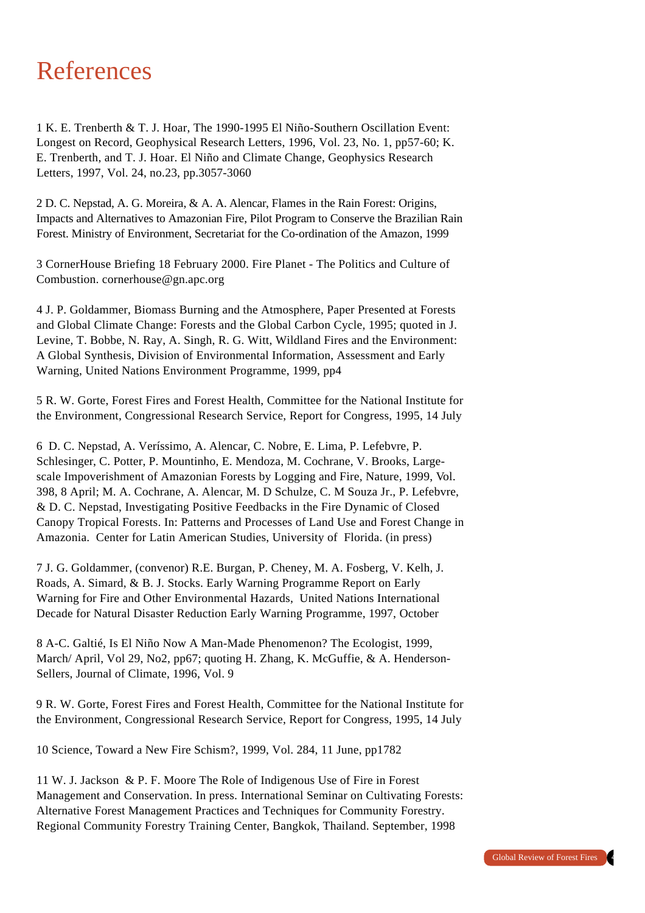# References

1 K. E. Trenberth & T. J. Hoar, The 1990-1995 El Niño-Southern Oscillation Event: Longest on Record, Geophysical Research Letters, 1996, Vol. 23, No. 1, pp57-60; K. E. Trenberth, and T. J. Hoar. El Niño and Climate Change, Geophysics Research Letters, 1997, Vol. 24, no.23, pp.3057-3060

2 D. C. Nepstad, A. G. Moreira, & A. A. Alencar, Flames in the Rain Forest: Origins, Impacts and Alternatives to Amazonian Fire, Pilot Program to Conserve the Brazilian Rain Forest. Ministry of Environment, Secretariat for the Co-ordination of the Amazon, 1999

3 CornerHouse Briefing 18 February 2000. Fire Planet - The Politics and Culture of Combustion. cornerhouse@gn.apc.org

4 J. P. Goldammer, Biomass Burning and the Atmosphere, Paper Presented at Forests and Global Climate Change: Forests and the Global Carbon Cycle, 1995; quoted in J. Levine, T. Bobbe, N. Ray, A. Singh, R. G. Witt, Wildland Fires and the Environment: A Global Synthesis, Division of Environmental Information, Assessment and Early Warning, United Nations Environment Programme, 1999, pp4

5 R. W. Gorte, Forest Fires and Forest Health, Committee for the National Institute for the Environment, Congressional Research Service, Report for Congress, 1995, 14 July

6 D. C. Nepstad, A. Veríssimo, A. Alencar, C. Nobre, E. Lima, P. Lefebvre, P. Schlesinger, C. Potter, P. Mountinho, E. Mendoza, M. Cochrane, V. Brooks, Large-scale Impoverishment of Amazonian Forests by Logging and Fire, Nature, 1999, Vol. 398, 8 April; M. A. Cochrane, A. Alencar, M. D Schulze, C. M Souza Jr., P. Lefebvre, & D. C. Nepstad, Investigating Positive Feedbacks in the Fire Dynamic of Closed Canopy Tropical Forests. In: Patterns and Processes of Land Use and Forest Change in Amazonia. Center for Latin American Studies, University of Florida. (in press)

7 J. G. Goldammer, (convenor) R.E. Burgan, P. Cheney, M. A. Fosberg, V. Kelh, J. Roads, A. Simard, & B. J. Stocks. Early Warning Programme Report on Early Warning for Fire and Other Environmental Hazards, United Nations International Decade for Natural Disaster Reduction Early Warning Programme, 1997, October

8 A-C. Galtié, Is El Niño Now A Man-Made Phenomenon? The Ecologist, 1999, March/ April, Vol 29, No2, pp67; quoting H. Zhang, K. McGuffie, & A. Henderson-Sellers, Journal of Climate, 1996, Vol. 9

9 R. W. Gorte, Forest Fires and Forest Health, Committee for the National Institute for the Environment, Congressional Research Service, Report for Congress, 1995, 14 July

10 Science, Toward a New Fire Schism?, 1999, Vol. 284, 11 June, pp1782

11 W. J. Jackson & P. F. Moore The Role of Indigenous Use of Fire in Forest Management and Conservation. In press. International Seminar on Cultivating Forests: Alternative Forest Management Practices and Techniques for Community Forestry. Regional Community Forestry Training Center, Bangkok, Thailand. September, 1998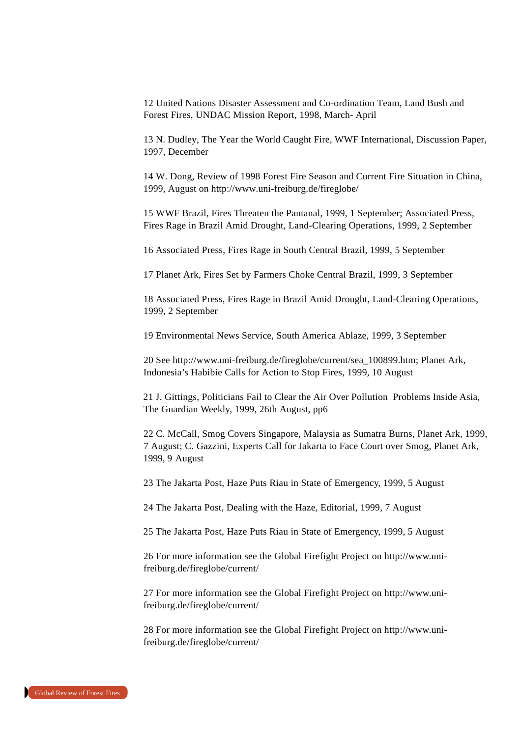12 United Nations Disaster Assessment and Co-ordination Team, Land Bush and Forest Fires, UNDAC Mission Report, 1998, March- April

13 N. Dudley, The Year the World Caught Fire, WWF International, Discussion Paper, 1997, December

14 W. Dong, Review of 1998 Forest Fire Season and Current Fire Situation in China, 1999, August on http://www.uni-freiburg.de/fireglobe/

15 WWF Brazil, Fires Threaten the Pantanal, 1999, 1 September; Associated Press, Fires Rage in Brazil Amid Drought, Land-Clearing Operations, 1999, 2 September

16 Associated Press, Fires Rage in South Central Brazil, 1999, 5 September

17 Planet Ark, Fires Set by Farmers Choke Central Brazil, 1999, 3 September

18 Associated Press, Fires Rage in Brazil Amid Drought, Land-Clearing Operations, 1999, 2 September

19 Environmental News Service, South America Ablaze, 1999, 3 September

20 See http://www.uni-freiburg.de/fireglobe/current/sea_100899.htm; Planet Ark, Indonesia's Habibie Calls for Action to Stop Fires, 1999, 10 August

21 J. Gittings, Politicians Fail to Clear the Air Over Pollution Problems Inside Asia, The Guardian Weekly, 1999, 26th August, pp6

22 C. McCall, Smog Covers Singapore, Malaysia as Sumatra Burns, Planet Ark, 1999, 7 August; C. Gazzini, Experts Call for Jakarta to Face Court over Smog, Planet Ark, 1999, 9 August

23 The Jakarta Post, Haze Puts Riau in State of Emergency, 1999, 5 August

24 The Jakarta Post, Dealing with the Haze, Editorial, 1999, 7 August

25 The Jakarta Post, Haze Puts Riau in State of Emergency, 1999, 5 August

26 For more information see the Global Firefight Project on http://www.uni-freiburg.de/fireglobe/current/

27 For more information see the Global Firefight Project on http://www.uni-freiburg.de/fireglobe/current/

28 For more information see the Global Firefight Project on http://www.uni-freiburg.de/fireglobe/current/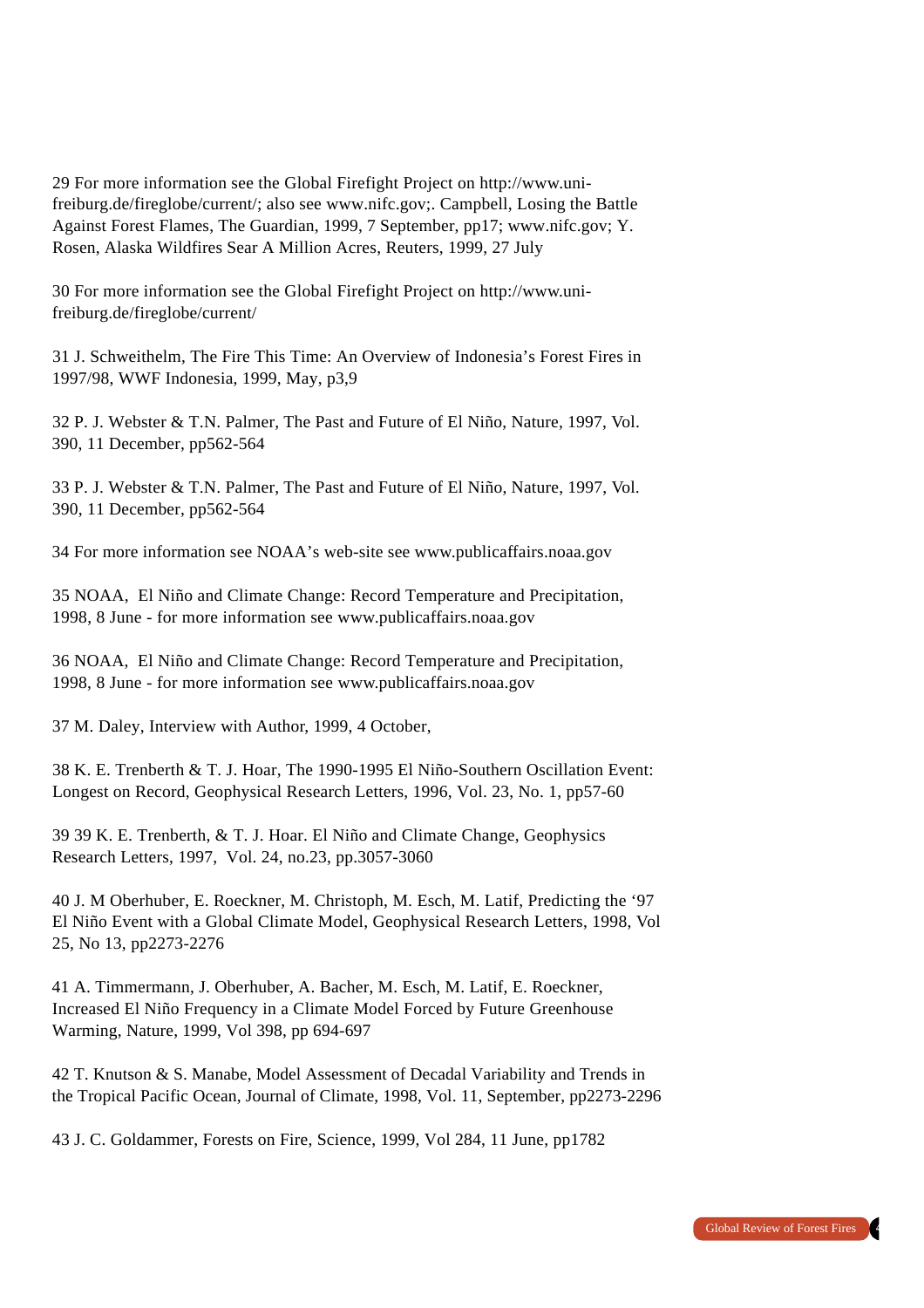29 For more information see the Global Firefight Project on http://www.uni-freiburg.de/fireglobe/current/; also see www.nifc.gov;. Campbell, Losing the Battle Against Forest Flames, The Guardian, 1999, 7 September, pp17; www.nifc.gov; Y. Rosen, Alaska Wildfires Sear A Million Acres, Reuters, 1999, 27 July

30 For more information see the Global Firefight Project on http://www.uni-freiburg.de/fireglobe/current/

31 J. Schweithelm, The Fire This Time: An Overview of Indonesia's Forest Fires in 1997/98, WWF Indonesia, 1999, May, p3,9

32 P. J. Webster & T.N. Palmer, The Past and Future of El Niño, Nature, 1997, Vol. 390, 11 December, pp562-564

33 P. J. Webster & T.N. Palmer, The Past and Future of El Niño, Nature, 1997, Vol. 390, 11 December, pp562-564

34 For more information see NOAA's web-site see www.publicaffairs.noaa.gov

35 NOAA, El Niño and Climate Change: Record Temperature and Precipitation, 1998, 8 June - for more information see www.publicaffairs.noaa.gov

36 NOAA, El Niño and Climate Change: Record Temperature and Precipitation, 1998, 8 June - for more information see www.publicaffairs.noaa.gov

37 M. Daley, Interview with Author, 1999, 4 October,

38 K. E. Trenberth & T. J. Hoar, The 1990-1995 El Niño-Southern Oscillation Event: Longest on Record, Geophysical Research Letters, 1996, Vol. 23, No. 1, pp57-60

39 39 K. E. Trenberth, & T. J. Hoar. El Niño and Climate Change, Geophysics Research Letters, 1997, Vol. 24, no.23, pp.3057-3060

40 J. M Oberhuber, E. Roeckner, M. Christoph, M. Esch, M. Latif, Predicting the '97 El Niño Event with a Global Climate Model, Geophysical Research Letters, 1998, Vol 25, No 13, pp2273-2276

41 A. Timmermann, J. Oberhuber, A. Bacher, M. Esch, M. Latif, E. Roeckner, Increased El Niño Frequency in a Climate Model Forced by Future Greenhouse Warming, Nature, 1999, Vol 398, pp 694-697

42 T. Knutson & S. Manabe, Model Assessment of Decadal Variability and Trends in the Tropical Pacific Ocean, Journal of Climate, 1998, Vol. 11, September, pp2273-2296

43 J. C. Goldammer, Forests on Fire, Science, 1999, Vol 284, 11 June, pp1782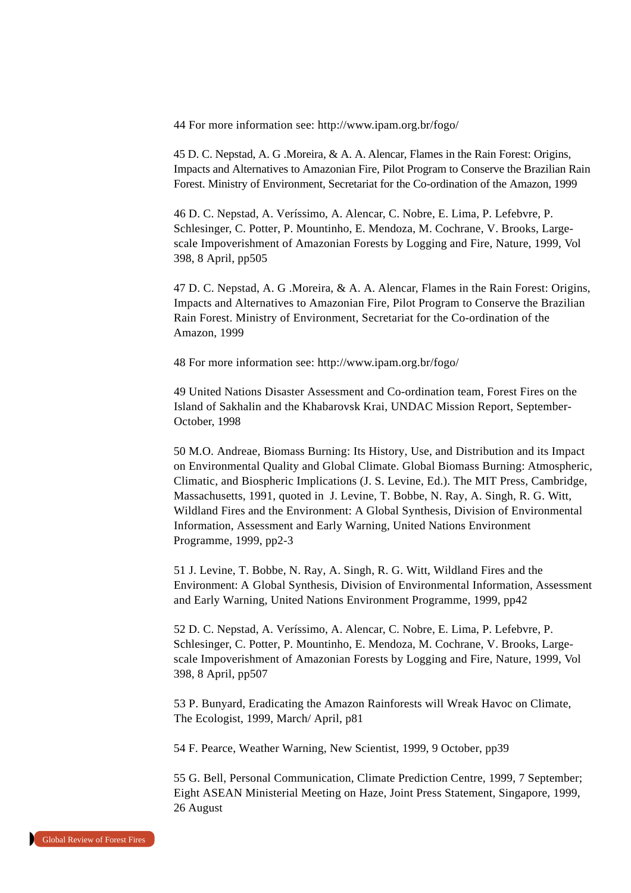44 For more information see: http://www.ipam.org.br/fogo/

45 D. C. Nepstad, A. G .Moreira, & A. A. Alencar, Flames in the Rain Forest: Origins, Impacts and Alternatives to Amazonian Fire, Pilot Program to Conserve the Brazilian Rain Forest. Ministry of Environment, Secretariat for the Co-ordination of the Amazon, 1999

46 D. C. Nepstad, A. Veríssimo, A. Alencar, C. Nobre, E. Lima, P. Lefebvre, P. Schlesinger, C. Potter, P. Mountinho, E. Mendoza, M. Cochrane, V. Brooks, Large-scale Impoverishment of Amazonian Forests by Logging and Fire, Nature, 1999, Vol 398, 8 April, pp505

47 D. C. Nepstad, A. G .Moreira, & A. A. Alencar, Flames in the Rain Forest: Origins, Impacts and Alternatives to Amazonian Fire, Pilot Program to Conserve the Brazilian Rain Forest. Ministry of Environment, Secretariat for the Co-ordination of the Amazon, 1999

48 For more information see: http://www.ipam.org.br/fogo/

49 United Nations Disaster Assessment and Co-ordination team, Forest Fires on the Island of Sakhalin and the Khabarovsk Krai, UNDAC Mission Report, September-October, 1998

50 M.O. Andreae, Biomass Burning: Its History, Use, and Distribution and its Impact on Environmental Quality and Global Climate. Global Biomass Burning: Atmospheric, Climatic, and Biospheric Implications (J. S. Levine, Ed.). The MIT Press, Cambridge, Massachusetts, 1991, quoted in J. Levine, T. Bobbe, N. Ray, A. Singh, R. G. Witt, Wildland Fires and the Environment: A Global Synthesis, Division of Environmental Information, Assessment and Early Warning, United Nations Environment Programme, 1999, pp2-3

51 J. Levine, T. Bobbe, N. Ray, A. Singh, R. G. Witt, Wildland Fires and the Environment: A Global Synthesis, Division of Environmental Information, Assessment and Early Warning, United Nations Environment Programme, 1999, pp42

52 D. C. Nepstad, A. Veríssimo, A. Alencar, C. Nobre, E. Lima, P. Lefebvre, P. Schlesinger, C. Potter, P. Mountinho, E. Mendoza, M. Cochrane, V. Brooks, Large-scale Impoverishment of Amazonian Forests by Logging and Fire, Nature, 1999, Vol 398, 8 April, pp507

53 P. Bunyard, Eradicating the Amazon Rainforests will Wreak Havoc on Climate, The Ecologist, 1999, March/ April, p81

54 F. Pearce, Weather Warning, New Scientist, 1999, 9 October, pp39

55 G. Bell, Personal Communication, Climate Prediction Centre, 1999, 7 September; Eight ASEAN Ministerial Meeting on Haze, Joint Press Statement, Singapore, 1999, 26 August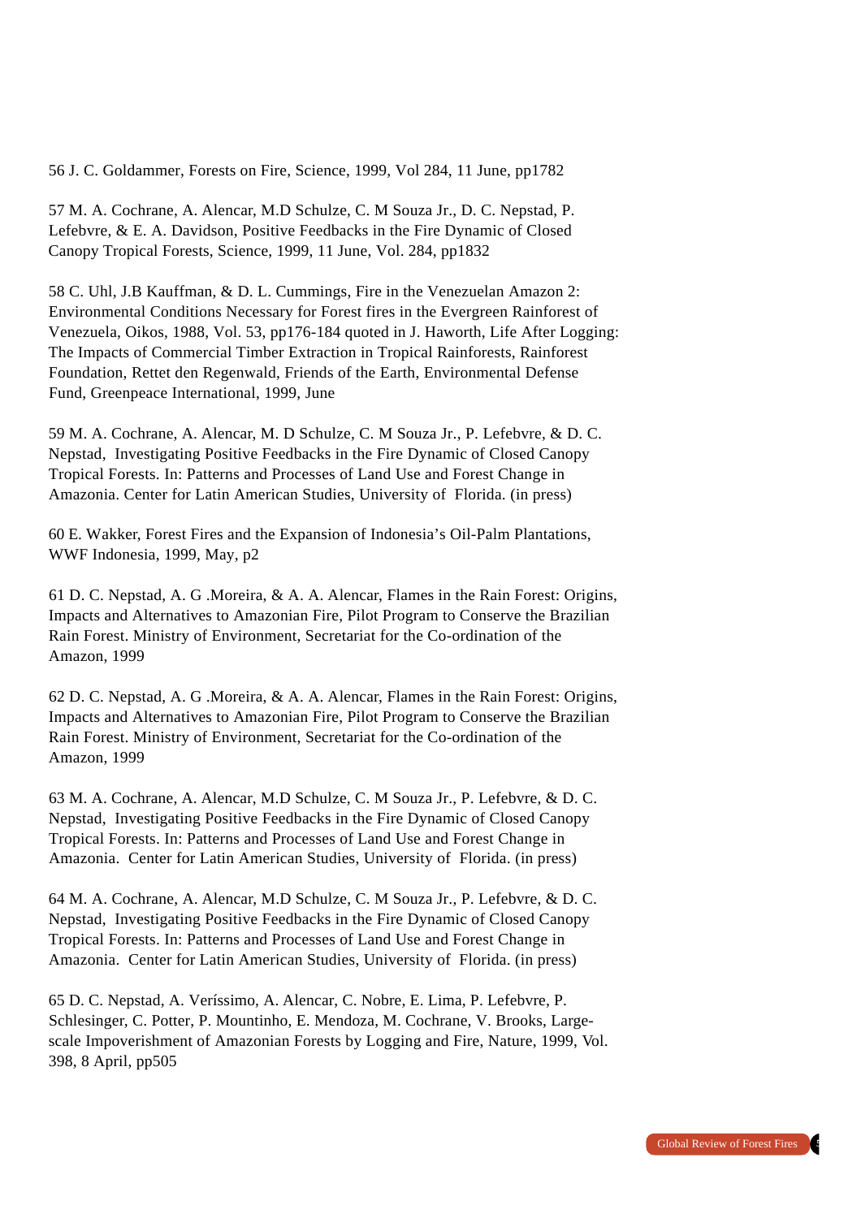56 J. C. Goldammer, Forests on Fire, Science, 1999, Vol 284, 11 June, pp1782

57 M. A. Cochrane, A. Alencar, M.D Schulze, C. M Souza Jr., D. C. Nepstad, P. Lefebvre, & E. A. Davidson, Positive Feedbacks in the Fire Dynamic of Closed Canopy Tropical Forests, Science, 1999, 11 June, Vol. 284, pp1832

58 C. Uhl, J.B Kauffman, & D. L. Cummings, Fire in the Venezuelan Amazon 2: Environmental Conditions Necessary for Forest fires in the Evergreen Rainforest of Venezuela, Oikos, 1988, Vol. 53, pp176-184 quoted in J. Haworth, Life After Logging: The Impacts of Commercial Timber Extraction in Tropical Rainforests, Rainforest Foundation, Rettet den Regenwald, Friends of the Earth, Environmental Defense Fund, Greenpeace International, 1999, June

59 M. A. Cochrane, A. Alencar, M. D Schulze, C. M Souza Jr., P. Lefebvre, & D. C. Nepstad, Investigating Positive Feedbacks in the Fire Dynamic of Closed Canopy Tropical Forests. In: Patterns and Processes of Land Use and Forest Change in Amazonia. Center for Latin American Studies, University of Florida. (in press)

60 E. Wakker, Forest Fires and the Expansion of Indonesia's Oil-Palm Plantations, WWF Indonesia, 1999, May, p2

61 D. C. Nepstad, A. G .Moreira, & A. A. Alencar, Flames in the Rain Forest: Origins, Impacts and Alternatives to Amazonian Fire, Pilot Program to Conserve the Brazilian Rain Forest. Ministry of Environment, Secretariat for the Co-ordination of the Amazon, 1999

62 D. C. Nepstad, A. G .Moreira, & A. A. Alencar, Flames in the Rain Forest: Origins, Impacts and Alternatives to Amazonian Fire, Pilot Program to Conserve the Brazilian Rain Forest. Ministry of Environment, Secretariat for the Co-ordination of the Amazon, 1999

63 M. A. Cochrane, A. Alencar, M.D Schulze, C. M Souza Jr., P. Lefebvre, & D. C. Nepstad, Investigating Positive Feedbacks in the Fire Dynamic of Closed Canopy Tropical Forests. In: Patterns and Processes of Land Use and Forest Change in Amazonia. Center for Latin American Studies, University of Florida. (in press)

64 M. A. Cochrane, A. Alencar, M.D Schulze, C. M Souza Jr., P. Lefebvre, & D. C. Nepstad, Investigating Positive Feedbacks in the Fire Dynamic of Closed Canopy Tropical Forests. In: Patterns and Processes of Land Use and Forest Change in Amazonia. Center for Latin American Studies, University of Florida. (in press)

65 D. C. Nepstad, A. Veríssimo, A. Alencar, C. Nobre, E. Lima, P. Lefebvre, P. Schlesinger, C. Potter, P. Mountinho, E. Mendoza, M. Cochrane, V. Brooks, Large-scale Impoverishment of Amazonian Forests by Logging and Fire, Nature, 1999, Vol. 398, 8 April, pp505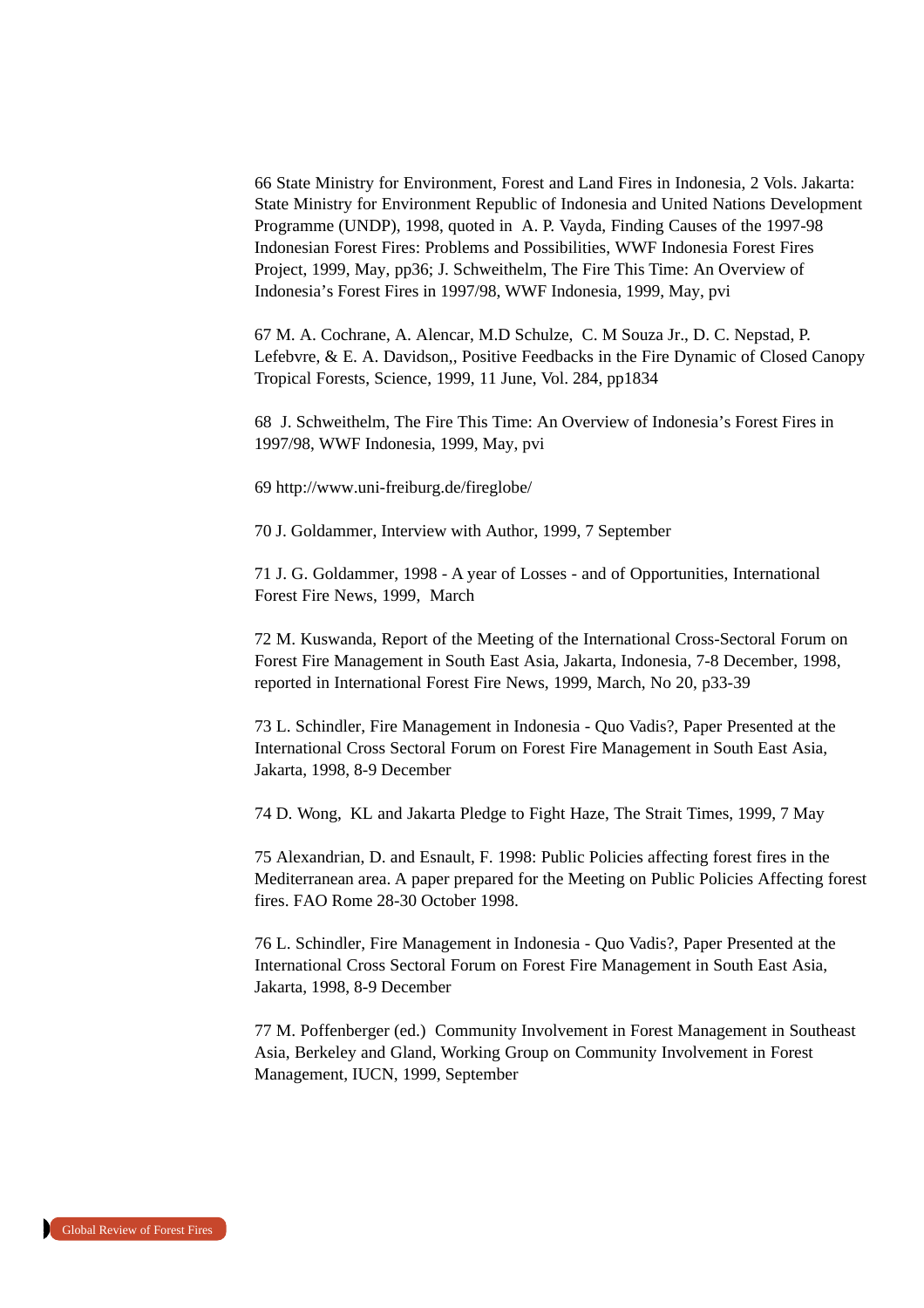66 State Ministry for Environment, Forest and Land Fires in Indonesia, 2 Vols. Jakarta: State Ministry for Environment Republic of Indonesia and United Nations Development Programme (UNDP), 1998, quoted in A. P. Vayda, Finding Causes of the 1997-98 Indonesian Forest Fires: Problems and Possibilities, WWF Indonesia Forest Fires Project, 1999, May, pp36; J. Schweithelm, The Fire This Time: An Overview of Indonesia's Forest Fires in 1997/98, WWF Indonesia, 1999, May, pvi

67 M. A. Cochrane, A. Alencar, M.D Schulze, C. M Souza Jr., D. C. Nepstad, P. Lefebvre, & E. A. Davidson,, Positive Feedbacks in the Fire Dynamic of Closed Canopy Tropical Forests, Science, 1999, 11 June, Vol. 284, pp1834

68 J. Schweithelm, The Fire This Time: An Overview of Indonesia's Forest Fires in 1997/98, WWF Indonesia, 1999, May, pvi

69 http://www.uni-freiburg.de/fireglobe/

70 J. Goldammer, Interview with Author, 1999, 7 September

71 J. G. Goldammer, 1998 - A year of Losses - and of Opportunities, International Forest Fire News, 1999, March

72 M. Kuswanda, Report of the Meeting of the International Cross-Sectoral Forum on Forest Fire Management in South East Asia, Jakarta, Indonesia, 7-8 December, 1998, reported in International Forest Fire News, 1999, March, No 20, p33-39

73 L. Schindler, Fire Management in Indonesia - Quo Vadis?, Paper Presented at the International Cross Sectoral Forum on Forest Fire Management in South East Asia, Jakarta, 1998, 8-9 December

74 D. Wong, KL and Jakarta Pledge to Fight Haze, The Strait Times, 1999, 7 May

75 Alexandrian, D. and Esnault, F. 1998: Public Policies affecting forest fires in the Mediterranean area. A paper prepared for the Meeting on Public Policies Affecting forest fires. FAO Rome 28-30 October 1998.

76 L. Schindler, Fire Management in Indonesia - Quo Vadis?, Paper Presented at the International Cross Sectoral Forum on Forest Fire Management in South East Asia, Jakarta, 1998, 8-9 December

77 M. Poffenberger (ed.) Community Involvement in Forest Management in Southeast Asia, Berkeley and Gland, Working Group on Community Involvement in Forest Management, IUCN, 1999, September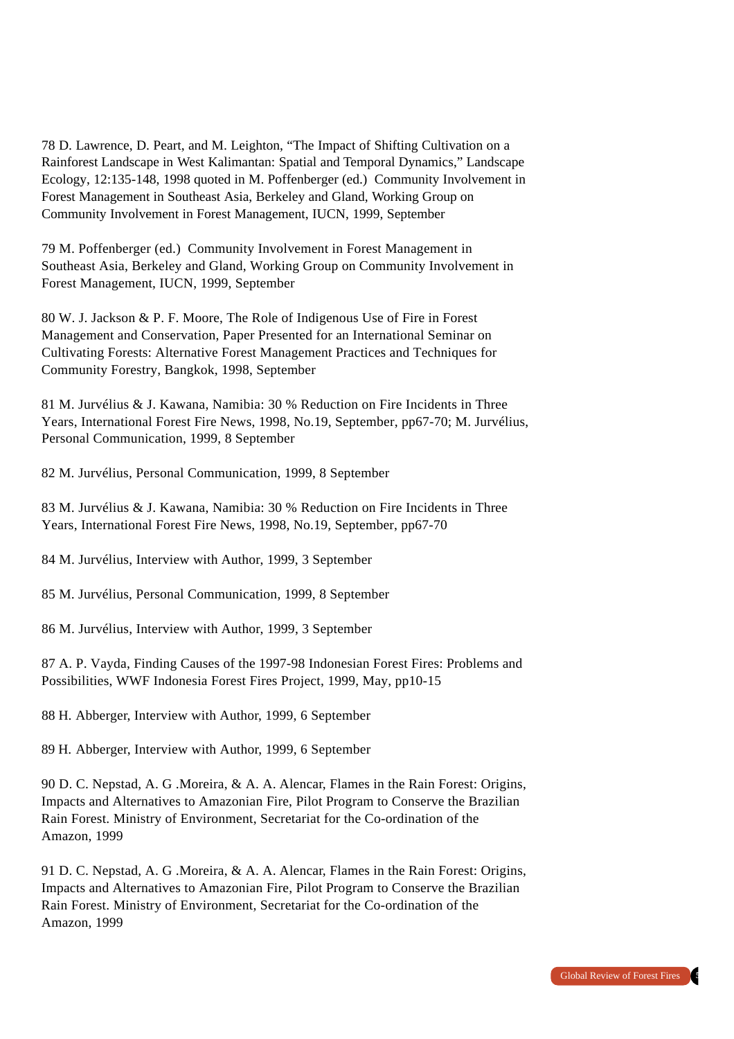78 D. Lawrence, D. Peart, and M. Leighton, "The Impact of Shifting Cultivation on a Rainforest Landscape in West Kalimantan: Spatial and Temporal Dynamics," Landscape Ecology, 12:135-148, 1998 quoted in M. Poffenberger (ed.) Community Involvement in Forest Management in Southeast Asia, Berkeley and Gland, Working Group on Community Involvement in Forest Management, IUCN, 1999, September

79 M. Poffenberger (ed.) Community Involvement in Forest Management in Southeast Asia, Berkeley and Gland, Working Group on Community Involvement in Forest Management, IUCN, 1999, September

80 W. J. Jackson & P. F. Moore, The Role of Indigenous Use of Fire in Forest Management and Conservation, Paper Presented for an International Seminar on Cultivating Forests: Alternative Forest Management Practices and Techniques for Community Forestry, Bangkok, 1998, September

81 M. Jurvélius & J. Kawana, Namibia: 30 % Reduction on Fire Incidents in Three Years, International Forest Fire News, 1998, No.19, September, pp67-70; M. Jurvélius, Personal Communication, 1999, 8 September

82 M. Jurvélius, Personal Communication, 1999, 8 September

83 M. Jurvélius & J. Kawana, Namibia: 30 % Reduction on Fire Incidents in Three Years, International Forest Fire News, 1998, No.19, September, pp67-70

84 M. Jurvélius, Interview with Author, 1999, 3 September

85 M. Jurvélius, Personal Communication, 1999, 8 September

86 M. Jurvélius, Interview with Author, 1999, 3 September

87 A. P. Vayda, Finding Causes of the 1997-98 Indonesian Forest Fires: Problems and Possibilities, WWF Indonesia Forest Fires Project, 1999, May, pp10-15

88 H. Abberger, Interview with Author, 1999, 6 September

89 H. Abberger, Interview with Author, 1999, 6 September

90 D. C. Nepstad, A. G .Moreira, & A. A. Alencar, Flames in the Rain Forest: Origins, Impacts and Alternatives to Amazonian Fire, Pilot Program to Conserve the Brazilian Rain Forest. Ministry of Environment, Secretariat for the Co-ordination of the Amazon, 1999

91 D. C. Nepstad, A. G .Moreira, & A. A. Alencar, Flames in the Rain Forest: Origins, Impacts and Alternatives to Amazonian Fire, Pilot Program to Conserve the Brazilian Rain Forest. Ministry of Environment, Secretariat for the Co-ordination of the Amazon, 1999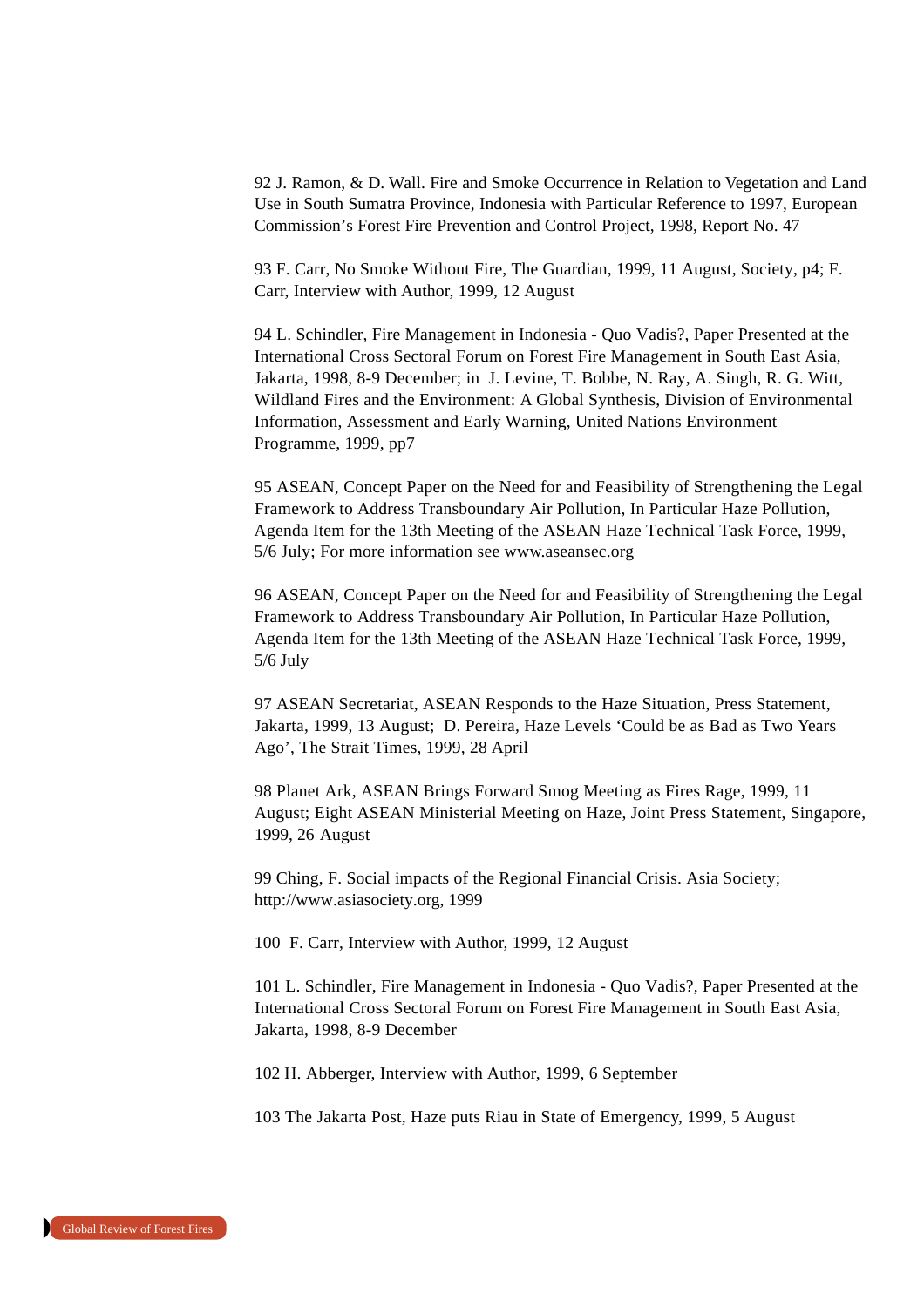92 J. Ramon, & D. Wall. Fire and Smoke Occurrence in Relation to Vegetation and Land Use in South Sumatra Province, Indonesia with Particular Reference to 1997, European Commission's Forest Fire Prevention and Control Project, 1998, Report No. 47

93 F. Carr, No Smoke Without Fire, The Guardian, 1999, 11 August, Society, p4; F. Carr, Interview with Author, 1999, 12 August

94 L. Schindler, Fire Management in Indonesia - Quo Vadis?, Paper Presented at the International Cross Sectoral Forum on Forest Fire Management in South East Asia, Jakarta, 1998, 8-9 December; in J. Levine, T. Bobbe, N. Ray, A. Singh, R. G. Witt, Wildland Fires and the Environment: A Global Synthesis, Division of Environmental Information, Assessment and Early Warning, United Nations Environment Programme, 1999, pp7

95 ASEAN, Concept Paper on the Need for and Feasibility of Strengthening the Legal Framework to Address Transboundary Air Pollution, In Particular Haze Pollution, Agenda Item for the 13th Meeting of the ASEAN Haze Technical Task Force, 1999, 5/6 July; For more information see www.aseansec.org

96 ASEAN, Concept Paper on the Need for and Feasibility of Strengthening the Legal Framework to Address Transboundary Air Pollution, In Particular Haze Pollution, Agenda Item for the 13th Meeting of the ASEAN Haze Technical Task Force, 1999, 5/6 July

97 ASEAN Secretariat, ASEAN Responds to the Haze Situation, Press Statement, Jakarta, 1999, 13 August; D. Pereira, Haze Levels 'Could be as Bad as Two Years Ago', The Strait Times, 1999, 28 April

98 Planet Ark, ASEAN Brings Forward Smog Meeting as Fires Rage, 1999, 11 August; Eight ASEAN Ministerial Meeting on Haze, Joint Press Statement, Singapore, 1999, 26 August

99 Ching, F. Social impacts of the Regional Financial Crisis. Asia Society; http://www.asiasociety.org, 1999

100 F. Carr, Interview with Author, 1999, 12 August

101 L. Schindler, Fire Management in Indonesia - Quo Vadis?, Paper Presented at the International Cross Sectoral Forum on Forest Fire Management in South East Asia, Jakarta, 1998, 8-9 December

102 H. Abberger, Interview with Author, 1999, 6 September

103 The Jakarta Post, Haze puts Riau in State of Emergency, 1999, 5 August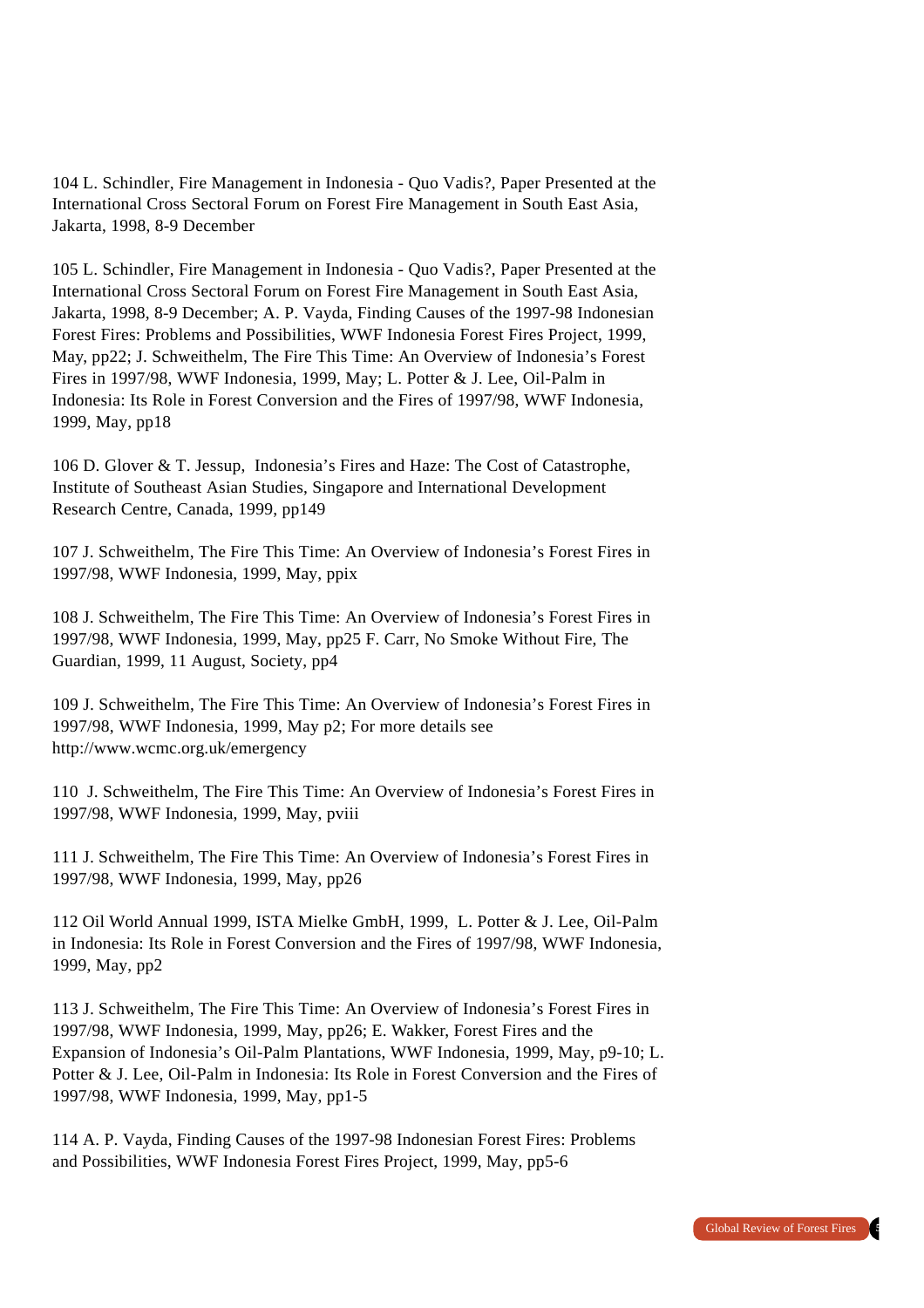104 L. Schindler, Fire Management in Indonesia - Quo Vadis?, Paper Presented at the International Cross Sectoral Forum on Forest Fire Management in South East Asia, Jakarta, 1998, 8-9 December

105 L. Schindler, Fire Management in Indonesia - Quo Vadis?, Paper Presented at the International Cross Sectoral Forum on Forest Fire Management in South East Asia, Jakarta, 1998, 8-9 December; A. P. Vayda, Finding Causes of the 1997-98 Indonesian Forest Fires: Problems and Possibilities, WWF Indonesia Forest Fires Project, 1999, May, pp22; J. Schweithelm, The Fire This Time: An Overview of Indonesia's Forest Fires in 1997/98, WWF Indonesia, 1999, May; L. Potter & J. Lee, Oil-Palm in Indonesia: Its Role in Forest Conversion and the Fires of 1997/98, WWF Indonesia, 1999, May, pp18

106 D. Glover & T. Jessup, Indonesia's Fires and Haze: The Cost of Catastrophe, Institute of Southeast Asian Studies, Singapore and International Development Research Centre, Canada, 1999, pp149

107 J. Schweithelm, The Fire This Time: An Overview of Indonesia's Forest Fires in 1997/98, WWF Indonesia, 1999, May, ppix

108 J. Schweithelm, The Fire This Time: An Overview of Indonesia's Forest Fires in 1997/98, WWF Indonesia, 1999, May, pp25 F. Carr, No Smoke Without Fire, The Guardian, 1999, 11 August, Society, pp4

109 J. Schweithelm, The Fire This Time: An Overview of Indonesia's Forest Fires in 1997/98, WWF Indonesia, 1999, May p2; For more details see http://www.wcmc.org.uk/emergency

110 J. Schweithelm, The Fire This Time: An Overview of Indonesia's Forest Fires in 1997/98, WWF Indonesia, 1999, May, pviii

111 J. Schweithelm, The Fire This Time: An Overview of Indonesia's Forest Fires in 1997/98, WWF Indonesia, 1999, May, pp26

112 Oil World Annual 1999, ISTA Mielke GmbH, 1999, L. Potter & J. Lee, Oil-Palm in Indonesia: Its Role in Forest Conversion and the Fires of 1997/98, WWF Indonesia, 1999, May, pp2

113 J. Schweithelm, The Fire This Time: An Overview of Indonesia's Forest Fires in 1997/98, WWF Indonesia, 1999, May, pp26; E. Wakker, Forest Fires and the Expansion of Indonesia's Oil-Palm Plantations, WWF Indonesia, 1999, May, p9-10; L. Potter & J. Lee, Oil-Palm in Indonesia: Its Role in Forest Conversion and the Fires of 1997/98, WWF Indonesia, 1999, May, pp1-5

114 A. P. Vayda, Finding Causes of the 1997-98 Indonesian Forest Fires: Problems and Possibilities, WWF Indonesia Forest Fires Project, 1999, May, pp5-6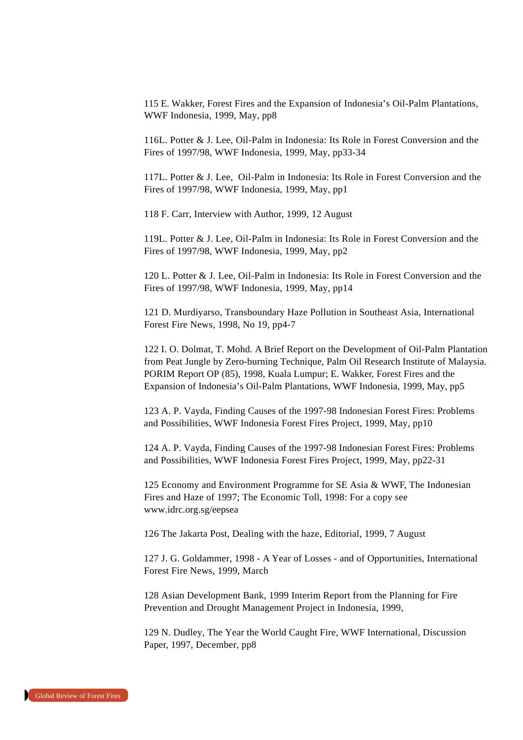115 E. Wakker, Forest Fires and the Expansion of Indonesia's Oil-Palm Plantations, WWF Indonesia, 1999, May, pp8

116L. Potter & J. Lee, Oil-Palm in Indonesia: Its Role in Forest Conversion and the Fires of 1997/98, WWF Indonesia, 1999, May, pp33-34

117L. Potter & J. Lee, Oil-Palm in Indonesia: Its Role in Forest Conversion and the Fires of 1997/98, WWF Indonesia, 1999, May, pp1

118 F. Carr, Interview with Author, 1999, 12 August

119L. Potter & J. Lee, Oil-Palm in Indonesia: Its Role in Forest Conversion and the Fires of 1997/98, WWF Indonesia, 1999, May, pp2

120 L. Potter & J. Lee, Oil-Palm in Indonesia: Its Role in Forest Conversion and the Fires of 1997/98, WWF Indonesia, 1999, May, pp14

121 D. Murdiyarso, Transboundary Haze Pollution in Southeast Asia, International Forest Fire News, 1998, No 19, pp4-7

122 I. O. Dolmat, T. Mohd. A Brief Report on the Development of Oil-Palm Plantation from Peat Jungle by Zero-burning Technique, Palm Oil Research Institute of Malaysia. PORIM Report OP (85), 1998, Kuala Lumpur; E. Wakker, Forest Fires and the Expansion of Indonesia's Oil-Palm Plantations, WWF Indonesia, 1999, May, pp5

123 A. P. Vayda, Finding Causes of the 1997-98 Indonesian Forest Fires: Problems and Possibilities, WWF Indonesia Forest Fires Project, 1999, May, pp10

124 A. P. Vayda, Finding Causes of the 1997-98 Indonesian Forest Fires: Problems and Possibilities, WWF Indonesia Forest Fires Project, 1999, May, pp22-31

125 Economy and Environment Programme for SE Asia & WWF, The Indonesian Fires and Haze of 1997; The Economic Toll, 1998: For a copy see www.idrc.org.sg/eepsea

126 The Jakarta Post, Dealing with the haze, Editorial, 1999, 7 August

127 J. G. Goldammer, 1998 - A Year of Losses - and of Opportunities, International Forest Fire News, 1999, March

128 Asian Development Bank, 1999 Interim Report from the Planning for Fire Prevention and Drought Management Project in Indonesia, 1999,

129 N. Dudley, The Year the World Caught Fire, WWF International, Discussion Paper, 1997, December, pp8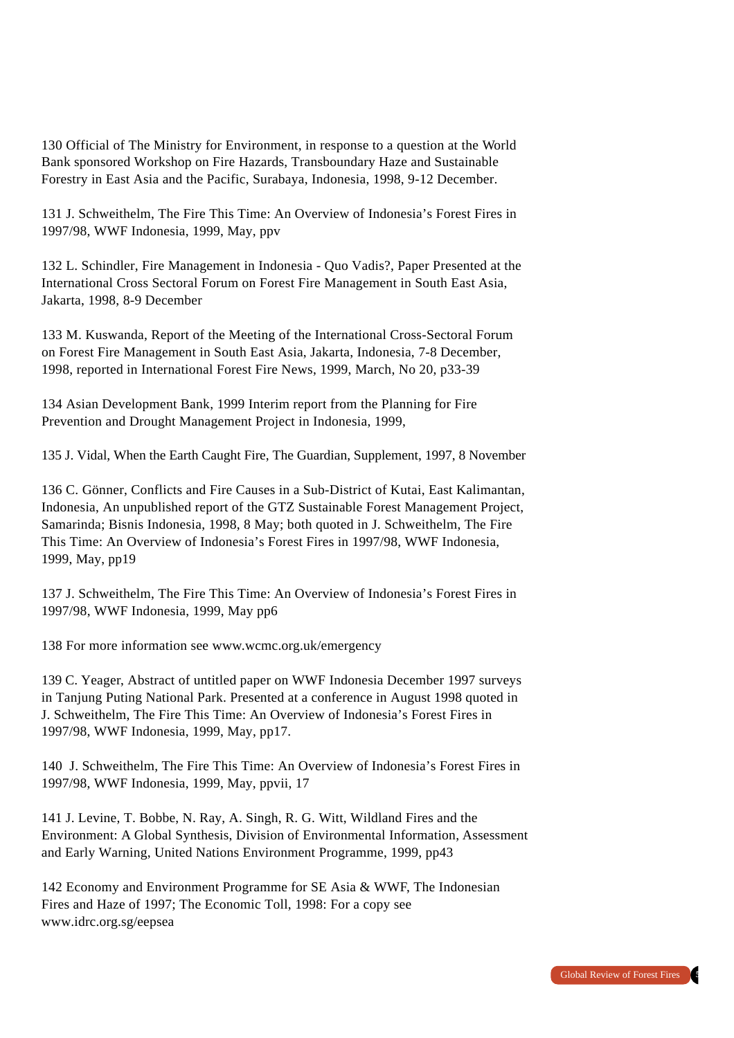130 Official of The Ministry for Environment, in response to a question at the World Bank sponsored Workshop on Fire Hazards, Transboundary Haze and Sustainable Forestry in East Asia and the Pacific, Surabaya, Indonesia, 1998, 9-12 December.

131 J. Schweithelm, The Fire This Time: An Overview of Indonesia's Forest Fires in 1997/98, WWF Indonesia, 1999, May, ppv

132 L. Schindler, Fire Management in Indonesia - Quo Vadis?, Paper Presented at the International Cross Sectoral Forum on Forest Fire Management in South East Asia, Jakarta, 1998, 8-9 December

133 M. Kuswanda, Report of the Meeting of the International Cross-Sectoral Forum on Forest Fire Management in South East Asia, Jakarta, Indonesia, 7-8 December, 1998, reported in International Forest Fire News, 1999, March, No 20, p33-39

134 Asian Development Bank, 1999 Interim report from the Planning for Fire Prevention and Drought Management Project in Indonesia, 1999,

135 J. Vidal, When the Earth Caught Fire, The Guardian, Supplement, 1997, 8 November

136 C. Gönner, Conflicts and Fire Causes in a Sub-District of Kutai, East Kalimantan, Indonesia, An unpublished report of the GTZ Sustainable Forest Management Project, Samarinda; Bisnis Indonesia, 1998, 8 May; both quoted in J. Schweithelm, The Fire This Time: An Overview of Indonesia's Forest Fires in 1997/98, WWF Indonesia, 1999, May, pp19

137 J. Schweithelm, The Fire This Time: An Overview of Indonesia's Forest Fires in 1997/98, WWF Indonesia, 1999, May pp6

138 For more information see www.wcmc.org.uk/emergency

139 C. Yeager, Abstract of untitled paper on WWF Indonesia December 1997 surveys in Tanjung Puting National Park. Presented at a conference in August 1998 quoted in J. Schweithelm, The Fire This Time: An Overview of Indonesia's Forest Fires in 1997/98, WWF Indonesia, 1999, May, pp17.

140 J. Schweithelm, The Fire This Time: An Overview of Indonesia's Forest Fires in 1997/98, WWF Indonesia, 1999, May, ppvii, 17

141 J. Levine, T. Bobbe, N. Ray, A. Singh, R. G. Witt, Wildland Fires and the Environment: A Global Synthesis, Division of Environmental Information, Assessment and Early Warning, United Nations Environment Programme, 1999, pp43

142 Economy and Environment Programme for SE Asia & WWF, The Indonesian Fires and Haze of 1997; The Economic Toll, 1998: For a copy see www.idrc.org.sg/eepsea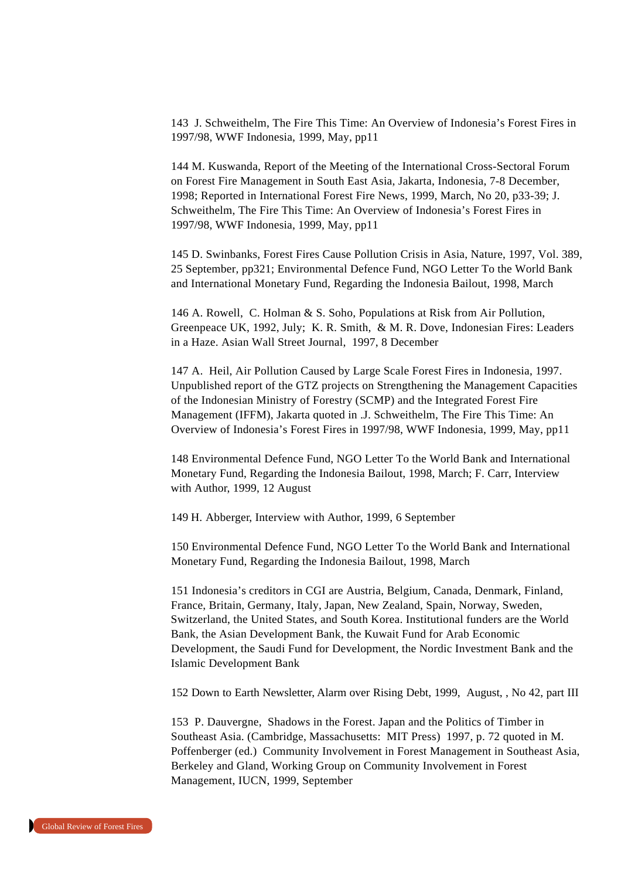143 J. Schweithelm, The Fire This Time: An Overview of Indonesia's Forest Fires in 1997/98, WWF Indonesia, 1999, May, pp11

144 M. Kuswanda, Report of the Meeting of the International Cross-Sectoral Forum on Forest Fire Management in South East Asia, Jakarta, Indonesia, 7-8 December, 1998; Reported in International Forest Fire News, 1999, March, No 20, p33-39; J. Schweithelm, The Fire This Time: An Overview of Indonesia's Forest Fires in 1997/98, WWF Indonesia, 1999, May, pp11

145 D. Swinbanks, Forest Fires Cause Pollution Crisis in Asia, Nature, 1997, Vol. 389, 25 September, pp321; Environmental Defence Fund, NGO Letter To the World Bank and International Monetary Fund, Regarding the Indonesia Bailout, 1998, March

146 A. Rowell, C. Holman & S. Soho, Populations at Risk from Air Pollution, Greenpeace UK, 1992, July; K. R. Smith, & M. R. Dove, Indonesian Fires: Leaders in a Haze. Asian Wall Street Journal, 1997, 8 December

147 A. Heil, Air Pollution Caused by Large Scale Forest Fires in Indonesia, 1997. Unpublished report of the GTZ projects on Strengthening the Management Capacities of the Indonesian Ministry of Forestry (SCMP) and the Integrated Forest Fire Management (IFFM), Jakarta quoted in .J. Schweithelm, The Fire This Time: An Overview of Indonesia's Forest Fires in 1997/98, WWF Indonesia, 1999, May, pp11

148 Environmental Defence Fund, NGO Letter To the World Bank and International Monetary Fund, Regarding the Indonesia Bailout, 1998, March; F. Carr, Interview with Author, 1999, 12 August

149 H. Abberger, Interview with Author, 1999, 6 September

150 Environmental Defence Fund, NGO Letter To the World Bank and International Monetary Fund, Regarding the Indonesia Bailout, 1998, March

151 Indonesia's creditors in CGI are Austria, Belgium, Canada, Denmark, Finland, France, Britain, Germany, Italy, Japan, New Zealand, Spain, Norway, Sweden, Switzerland, the United States, and South Korea. Institutional funders are the World Bank, the Asian Development Bank, the Kuwait Fund for Arab Economic Development, the Saudi Fund for Development, the Nordic Investment Bank and the Islamic Development Bank

152 Down to Earth Newsletter, Alarm over Rising Debt, 1999, August, , No 42, part III

153 P. Dauvergne, Shadows in the Forest. Japan and the Politics of Timber in Southeast Asia. (Cambridge, Massachusetts: MIT Press) 1997, p. 72 quoted in M. Poffenberger (ed.) Community Involvement in Forest Management in Southeast Asia, Berkeley and Gland, Working Group on Community Involvement in Forest Management, IUCN, 1999, September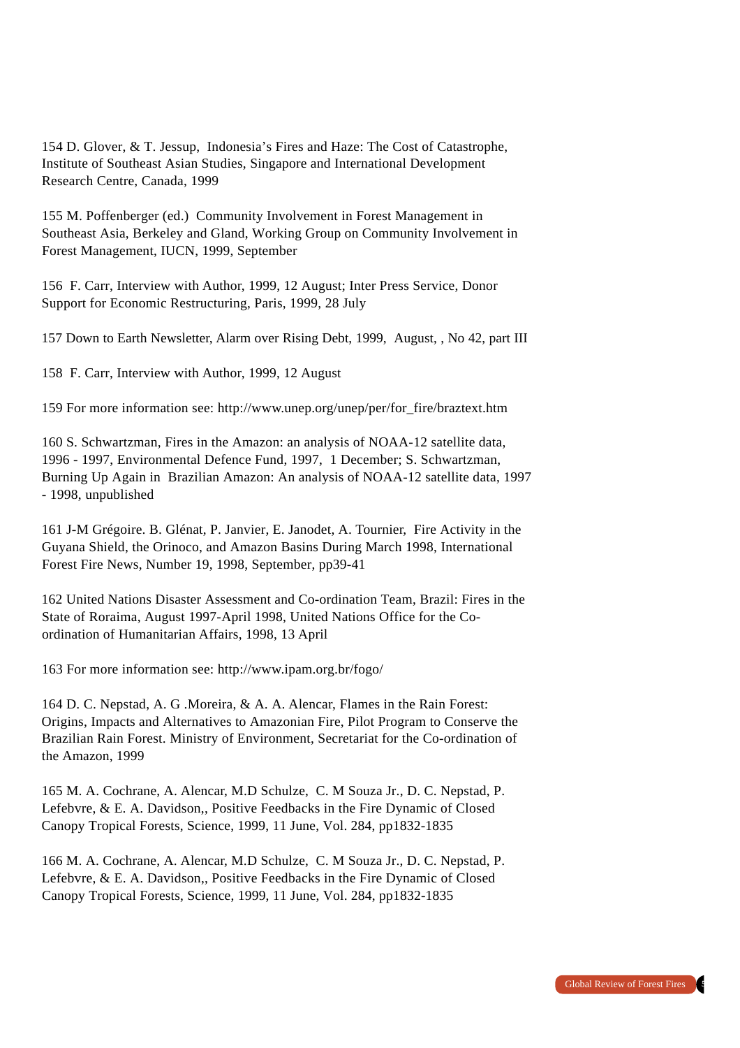154 D. Glover, & T. Jessup, Indonesia's Fires and Haze: The Cost of Catastrophe, Institute of Southeast Asian Studies, Singapore and International Development Research Centre, Canada, 1999

155 M. Poffenberger (ed.) Community Involvement in Forest Management in Southeast Asia, Berkeley and Gland, Working Group on Community Involvement in Forest Management, IUCN, 1999, September

156 F. Carr, Interview with Author, 1999, 12 August; Inter Press Service, Donor Support for Economic Restructuring, Paris, 1999, 28 July

157 Down to Earth Newsletter, Alarm over Rising Debt, 1999, August, , No 42, part III

158 F. Carr, Interview with Author, 1999, 12 August

159 For more information see: http://www.unep.org/unep/per/for_fire/braztext.htm

160 S. Schwartzman, Fires in the Amazon: an analysis of NOAA-12 satellite data, 1996 - 1997, Environmental Defence Fund, 1997, 1 December; S. Schwartzman, Burning Up Again in Brazilian Amazon: An analysis of NOAA-12 satellite data, 1997 - 1998, unpublished

161 J-M Grégoire. B. Glénat, P. Janvier, E. Janodet, A. Tournier, Fire Activity in the Guyana Shield, the Orinoco, and Amazon Basins During March 1998, International Forest Fire News, Number 19, 1998, September, pp39-41

162 United Nations Disaster Assessment and Co-ordination Team, Brazil: Fires in the State of Roraima, August 1997-April 1998, United Nations Office for the Co-ordination of Humanitarian Affairs, 1998, 13 April

163 For more information see: http://www.ipam.org.br/fogo/

164 D. C. Nepstad, A. G .Moreira, & A. A. Alencar, Flames in the Rain Forest: Origins, Impacts and Alternatives to Amazonian Fire, Pilot Program to Conserve the Brazilian Rain Forest. Ministry of Environment, Secretariat for the Co-ordination of the Amazon, 1999

165 M. A. Cochrane, A. Alencar, M.D Schulze, C. M Souza Jr., D. C. Nepstad, P. Lefebvre, & E. A. Davidson,, Positive Feedbacks in the Fire Dynamic of Closed Canopy Tropical Forests, Science, 1999, 11 June, Vol. 284, pp1832-1835

166 M. A. Cochrane, A. Alencar, M.D Schulze, C. M Souza Jr., D. C. Nepstad, P. Lefebvre, & E. A. Davidson,, Positive Feedbacks in the Fire Dynamic of Closed Canopy Tropical Forests, Science, 1999, 11 June, Vol. 284, pp1832-1835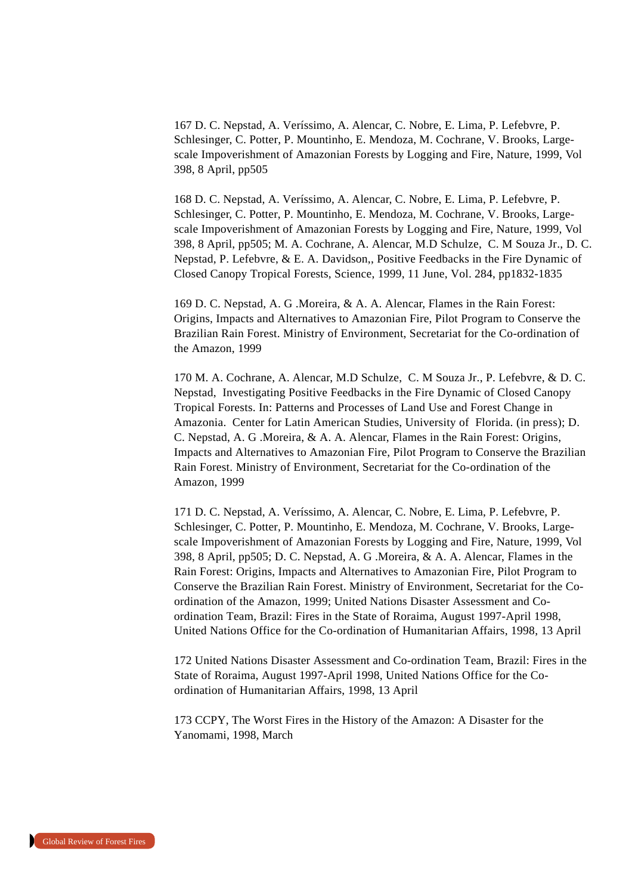167 D. C. Nepstad, A. Veríssimo, A. Alencar, C. Nobre, E. Lima, P. Lefebvre, P. Schlesinger, C. Potter, P. Mountinho, E. Mendoza, M. Cochrane, V. Brooks, Large-scale Impoverishment of Amazonian Forests by Logging and Fire, Nature, 1999, Vol 398, 8 April, pp505

168 D. C. Nepstad, A. Veríssimo, A. Alencar, C. Nobre, E. Lima, P. Lefebvre, P. Schlesinger, C. Potter, P. Mountinho, E. Mendoza, M. Cochrane, V. Brooks, Large-scale Impoverishment of Amazonian Forests by Logging and Fire, Nature, 1999, Vol 398, 8 April, pp505; M. A. Cochrane, A. Alencar, M.D Schulze, C. M Souza Jr., D. C. Nepstad, P. Lefebvre, & E. A. Davidson,, Positive Feedbacks in the Fire Dynamic of Closed Canopy Tropical Forests, Science, 1999, 11 June, Vol. 284, pp1832-1835

169 D. C. Nepstad, A. G .Moreira, & A. A. Alencar, Flames in the Rain Forest: Origins, Impacts and Alternatives to Amazonian Fire, Pilot Program to Conserve the Brazilian Rain Forest. Ministry of Environment, Secretariat for the Co-ordination of the Amazon, 1999

170 M. A. Cochrane, A. Alencar, M.D Schulze, C. M Souza Jr., P. Lefebvre, & D. C. Nepstad, Investigating Positive Feedbacks in the Fire Dynamic of Closed Canopy Tropical Forests. In: Patterns and Processes of Land Use and Forest Change in Amazonia. Center for Latin American Studies, University of Florida. (in press); D. C. Nepstad, A. G .Moreira, & A. A. Alencar, Flames in the Rain Forest: Origins, Impacts and Alternatives to Amazonian Fire, Pilot Program to Conserve the Brazilian Rain Forest. Ministry of Environment, Secretariat for the Co-ordination of the Amazon, 1999

171 D. C. Nepstad, A. Veríssimo, A. Alencar, C. Nobre, E. Lima, P. Lefebvre, P. Schlesinger, C. Potter, P. Mountinho, E. Mendoza, M. Cochrane, V. Brooks, Large-scale Impoverishment of Amazonian Forests by Logging and Fire, Nature, 1999, Vol 398, 8 April, pp505; D. C. Nepstad, A. G .Moreira, & A. A. Alencar, Flames in the Rain Forest: Origins, Impacts and Alternatives to Amazonian Fire, Pilot Program to Conserve the Brazilian Rain Forest. Ministry of Environment, Secretariat for the Co-ordination of the Amazon, 1999; United Nations Disaster Assessment and Co-ordination Team, Brazil: Fires in the State of Roraima, August 1997-April 1998, United Nations Office for the Co-ordination of Humanitarian Affairs, 1998, 13 April

172 United Nations Disaster Assessment and Co-ordination Team, Brazil: Fires in the State of Roraima, August 1997-April 1998, United Nations Office for the Co-ordination of Humanitarian Affairs, 1998, 13 April

173 CCPY, The Worst Fires in the History of the Amazon: A Disaster for the Yanomami, 1998, March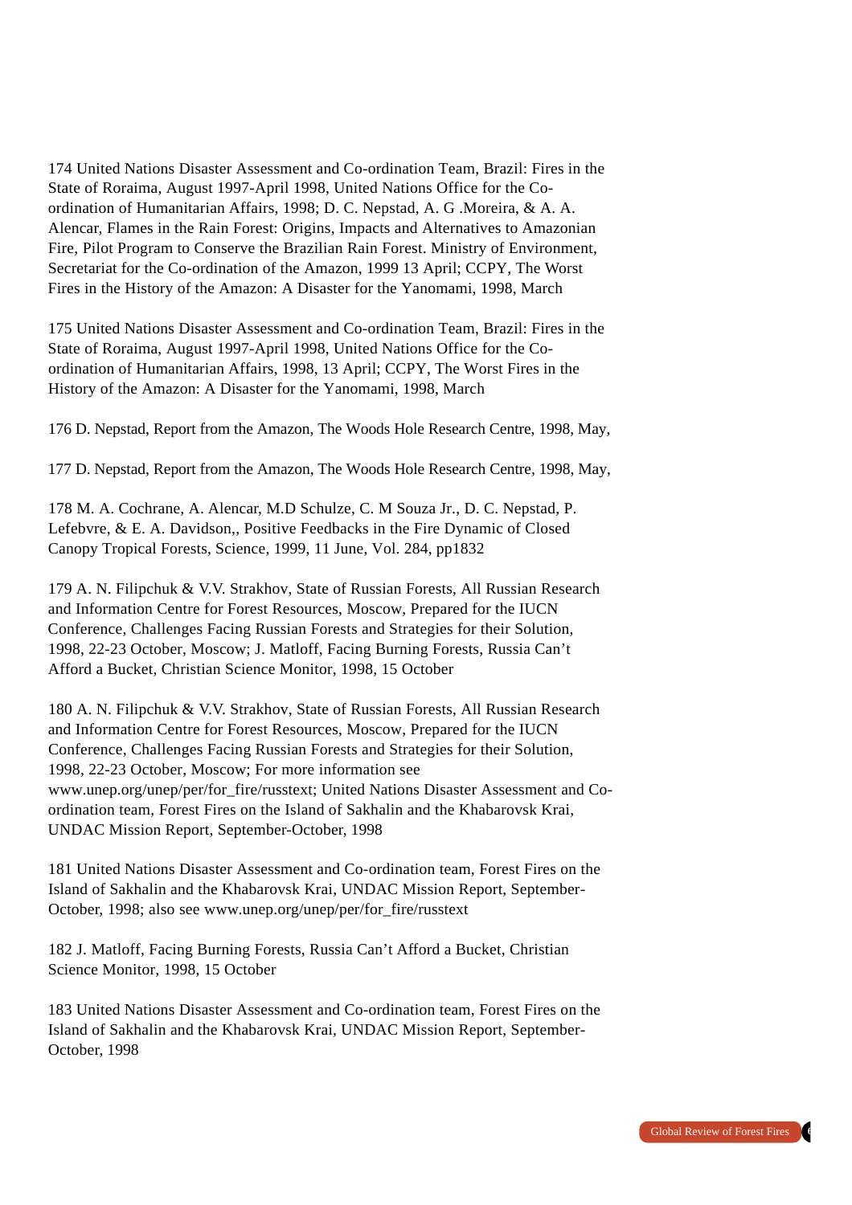174 United Nations Disaster Assessment and Co-ordination Team, Brazil: Fires in the State of Roraima, August 1997-April 1998, United Nations Office for the Co-ordination of Humanitarian Affairs, 1998; D. C. Nepstad, A. G .Moreira, & A. A. Alencar, Flames in the Rain Forest: Origins, Impacts and Alternatives to Amazonian Fire, Pilot Program to Conserve the Brazilian Rain Forest. Ministry of Environment, Secretariat for the Co-ordination of the Amazon, 1999 13 April; CCPY, The Worst Fires in the History of the Amazon: A Disaster for the Yanomami, 1998, March

175 United Nations Disaster Assessment and Co-ordination Team, Brazil: Fires in the State of Roraima, August 1997-April 1998, United Nations Office for the Co-ordination of Humanitarian Affairs, 1998, 13 April; CCPY, The Worst Fires in the History of the Amazon: A Disaster for the Yanomami, 1998, March

176 D. Nepstad, Report from the Amazon, The Woods Hole Research Centre, 1998, May,

177 D. Nepstad, Report from the Amazon, The Woods Hole Research Centre, 1998, May,

178 M. A. Cochrane, A. Alencar, M.D Schulze, C. M Souza Jr., D. C. Nepstad, P. Lefebvre, & E. A. Davidson,, Positive Feedbacks in the Fire Dynamic of Closed Canopy Tropical Forests, Science, 1999, 11 June, Vol. 284, pp1832

179 A. N. Filipchuk & V.V. Strakhov, State of Russian Forests, All Russian Research and Information Centre for Forest Resources, Moscow, Prepared for the IUCN Conference, Challenges Facing Russian Forests and Strategies for their Solution, 1998, 22-23 October, Moscow; J. Matloff, Facing Burning Forests, Russia Can't Afford a Bucket, Christian Science Monitor, 1998, 15 October

180 A. N. Filipchuk & V.V. Strakhov, State of Russian Forests, All Russian Research and Information Centre for Forest Resources, Moscow, Prepared for the IUCN Conference, Challenges Facing Russian Forests and Strategies for their Solution, 1998, 22-23 October, Moscow; For more information see www.unep.org/unep/per/for_fire/russtext; United Nations Disaster Assessment and Co-ordination team, Forest Fires on the Island of Sakhalin and the Khabarovsk Krai, UNDAC Mission Report, September-October, 1998

181 United Nations Disaster Assessment and Co-ordination team, Forest Fires on the Island of Sakhalin and the Khabarovsk Krai, UNDAC Mission Report, September-October, 1998; also see www.unep.org/unep/per/for_fire/russtext

182 J. Matloff, Facing Burning Forests, Russia Can't Afford a Bucket, Christian Science Monitor, 1998, 15 October

183 United Nations Disaster Assessment and Co-ordination team, Forest Fires on the Island of Sakhalin and the Khabarovsk Krai, UNDAC Mission Report, September-October, 1998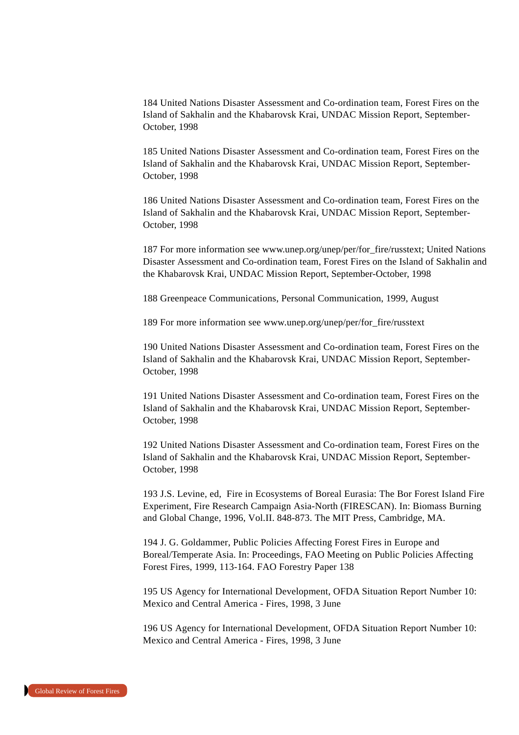184 United Nations Disaster Assessment and Co-ordination team, Forest Fires on the Island of Sakhalin and the Khabarovsk Krai, UNDAC Mission Report, September-October, 1998

185 United Nations Disaster Assessment and Co-ordination team, Forest Fires on the Island of Sakhalin and the Khabarovsk Krai, UNDAC Mission Report, September-October, 1998

186 United Nations Disaster Assessment and Co-ordination team, Forest Fires on the Island of Sakhalin and the Khabarovsk Krai, UNDAC Mission Report, September-October, 1998

187 For more information see www.unep.org/unep/per/for_fire/russtext; United Nations Disaster Assessment and Co-ordination team, Forest Fires on the Island of Sakhalin and the Khabarovsk Krai, UNDAC Mission Report, September-October, 1998

188 Greenpeace Communications, Personal Communication, 1999, August

189 For more information see www.unep.org/unep/per/for_fire/russtext

190 United Nations Disaster Assessment and Co-ordination team, Forest Fires on the Island of Sakhalin and the Khabarovsk Krai, UNDAC Mission Report, September-October, 1998

191 United Nations Disaster Assessment and Co-ordination team, Forest Fires on the Island of Sakhalin and the Khabarovsk Krai, UNDAC Mission Report, September-October, 1998

192 United Nations Disaster Assessment and Co-ordination team, Forest Fires on the Island of Sakhalin and the Khabarovsk Krai, UNDAC Mission Report, September-October, 1998

193 J.S. Levine, ed, Fire in Ecosystems of Boreal Eurasia: The Bor Forest Island Fire Experiment, Fire Research Campaign Asia-North (FIRESCAN). In: Biomass Burning and Global Change, 1996, Vol.II. 848-873. The MIT Press, Cambridge, MA.

194 J. G. Goldammer, Public Policies Affecting Forest Fires in Europe and Boreal/Temperate Asia. In: Proceedings, FAO Meeting on Public Policies Affecting Forest Fires, 1999, 113-164. FAO Forestry Paper 138

195 US Agency for International Development, OFDA Situation Report Number 10: Mexico and Central America - Fires, 1998, 3 June

196 US Agency for International Development, OFDA Situation Report Number 10: Mexico and Central America - Fires, 1998, 3 June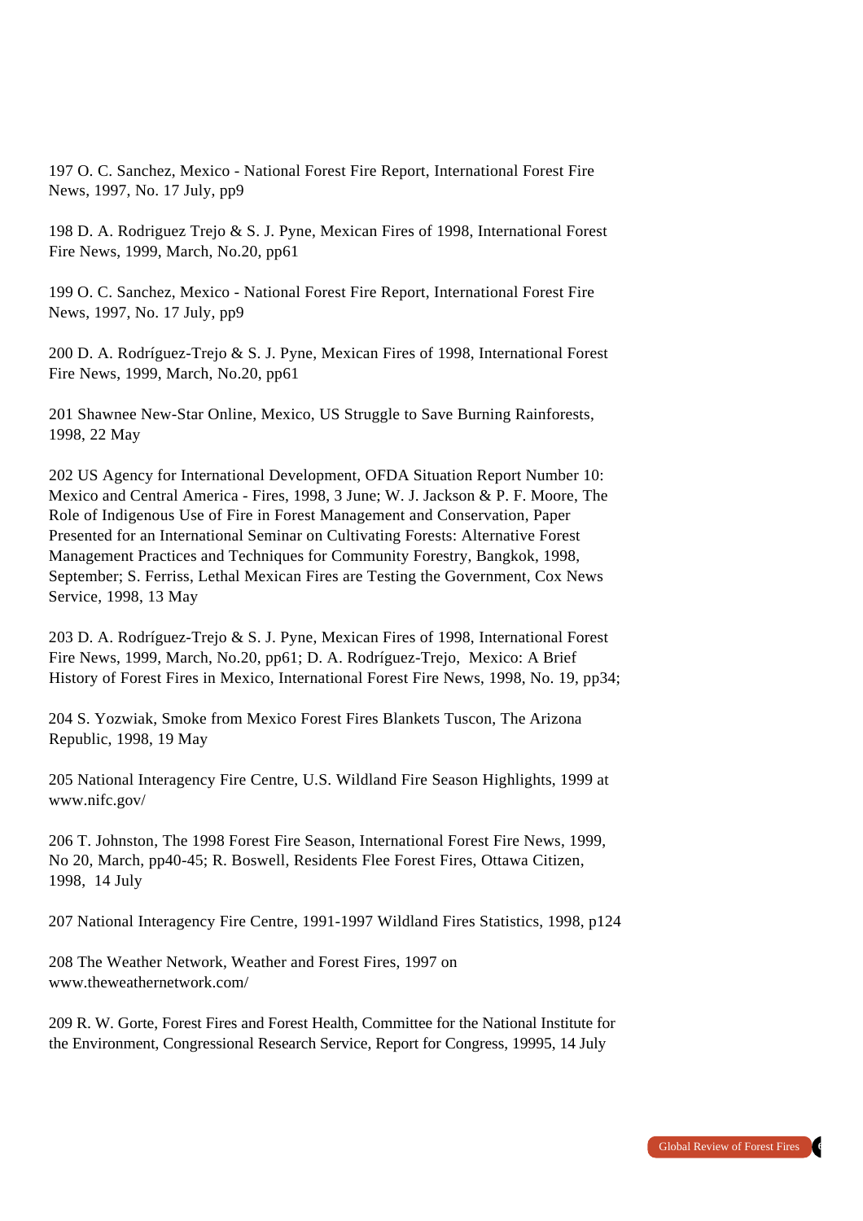197 O. C. Sanchez, Mexico - National Forest Fire Report, International Forest Fire News, 1997, No. 17 July, pp9

198 D. A. Rodriguez Trejo & S. J. Pyne, Mexican Fires of 1998, International Forest Fire News, 1999, March, No.20, pp61

199 O. C. Sanchez, Mexico - National Forest Fire Report, International Forest Fire News, 1997, No. 17 July, pp9

200 D. A. Rodríguez-Trejo & S. J. Pyne, Mexican Fires of 1998, International Forest Fire News, 1999, March, No.20, pp61

201 Shawnee New-Star Online, Mexico, US Struggle to Save Burning Rainforests, 1998, 22 May

202 US Agency for International Development, OFDA Situation Report Number 10: Mexico and Central America - Fires, 1998, 3 June; W. J. Jackson & P. F. Moore, The Role of Indigenous Use of Fire in Forest Management and Conservation, Paper Presented for an International Seminar on Cultivating Forests: Alternative Forest Management Practices and Techniques for Community Forestry, Bangkok, 1998, September; S. Ferriss, Lethal Mexican Fires are Testing the Government, Cox News Service, 1998, 13 May

203 D. A. Rodríguez-Trejo & S. J. Pyne, Mexican Fires of 1998, International Forest Fire News, 1999, March, No.20, pp61; D. A. Rodríguez-Trejo, Mexico: A Brief History of Forest Fires in Mexico, International Forest Fire News, 1998, No. 19, pp34;

204 S. Yozwiak, Smoke from Mexico Forest Fires Blankets Tuscon, The Arizona Republic, 1998, 19 May

205 National Interagency Fire Centre, U.S. Wildland Fire Season Highlights, 1999 at www.nifc.gov/

206 T. Johnston, The 1998 Forest Fire Season, International Forest Fire News, 1999, No 20, March, pp40-45; R. Boswell, Residents Flee Forest Fires, Ottawa Citizen, 1998, 14 July

207 National Interagency Fire Centre, 1991-1997 Wildland Fires Statistics, 1998, p124

208 The Weather Network, Weather and Forest Fires, 1997 on www.theweathernetwork.com/

209 R. W. Gorte, Forest Fires and Forest Health, Committee for the National Institute for the Environment, Congressional Research Service, Report for Congress, 19995, 14 July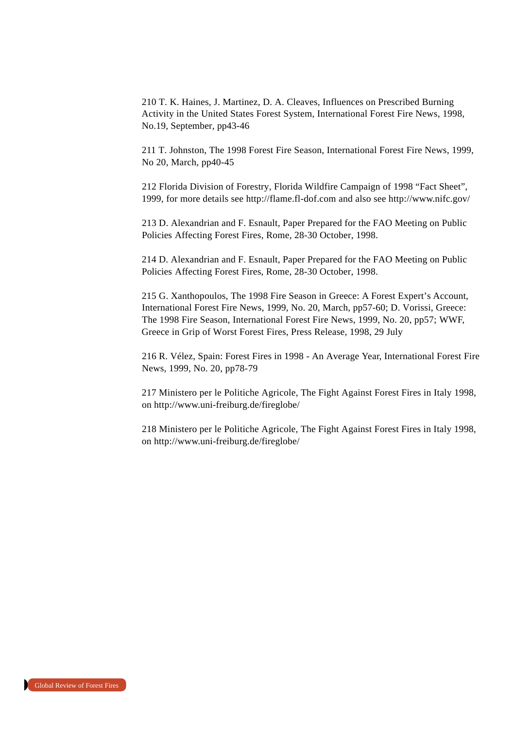210 T. K. Haines, J. Martinez, D. A. Cleaves, Influences on Prescribed Burning Activity in the United States Forest System, International Forest Fire News, 1998, No.19, September, pp43-46

211 T. Johnston, The 1998 Forest Fire Season, International Forest Fire News, 1999, No 20, March, pp40-45

212 Florida Division of Forestry, Florida Wildfire Campaign of 1998 “Fact Sheet”, 1999, for more details see http://flame.fl-dof.com and also see http://www.nifc.gov/

213 D. Alexandrian and F. Esnault, Paper Prepared for the FAO Meeting on Public Policies Affecting Forest Fires, Rome, 28-30 October, 1998.

214 D. Alexandrian and F. Esnault, Paper Prepared for the FAO Meeting on Public Policies Affecting Forest Fires, Rome, 28-30 October, 1998.

215 G. Xanthopoulos, The 1998 Fire Season in Greece: A Forest Expert’s Account, International Forest Fire News, 1999, No. 20, March, pp57-60; D. Vorissi, Greece: The 1998 Fire Season, International Forest Fire News, 1999, No. 20, pp57; WWF, Greece in Grip of Worst Forest Fires, Press Release, 1998, 29 July

216 R. Vélez, Spain: Forest Fires in 1998 - An Average Year, International Forest Fire News, 1999, No. 20, pp78-79

217 Ministero per le Politiche Agricole, The Fight Against Forest Fires in Italy 1998, on http://www.uni-freiburg.de/fireglobe/

218 Ministero per le Politiche Agricole, The Fight Against Forest Fires in Italy 1998, on http://www.uni-freiburg.de/fireglobe/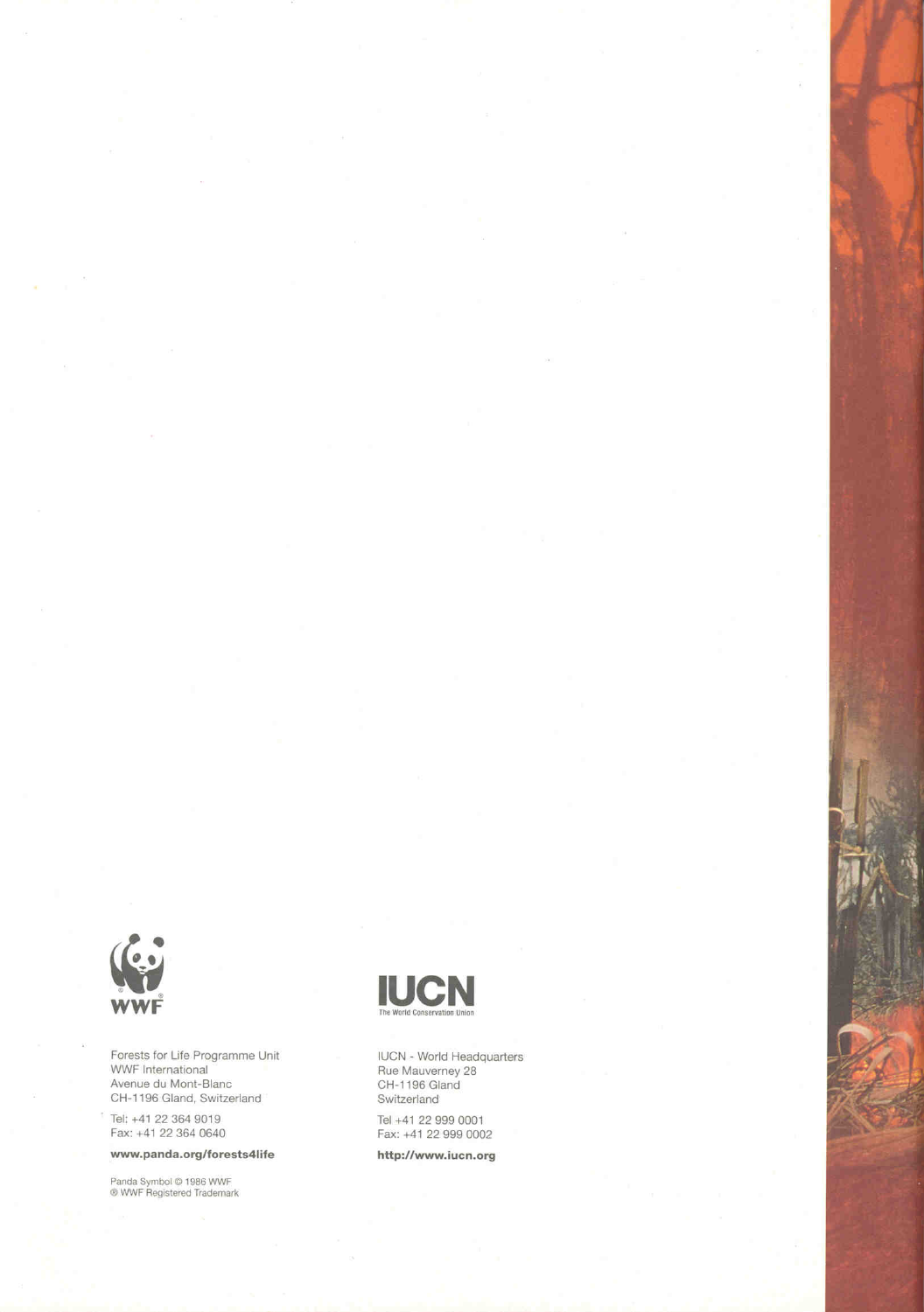WWF

Forests for Life Programme Unit
WWF International
Avenue du Mont-Blanc
CH-1196 Gland, Switzerland

Tel: +41 22 364 9019
Fax: +41 22 364 0640

**www.panda.org/forests4life**

Panda Symbol © 1986 WWF
® WWF Registered Trademark

IUCN
The World Conservation Union

IUCN - World Headquarters
Rue Mauverney 28
CH-1196 Gland
Switzerland

Tel +41 22 999 0001
Fax: +41 22 999 0002

**http://www.iucn.org**